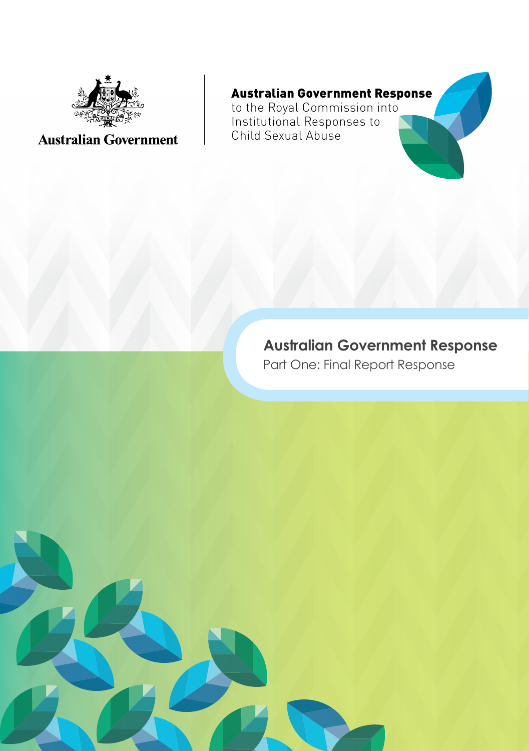Australian Government

**Australian Government Response**
to the Royal Commission into Institutional Responses to Child Sexual Abuse

# Australian Government Response

Part One: Final Report Response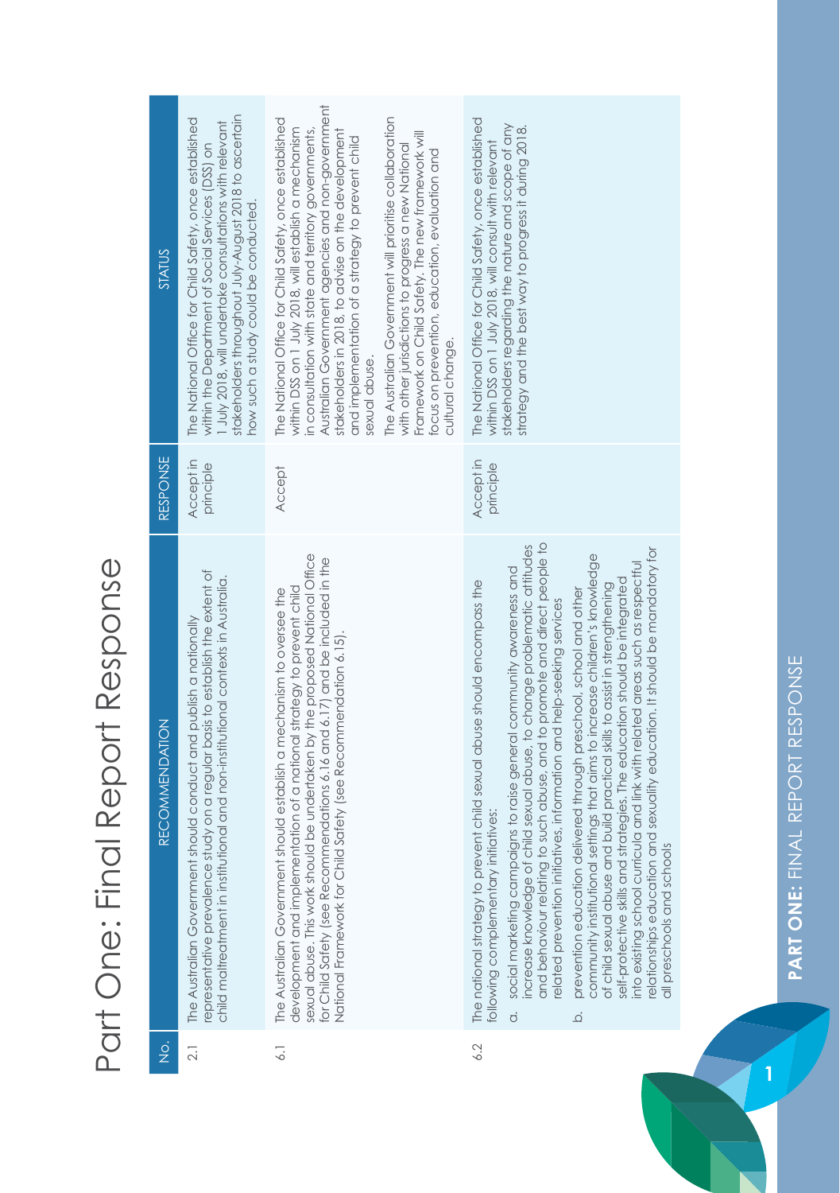# Part One: Final Report Response

| No. | RECOMMENDATION | RESPONSE | STATUS |
|---|---|---|---|
| 2.1 | The Australian Government should conduct and publish a nationally representative prevalence study on a regular basis to establish the extent of child maltreatment in institutional and non-institutional contexts in Australia. | Accept in principle | The National Office for Child Safety, once established within the Department of Social Services (DSS) on 1 July 2018, will undertake consultations with relevant stakeholders throughout July-August 2018 to ascertain how such a study could be conducted. |
| 6.1 | The Australian Government should establish a mechanism to oversee the development and implementation of a national strategy to prevent child sexual abuse. This work should be undertaken by the proposed National Office for Child Safety (see Recommendations 6.16 and 6.17) and be included in the National Framework for Child Safety (see Recommendation 6.15). | Accept | The National Office for Child Safety, once established within DSS on 1 July 2018, will establish a mechanism in consultation with state and territory governments, Australian Government agencies and non-government stakeholders in 2018, to advise on the development and implementation of a strategy to prevent child sexual abuse.<br><br>The Australian Government will prioritise collaboration with other jurisdictions to progress a new National Framework on Child Safety. The new framework will focus on prevention, education, evaluation and cultural change. |
| 6.2 | The national strategy to prevent child sexual abuse should encompass the following complementary initiatives:<br>a. social marketing campaigns to raise general community awareness and increase knowledge of child sexual abuse, to change problematic attitudes and behaviour relating to such abuse, and to promote and direct people to related prevention initiatives, information and help-seeking services<br>b. prevention education delivered through preschool, school and other community institutional settings that aims to increase children's knowledge of child sexual abuse and build practical skills to assist in strengthening self-protective skills and strategies. The education should be integrated into existing school curricula and link with related areas such as respectful relationships education and sexuality education. It should be mandatory for all preschools and schools | Accept in principle | The National Office for Child Safety, once established within DSS on 1 July 2018, will consult with relevant stakeholders regarding the nature and scope of any strategy and the best way to progress it during 2018. |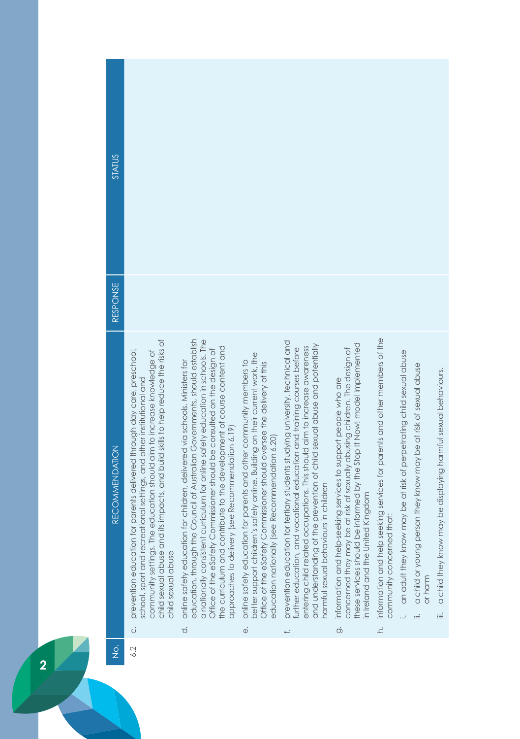| No. | RECOMMENDATION | RESPONSE | STATUS |
|---|---|---|---|
| 6.2 | c. prevention education for parents delivered through day care, preschool, school, sport and recreational settings, and other institutional and community settings. The education should aim to increase knowledge of child sexual abuse and its impacts, and build skills to help reduce the risks of child sexual abuse<br><br>d. online safety education for children, delivered via schools. Ministers for education, through the Council of Australian Governments, should establish a nationally consistent curriculum for online safety education in schools. The Office of the eSafety Commissioner should be consulted on the design of the curriculum and contribute to the development of course content and approaches to delivery (see Recommendation 6.19)<br><br>e. online safety education for parents and other community members to better support children's safety online. Building on their current work, the Office of the eSafety Commissioner should oversee the delivery of this education nationally (see Recommendation 6.20)<br><br>f. prevention education for tertiary students studying university, technical and further education, and vocational education and training courses before entering child related occupations. This should aim to increase awareness and understanding of the prevention of child sexual abuse and potentially harmful sexual behaviours in children<br><br>g. information and help-seeking services to support people who are concerned they may be at risk of sexually abusing children. The design of these services should be informed by the Stop It Now! model implemented in Ireland and the United Kingdom<br><br>h. information and help seeking services for parents and other members of the community concerned that:<br>i. an adult they know may be at risk of perpetrating child sexual abuse<br>ii. a child or young person they know may be at risk of sexual abuse or harm<br>iii. a child they know may be displaying harmful sexual behaviours. | | |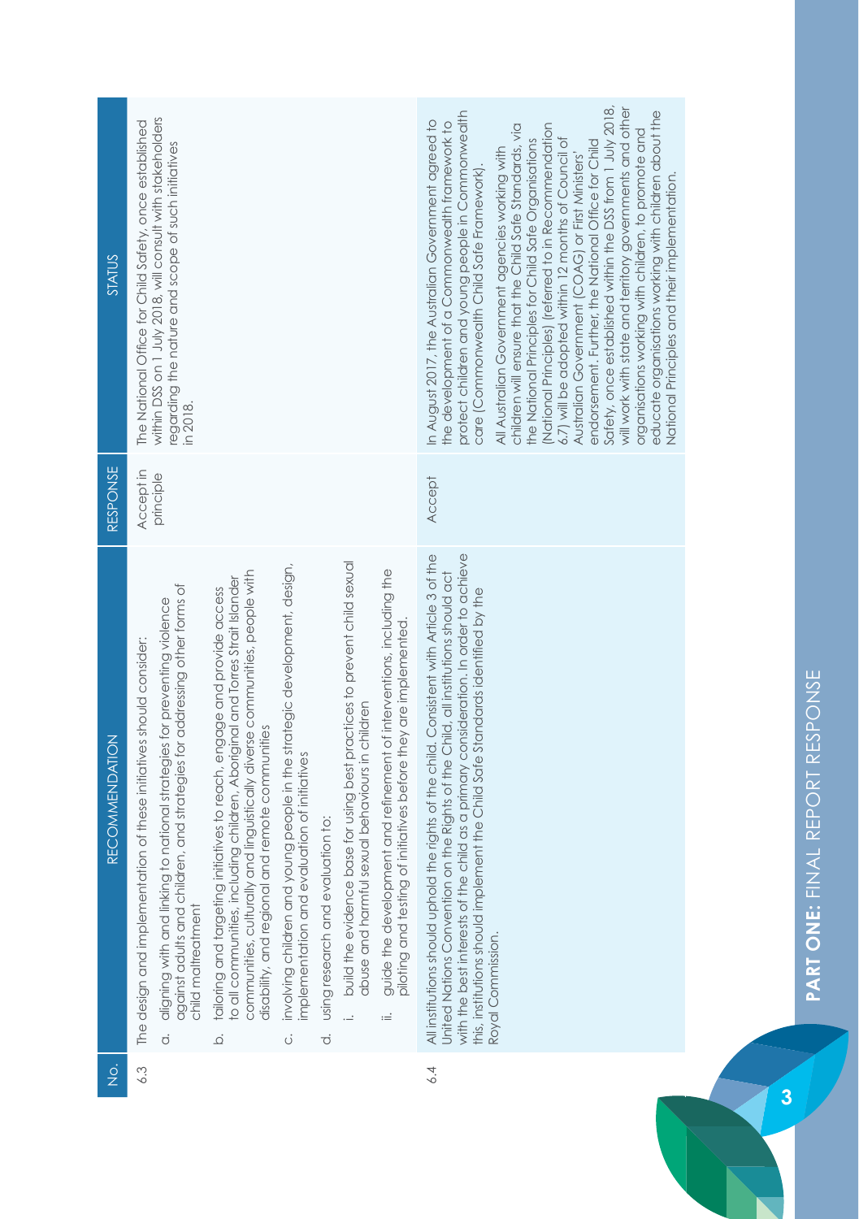| No. | RECOMMENDATION | RESPONSE | STATUS |
|---|---|---|---|
| 6.3 | The design and implementation of these initiatives should consider:<br>a. aligning with and linking to national strategies for preventing violence against adults and children, and strategies for addressing other forms of child maltreatment<br>b. tailoring and targeting initiatives to reach, engage and provide access to all communities, including children, Aboriginal and Torres Strait Islander communities, culturally and linguistically diverse communities, people with disability, and regional and remote communities<br>c. involving children and young people in the strategic development, design, implementation and evaluation of initiatives<br>d. using research and evaluation to:<br>i. build the evidence base for using best practices to prevent child sexual abuse and harmful sexual behaviours in children<br>ii. guide the development and refinement of interventions, including the piloting and testing of initiatives before they are implemented. | Accept in principle | The National Office for Child Safety, once established within DSS on 1 July 2018, will consult with stakeholders regarding the nature and scope of such initiatives in 2018. |
| 6.4 | All institutions should uphold the rights of the child. Consistent with Article 3 of the United Nations Convention on the Rights of the Child, all institutions should act with the best interests of the child as a primary consideration. In order to achieve this, institutions should implement the Child Safe Standards identified by the Royal Commission. | Accept | In August 2017, the Australian Government agreed to the development of a Commonwealth framework to protect children and young people in Commonwealth care (Commonwealth Child Safe Framework).<br><br>All Australian Government agencies working with children will ensure that the Child Safe Standards, via the National Principles for Child Safe Organisations (National Principles) (referred to in Recommendation 6.7) will be adopted within 12 months of Council of Australian Government (COAG) or First Ministers' endorsement. Further, the National Office for Child Safety, once established within the DSS from 1 July 2018, will work with state and territory governments and other organisations working with children, to promote and educate organisations working with children about the National Principles and their implementation. |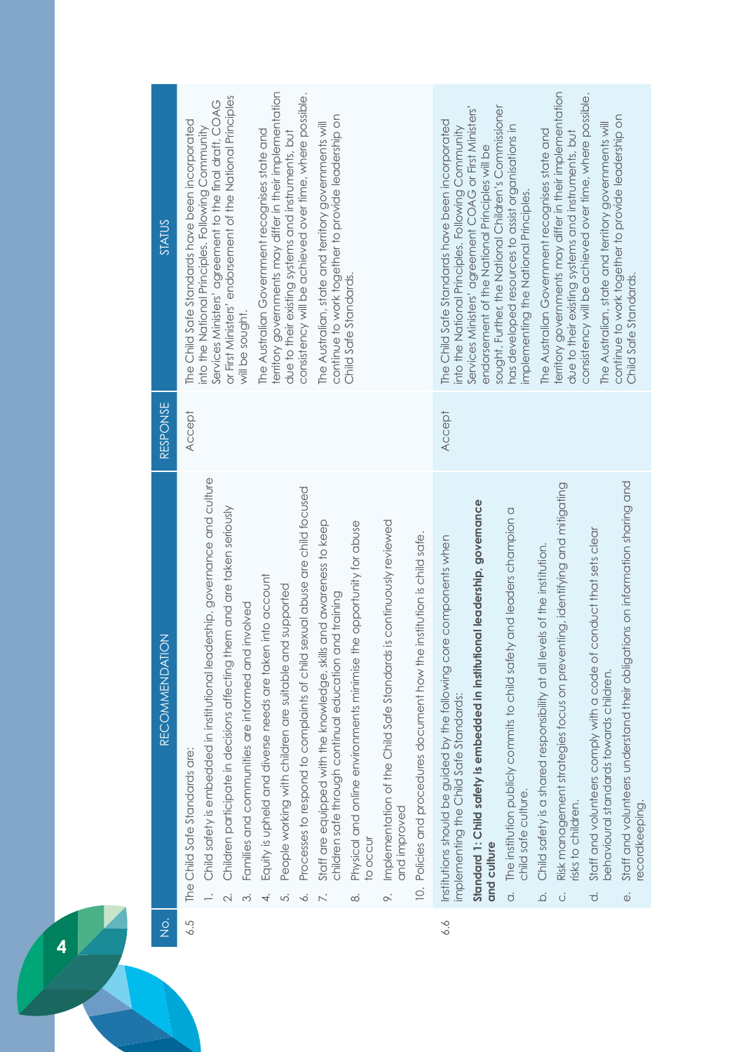| No. | RECOMMENDATION | RESPONSE | STATUS |
|---|---|---|---|
| 6.5 | The Child Safe Standards are:<br>1. Child safety is embedded in institutional leadership, governance and culture<br>2. Children participate in decisions affecting them and are taken seriously<br>3. Families and communities are informed and involved<br>4. Equity is upheld and diverse needs are taken into account<br>5. People working with children are suitable and supported<br>6. Processes to respond to complaints of child sexual abuse are child focused<br>7. Staff are equipped with the knowledge, skills and awareness to keep children safe through continual education and training<br>8. Physical and online environments minimise the opportunity for abuse to occur<br>9. Implementation of the Child Safe Standards is continuously reviewed and improved<br>10. Policies and procedures document how the institution is child safe. | Accept | The Child Safe Standards have been incorporated into the National Principles. Following Community Services Ministers' agreement to the final draft, COAG or First Ministers' endorsement of the National Principles will be sought.<br><br>The Australian Government recognises state and territory governments may differ in their implementation due to their existing systems and instruments, but consistency will be achieved over time, where possible.<br><br>The Australian, state and territory governments will continue to work together to provide leadership on Child Safe Standards. |
| 6.6 | Institutions should be guided by the following core components when implementing the Child Safe Standards:<br>**Standard 1: Child safety is embedded in institutional leadership, governance and culture**<br>a. The institution publicly commits to child safety and leaders champion a child safe culture.<br>b. Child safety is a shared responsibility at all levels of the institution.<br>c. Risk management strategies focus on preventing, identifying and mitigating risks to children.<br>d. Staff and volunteers comply with a code of conduct that sets clear behavioural standards towards children.<br>e. Staff and volunteers understand their obligations on information sharing and recordkeeping. | Accept | The Child Safe Standards have been incorporated into the National Principles. Following Community Services Ministers' agreement COAG or First Ministers' endorsement of the National Principles will be sought. Further, the National Children's Commissioner has developed resources to assist organisations in implementing the National Principles.<br><br>The Australian Government recognises state and territory governments may differ in their implementation due to their existing systems and instruments, but consistency will be achieved over time, where possible.<br><br>The Australian, state and territory governments will continue to work together to provide leadership on Child Safe Standards. |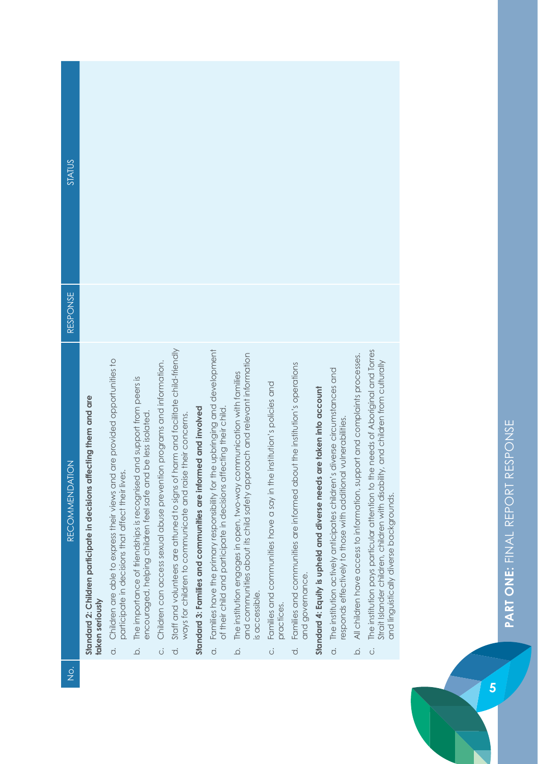| No. | RECOMMENDATION | RESPONSE | STATUS |
|---|---|---|---|
| | **Standard 2: Children participate in decisions affecting them and are taken seriously** | | |
| | a. Children are able to express their views and are provided opportunities to participate in decisions that affect their lives. | | |
| | b. The importance of friendships is recognised and support from peers is encouraged, helping children feel safe and be less isolated. | | |
| | c. Children can access sexual abuse prevention programs and information. | | |
| | d. Staff and volunteers are attuned to signs of harm and facilitate child-friendly ways for children to communicate and raise their concerns. | | |
| | **Standard 3: Families and communities are informed and involved** | | |
| | a. Families have the primary responsibility for the upbringing and development of their child and participate in decisions affecting their child. | | |
| | b. The institution engages in open, two-way communication with families and communities about its child safety approach and relevant information is accessible. | | |
| | c. Families and communities have a say in the institution's policies and practices. | | |
| | d. Families and communities are informed about the institution's operations and governance. | | |
| | **Standard 4: Equity is upheld and diverse needs are taken into account** | | |
| | a. The institution actively anticipates children's diverse circumstances and responds effectively to those with additional vulnerabilities. | | |
| | b. All children have access to information, support and complaints processes. | | |
| | c. The institution pays particular attention to the needs of Aboriginal and Torres Strait Islander children, children with disability, and children from culturally and linguistically diverse backgrounds. | | |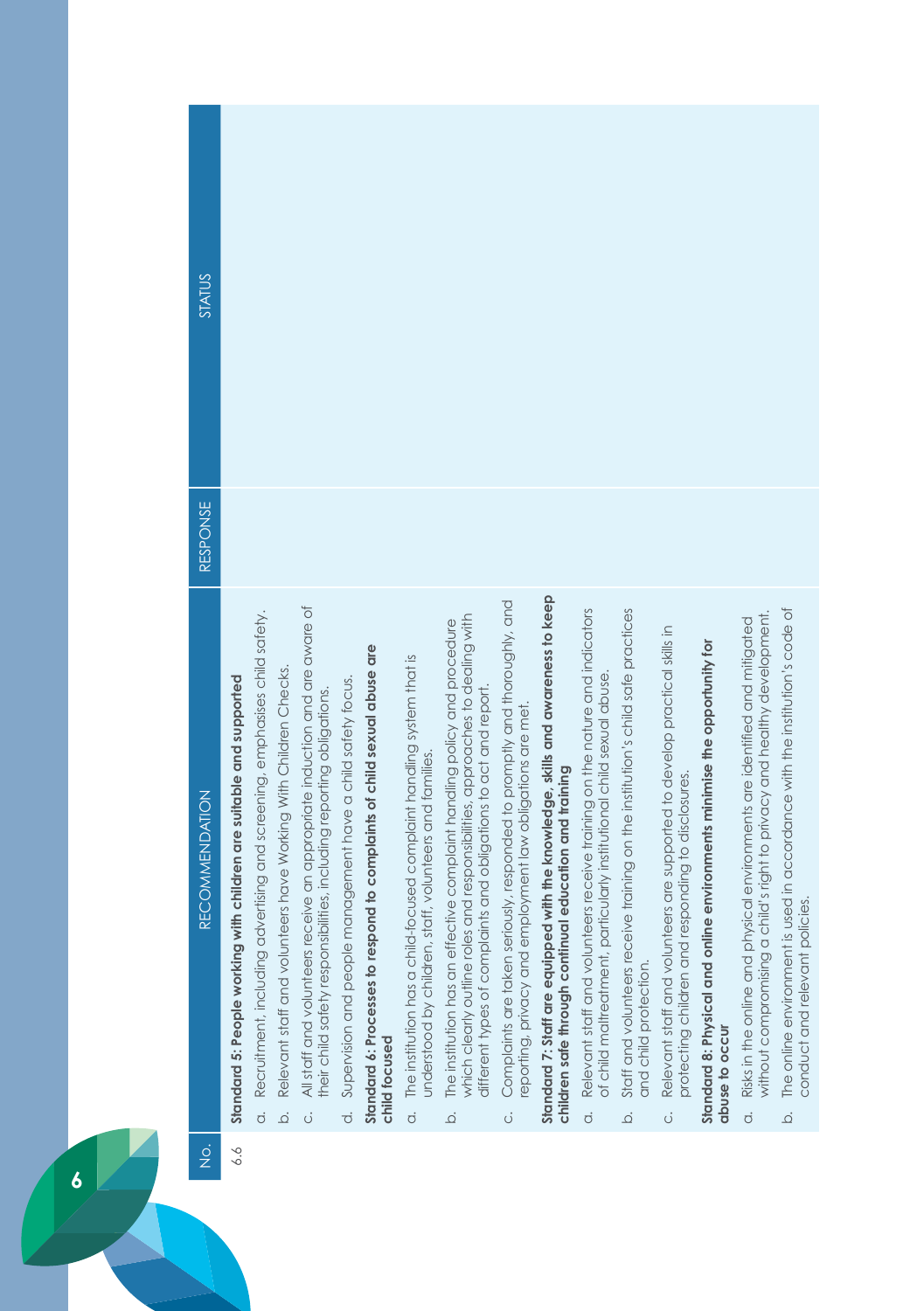| No. | RECOMMENDATION | RESPONSE | STATUS |
|---|---|---|---|
| 6.6 | **Standard 5: People working with children are suitable and supported** | | |
| | a. Recruitment, including advertising and screening, emphasises child safety. | | |
| | b. Relevant staff and volunteers have Working With Children Checks. | | |
| | c. All staff and volunteers receive an appropriate induction and are aware of their child safety responsibilities, including reporting obligations. | | |
| | d. Supervision and people management have a child safety focus. | | |
| | **Standard 6: Processes to respond to complaints of child sexual abuse are child focused** | | |
| | a. The institution has a child-focused complaint handling system that is understood by children, staff, volunteers and families. | | |
| | b. The institution has an effective complaint handling policy and procedure which clearly outline roles and responsibilities, approaches to dealing with different types of complaints and obligations to act and report. | | |
| | c. Complaints are taken seriously, responded to promptly and thoroughly, and reporting, privacy and employment law obligations are met. | | |
| | **Standard 7: Staff are equipped with the knowledge, skills and awareness to keep children safe through continual education and training** | | |
| | a. Relevant staff and volunteers receive training on the nature and indicators of child maltreatment, particularly institutional child sexual abuse. | | |
| | b. Staff and volunteers receive training on the institution's child safe practices and child protection. | | |
| | c. Relevant staff and volunteers are supported to develop practical skills in protecting children and responding to disclosures. | | |
| | **Standard 8: Physical and online environments minimise the opportunity for abuse to occur** | | |
| | a. Risks in the online and physical environments are identified and mitigated without compromising a child's right to privacy and healthy development. | | |
| | b. The online environment is used in accordance with the institution's code of conduct and relevant policies. | | |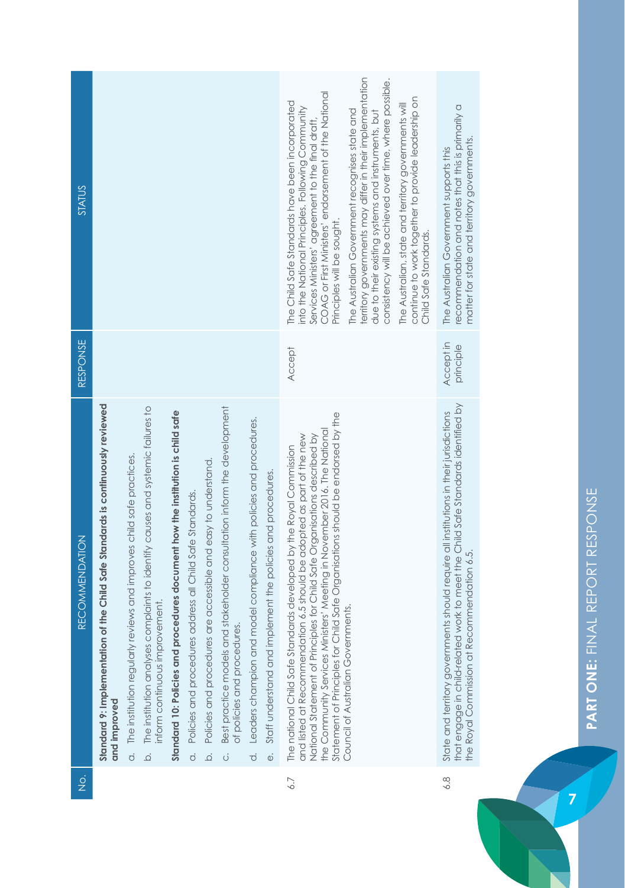| No. | RECOMMENDATION | RESPONSE | STATUS |
|---|---|---|---|
| | **Standard 9: Implementation of the Child Safe Standards is continuously reviewed and improved**<br>a. The institution regularly reviews and improves child safe practices.<br>b. The institution analyses complaints to identify causes and systemic failures to inform continuous improvement.<br>**Standard 10: Policies and procedures document how the institution is child safe**<br>a. Policies and procedures address all Child Safe Standards.<br>b. Policies and procedures are accessible and easy to understand.<br>c. Best practice models and stakeholder consultation inform the development of policies and procedures.<br>d. Leaders champion and model compliance with policies and procedures.<br>e. Staff understand and implement the policies and procedures. | | |
| 6.7 | The national Child Safe Standards developed by the Royal Commission and listed at Recommendation 6.5 should be adopted as part of the new National Statement of Principles for Child Safe Organisations described by the Community Services Ministers' Meeting in November 2016. The National Statement of Principles for Child Safe Organisations should be endorsed by the Council of Australian Governments. | Accept | The Child Safe Standards have been incorporated into the National Principles. Following Community Services Ministers' agreement to the final draft, COAG or First Ministers' endorsement of the National Principles will be sought.<br><br>The Australian Government recognises state and territory governments may differ in their implementation due to their existing systems and instruments, but consistency will be achieved over time, where possible.<br><br>The Australian, state and territory governments will continue to work together to provide leadership on Child Safe Standards. |
| 6.8 | State and territory governments should require all institutions in their jurisdictions that engage in child-related work to meet the Child Safe Standards identified by the Royal Commission at Recommendation 6.5. | Accept in principle | The Australian Government supports this recommendation and notes that this is primarily a matter for state and territory governments. |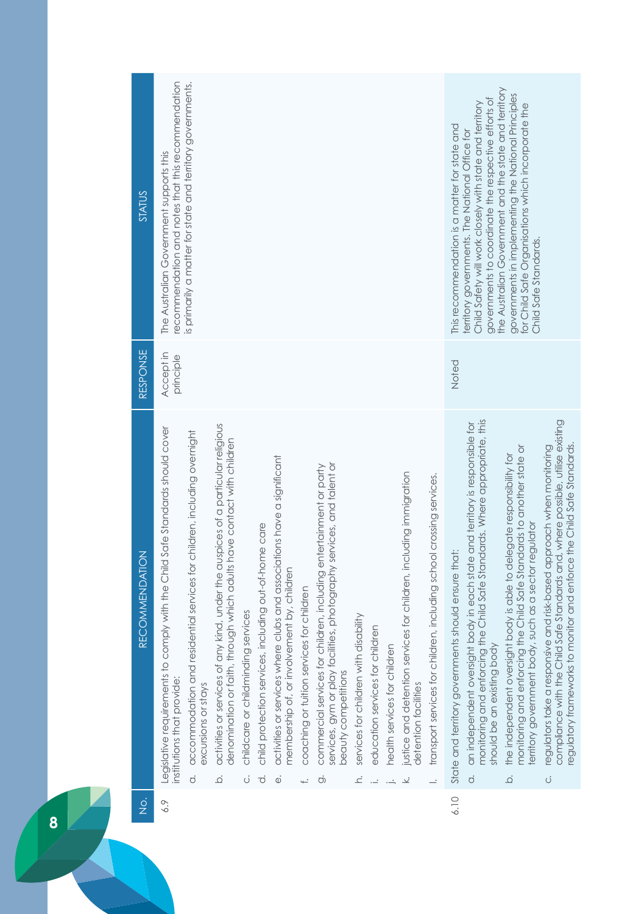| No. | RECOMMENDATION | RESPONSE | STATUS |
|---|---|---|---|
| 6.9 | Legislative requirements to comply with the Child Safe Standards should cover institutions that provide:<br>a. accommodation and residential services for children, including overnight excursions or stays<br>b. activities or services of any kind, under the auspices of a particular religious denomination or faith, through which adults have contact with children<br>c. childcare or childminding services<br>d. child protection services, including out-of-home care<br>e. activities or services where clubs and associations have a significant membership of, or involvement by, children<br>f. coaching or tuition services for children<br>g. commercial services for children, including entertainment or party services, gym or play facilities, photography services, and talent or beauty competitions<br>h. services for children with disability<br>i. education services for children<br>j. health services for children<br>k. justice and detention services for children, including immigration detention facilities<br>l. transport services for children, including school crossing services. | Accept in principle | The Australian Government supports this recommendation and notes that this recommendation is primarily a matter for state and territory governments. |
| 6.10 | State and territory governments should ensure that:<br>a. an independent oversight body in each state and territory is responsible for monitoring and enforcing the Child Safe Standards. Where appropriate, this should be an existing body<br>b. the independent oversight body is able to delegate responsibility for monitoring and enforcing the Child Safe Standards to another state or territory government body, such as a sector regulator<br>c. regulators take a responsive and risk-based approach when monitoring compliance with the Child Safe Standards and, where possible, utilise existing regulatory frameworks to monitor and enforce the Child Safe Standards. | Noted | This recommendation is a matter for state and territory governments. The National Office for Child Safety will work closely with state and territory governments to coordinate the respective efforts of the Australian Government and the state and territory governments in implementing the National Principles for Child Safe Organisations which incorporate the Child Safe Standards. |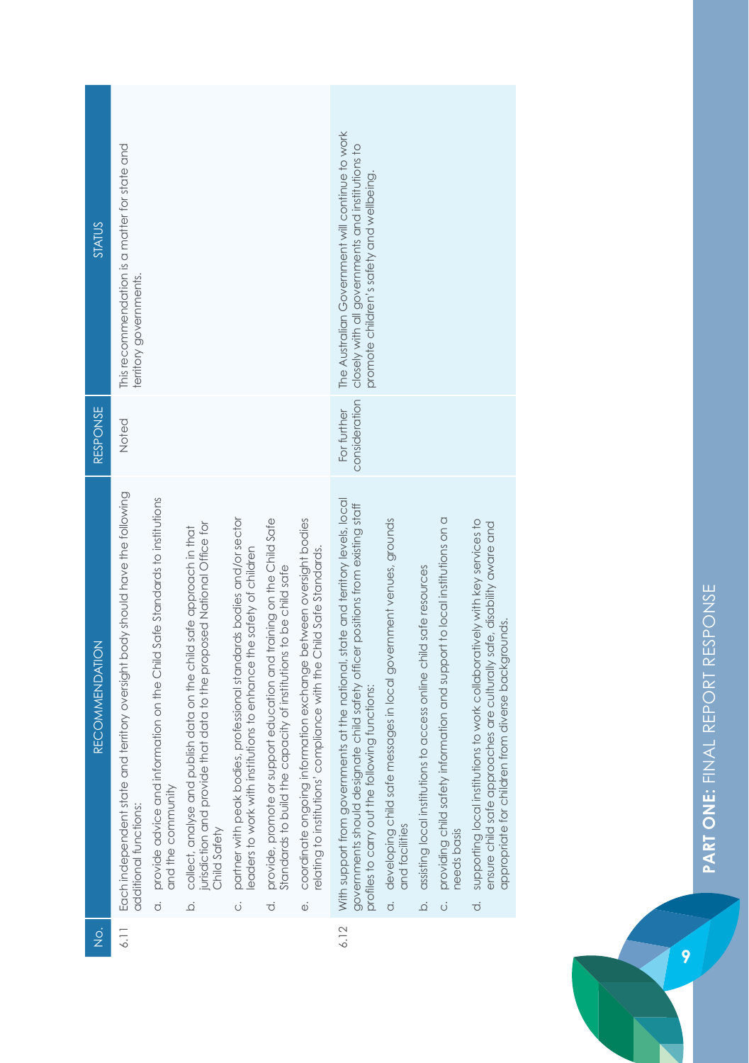| No. | RECOMMENDATION | RESPONSE | STATUS |
|---|---|---|---|
| 6.11 | Each independent state and territory oversight body should have the following additional functions:<br>a. provide advice and information on the Child Safe Standards to institutions and the community<br>b. collect, analyse and publish data on the child safe approach in that jurisdiction and provide that data to the proposed National Office for Child Safety<br>c. partner with peak bodies, professional standards bodies and/or sector leaders to work with institutions to enhance the safety of children<br>d. provide, promote or support education and training on the Child Safe Standards to build the capacity of institutions to be child safe<br>e. coordinate ongoing information exchange between oversight bodies relating to institutions' compliance with the Child Safe Standards. | Noted | This recommendation is a matter for state and territory governments. |
| 6.12 | With support from governments at the national, state and territory levels, local governments should designate child safety officer positions from existing staff profiles to carry out the following functions:<br>a. developing child safe messages in local government venues, grounds and facilities<br>b. assisting local institutions to access online child safe resources<br>c. providing child safety information and support to local institutions on a needs basis<br>d. supporting local institutions to work collaboratively with key services to ensure child safe approaches are culturally safe, disability aware and appropriate for children from diverse backgrounds. | For further consideration | The Australian Government will continue to work closely with all governments and institutions to promote children's safety and wellbeing. |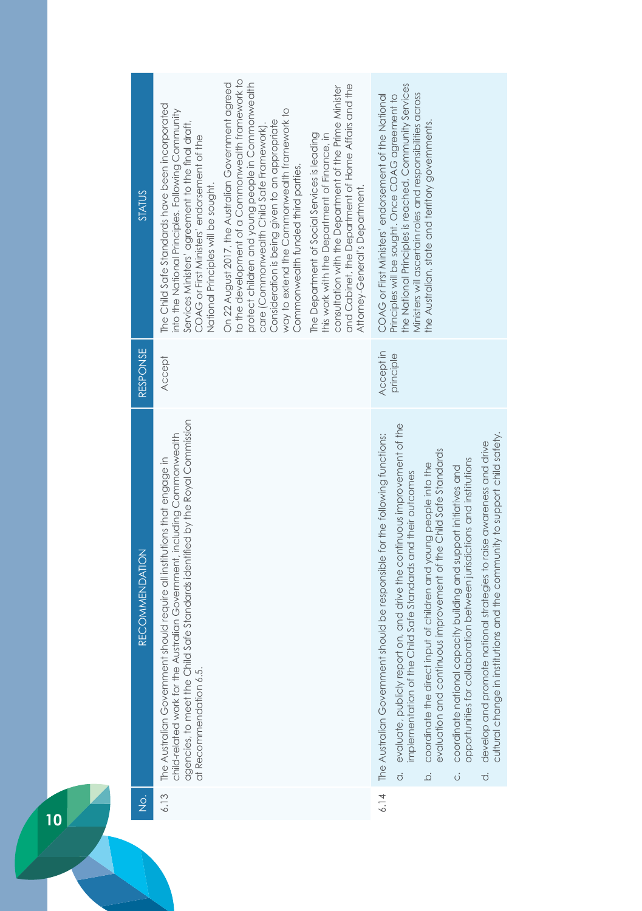| No. | RECOMMENDATION | RESPONSE | STATUS |
|---|---|---|---|
| 6.13 | The Australian Government should require all institutions that engage in child-related work for the Australian Government, including Commonwealth agencies, to meet the Child Safe Standards identified by the Royal Commission at Recommendation 6.5. | Accept | The Child Safe Standards have been incorporated into the National Principles. Following Community Services Ministers' agreement to the final draft, COAG or First Ministers' endorsement of the National Principles will be sought.<br><br>On 22 August 2017, the Australian Government agreed to the development of a Commonwealth framework to protect children and young people in Commonwealth care (Commonwealth Child Safe Framework). Consideration is being given to an appropriate way to extend the Commonwealth framework to Commonwealth funded third parties.<br><br>The Department of Social Services is leading this work with the Department of Finance, in consultation with the Department of the Prime Minister and Cabinet, the Department of Home Affairs and the Attorney-General's Department. |
| 6.14 | The Australian Government should be responsible for the following functions:<br>a. evaluate, publicly report on, and drive the continuous improvement of the implementation of the Child Safe Standards and their outcomes<br>b. coordinate the direct input of children and young people into the evaluation and continuous improvement of the Child Safe Standards<br>c. coordinate national capacity building and support initiatives and opportunities for collaboration between jurisdictions and institutions<br>d. develop and promote national strategies to raise awareness and drive cultural change in institutions and the community to support child safety. | Accept in principle | COAG or First Ministers' endorsement of the National Principles will be sought. Once COAG agreement to the National Principles is reached, Community Services Ministers will ascertain roles and responsibilities across the Australian, state and territory governments. |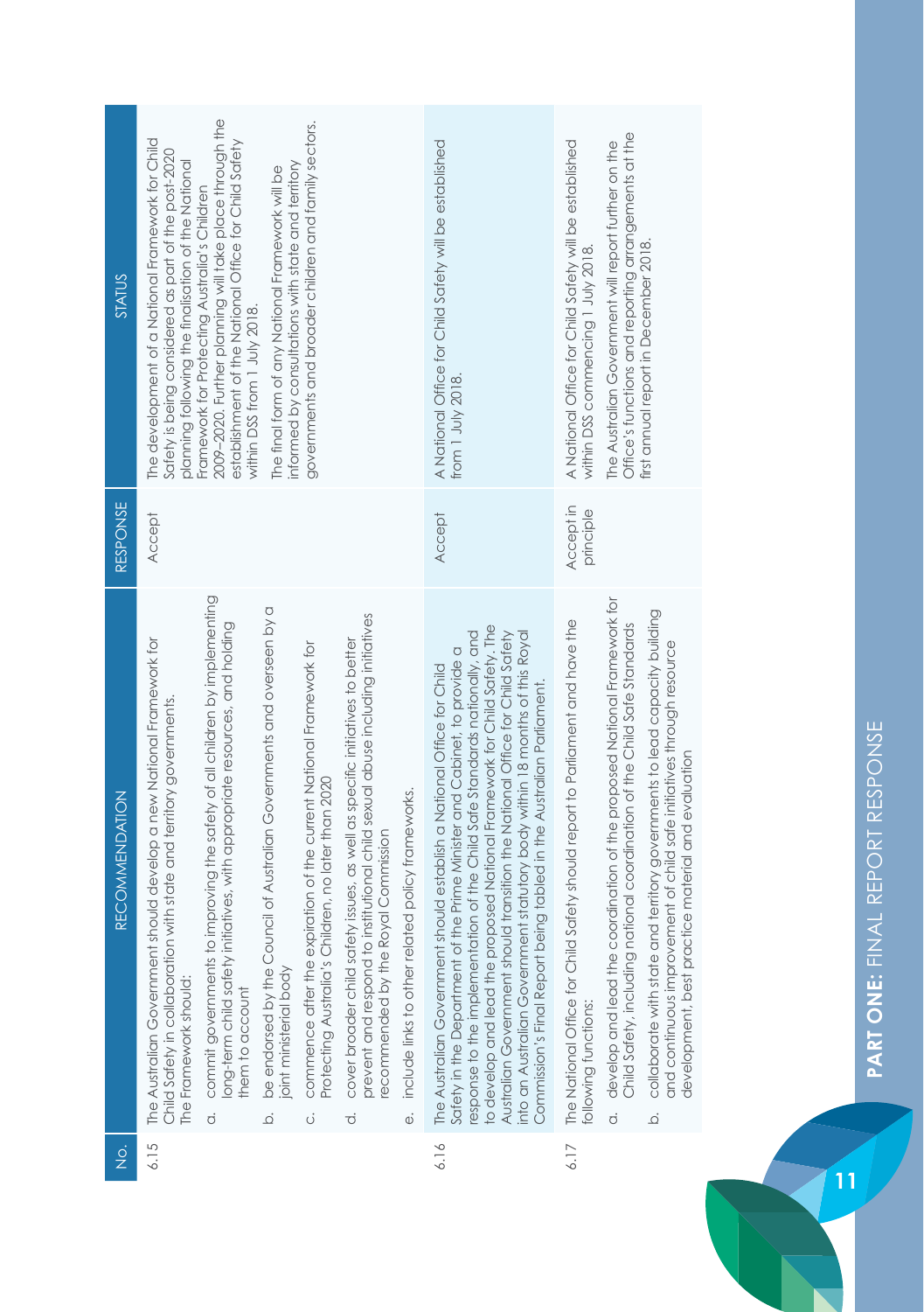| No. | RECOMMENDATION | RESPONSE | STATUS |
|---|---|---|---|
| 6.15 | The Australian Government should develop a new National Framework for Child Safety in collaboration with state and territory governments. The Framework should:<br>a. commit governments to improving the safety of all children by implementing long-term child safety initiatives, with appropriate resources, and holding them to account<br>b. be endorsed by the Council of Australian Governments and overseen by a joint ministerial body<br>c. commence after the expiration of the current National Framework for Protecting Australia's Children, no later than 2020<br>d. cover broader child safety issues, as well as specific initiatives to better prevent and respond to institutional child sexual abuse including initiatives recommended by the Royal Commission<br>e. include links to other related policy frameworks. | Accept | The development of a National Framework for Child Safety is being considered as part of the post-2020 planning following the finalisation of the National Framework for Protecting Australia's Children 2009–2020. Further planning will take place through the establishment of the National Office for Child Safety within DSS from 1 July 2018.<br>The final form of any National Framework will be informed by consultations with state and territory governments and broader children and family sectors. |
| 6.16 | The Australian Government should establish a National Office for Child Safety in the Department of the Prime Minister and Cabinet, to provide a response to the implementation of the Child Safe Standards nationally, and to develop and lead the proposed National Framework for Child Safety. The Australian Government should transition the National Office for Child Safety into an Australian Government statutory body within 18 months of this Royal Commission's Final Report being tabled in the Australian Parliament. | Accept | A National Office for Child Safety will be established from 1 July 2018. |
| 6.17 | The National Office for Child Safety should report to Parliament and have the following functions:<br>a. develop and lead the coordination of the proposed National Framework for Child Safety, including national coordination of the Child Safe Standards<br>b. collaborate with state and territory governments to lead capacity building and continuous improvement of child safe initiatives through resource development, best practice material and evaluation | Accept in principle | A National Office for Child Safety will be established within DSS commencing 1 July 2018.<br>The Australian Government will report further on the Office's functions and reporting arrangements at the first annual report in December 2018. |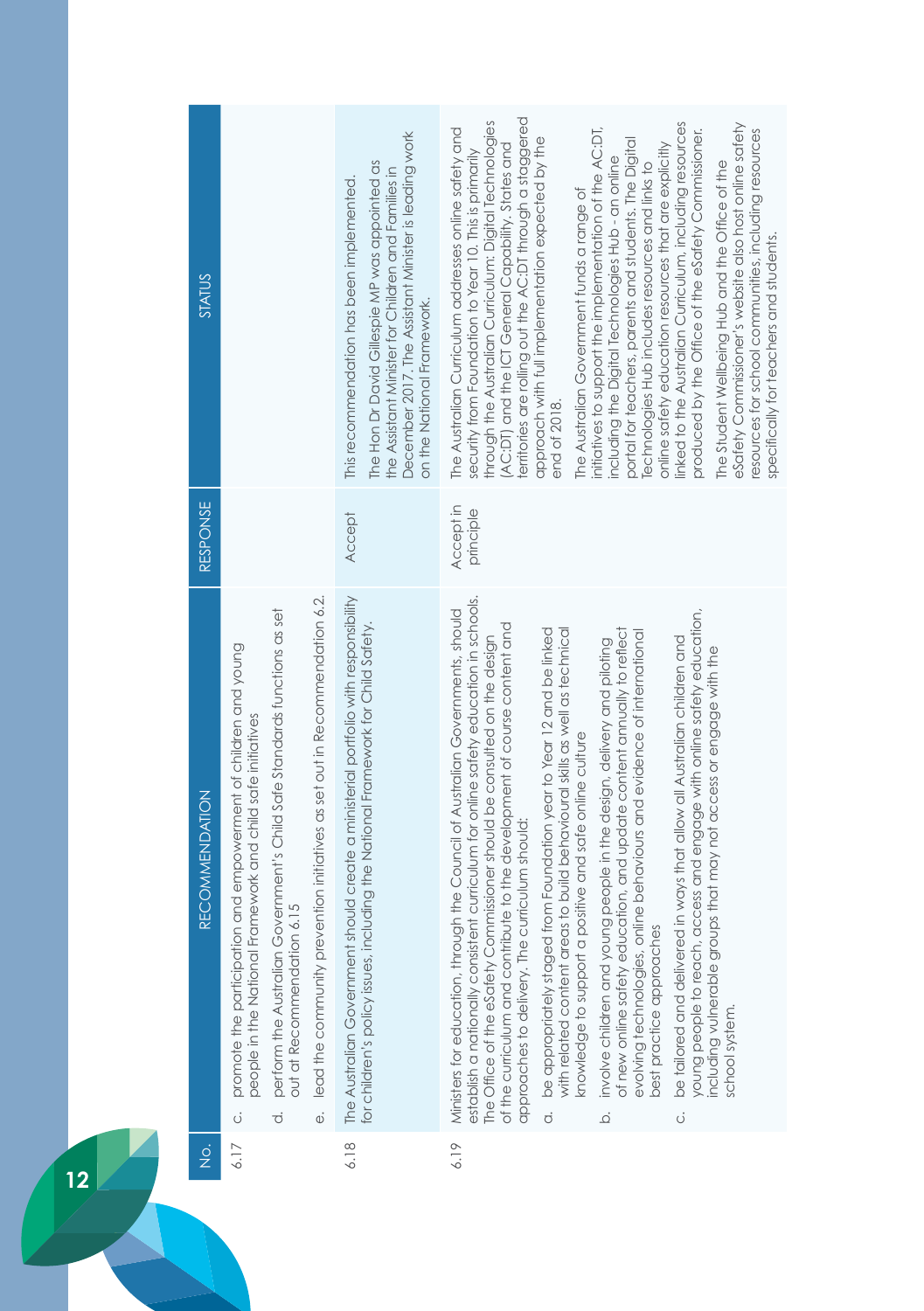| No. | RECOMMENDATION | RESPONSE | STATUS |
|---|---|---|---|
| 6.17 | c. promote the participation and empowerment of children and young people in the National Framework and child safe initiatives<br>d. perform the Australian Government's Child Safe Standards functions as set out at Recommendation 6.15<br>e. lead the community prevention initiatives as set out in Recommendation 6.2. | | |
| 6.18 | The Australian Government should create a ministerial portfolio with responsibility for children's policy issues, including the National Framework for Child Safety. | Accept | This recommendation has been implemented.<br>The Hon Dr David Gillespie MP was appointed as the Assistant Minister for Children and Families in December 2017. The Assistant Minister is leading work on the National Framework. |
| 6.19 | Ministers for education, through the Council of Australian Governments, should establish a nationally consistent curriculum for online safety education in schools. The Office of the eSafety Commissioner should be consulted on the design of the curriculum and contribute to the development of course content and approaches to delivery. The curriculum should:<br>a. be appropriately staged from Foundation year to Year 12 and be linked with related content areas to build behavioural skills as well as technical knowledge to support a positive and safe online culture<br>b. involve children and young people in the design, delivery and piloting of new online safety education, and update content annually to reflect evolving technologies, online behaviours and evidence of international best practice approaches<br>c. be tailored and delivered in ways that allow all Australian children and young people to reach, access and engage with online safety education, including vulnerable groups that may not access or engage with the school system. | Accept in principle | The Australian Curriculum addresses online safety and security from Foundation to Year 10. This is primarily through the Australian Curriculum: Digital Technologies (AC:DT) and the ICT General Capability. States and territories are rolling out the AC:DT through a staggered approach with full implementation expected by the end of 2018.<br>The Australian Government funds a range of initiatives to support the implementation of the AC:DT, including the Digital Technologies Hub - an online portal for teachers, parents and students. The Digital Technologies Hub includes resources and links to online safety education resources that are explicitly linked to the Australian Curriculum, including resources produced by the Office of the eSafety Commissioner.<br>The Student Wellbeing Hub and the Office of the eSafety Commissioner's website also host online safety resources for school communities, including resources specifically for teachers and students. |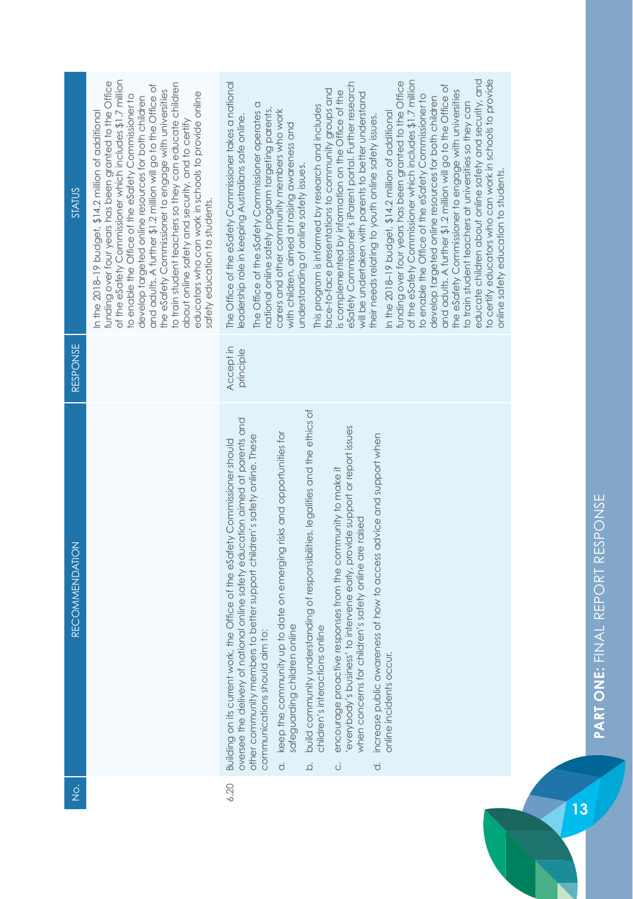| No. | RECOMMENDATION | RESPONSE | STATUS |
|---|---|---|---|
| | | | In the 2018–19 budget, $14.2 million of additional funding over four years has been granted to the Office of the eSafety Commissioner which includes $1.7 million to enable the Office of the eSafety Commissioner to develop targeted online resources for both children and adults. A further $1.2 million will go to the Office of the eSafety Commissioner to engage with universities to train student teachers so they can educate children about online safety and security, and to certify educators who can work in schools to provide online safety education to students. |
| 6.20 | Building on its current work, the Office of the eSafety Commissioner should oversee the delivery of national online safety education aimed at parents and other community members to better support children's safety online. These communications should aim to:<br>a. keep the community up to date on emerging risks and opportunities for safeguarding children online<br>b. build community understanding of responsibilities, legalities and the ethics of children's interactions online<br>c. encourage proactive responses from the community to make it 'everybody's business' to intervene early, provide support or report issues when concerns for children's safety online are raised<br>d. increase public awareness of how to access advice and support when online incidents occur. | Accept in principle | The Office of the eSafety Commissioner takes a national leadership role in keeping Australians safe online.<br>The Office of the sSafety Commissioner operates a national online safety program targeting parents, carers and other community members who work with children, aimed at raising awareness and understanding of online safety issues.<br>This program is informed by research and includes face-to-face presentations to community groups and is complemented by information on the Office of the eSafety Commissioner's iParent portal. Further research will be undertaken with parents to better understand their needs relating to youth online safety issues.<br>In the 2018–19 budget, $14.2 million of additional funding over four years has been granted to the Office of the eSafety Commissioner which includes $1.7 million to enable the Office of the eSafety Commissioner to develop targeted online resources for both children and adults. A further $1.2 million will go to the Office of the eSafety Commissioner to engage with universities to train student teachers at universities so they can educate children about online safety and security, and to certify educators who can work in schools to provide online safety education to students. |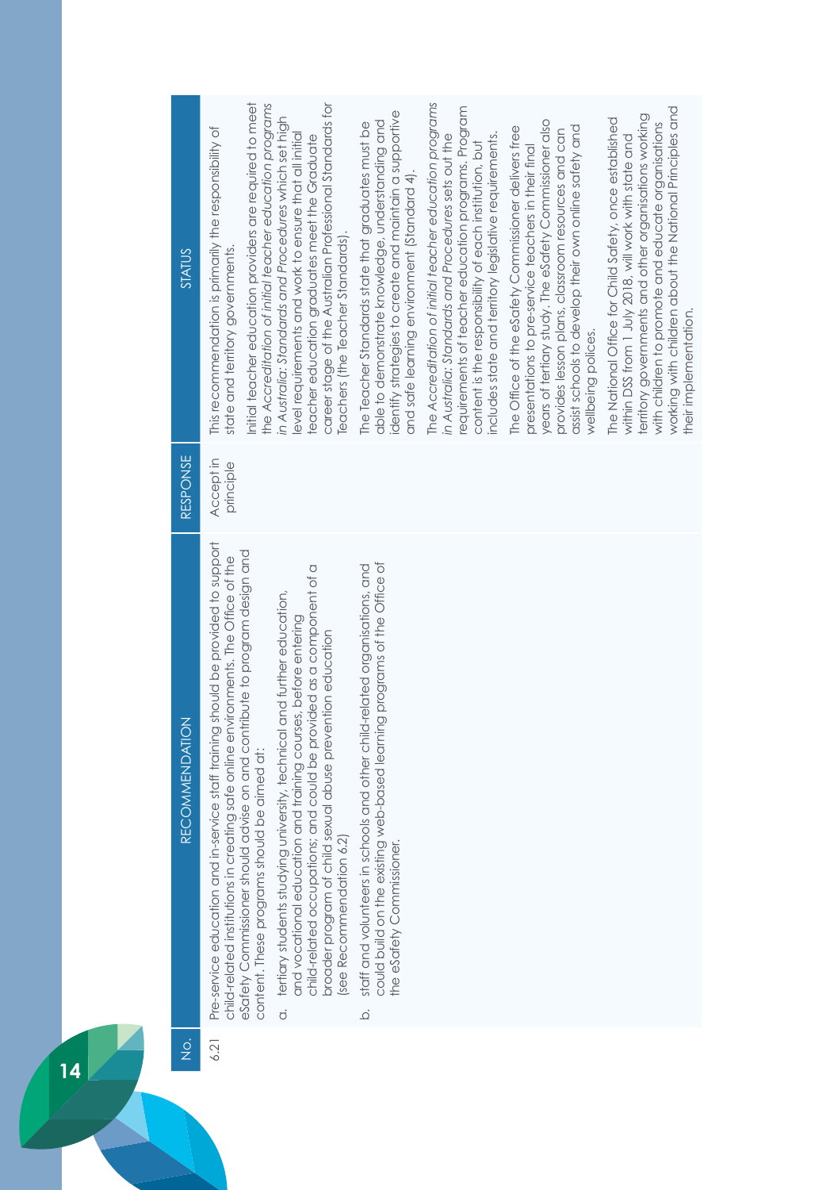| No. | RECOMMENDATION | RESPONSE | STATUS |
|---|---|---|---|
| 6.21 | Pre-service education and in-service staff training should be provided to support child-related institutions in creating safe online environments. The Office of the eSafety Commissioner should advise on and contribute to program design and content. These programs should be aimed at:<br>a. tertiary students studying university, technical and further education, and vocational education and training courses, before entering child-related occupations; and could be provided as a component of a broader program of child sexual abuse prevention education (see Recommendation 6.2)<br>b. staff and volunteers in schools and other child-related organisations, and could build on the existing web-based learning programs of the Office of the eSafety Commissioner. | Accept in principle | This recommendation is primarily the responsibility of state and territory governments.<br>Initial teacher education providers are required to meet the *Accreditation of initial teacher education programs in Australia: Standards and Procedures* which set high level requirements and work to ensure that all initial teacher education graduates meet the Graduate career stage of the Australian Professional Standards for Teachers (the Teacher Standards).<br>The Teacher Standards state that graduates must be able to demonstrate knowledge, understanding and identify strategies to create and maintain a supportive and safe learning environment (Standard 4).<br>The *Accreditation of initial teacher education programs in Australia: Standards and Procedures* sets out the requirements of teacher education programs. Program content is the responsibility of each institution, but includes state and territory legislative requirements.<br>The Office of the eSafety Commissioner delivers free presentations to pre-service teachers in their final years of tertiary study. The eSafety Commissioner also provides lesson plans, classroom resources and can assist schools to develop their own online safety and wellbeing polices.<br>The National Office for Child Safety, once established within DSS from 1 July 2018, will work with state and territory governments and other organisations working with children to promote and educate organisations working with children about the National Principles and their implementation. |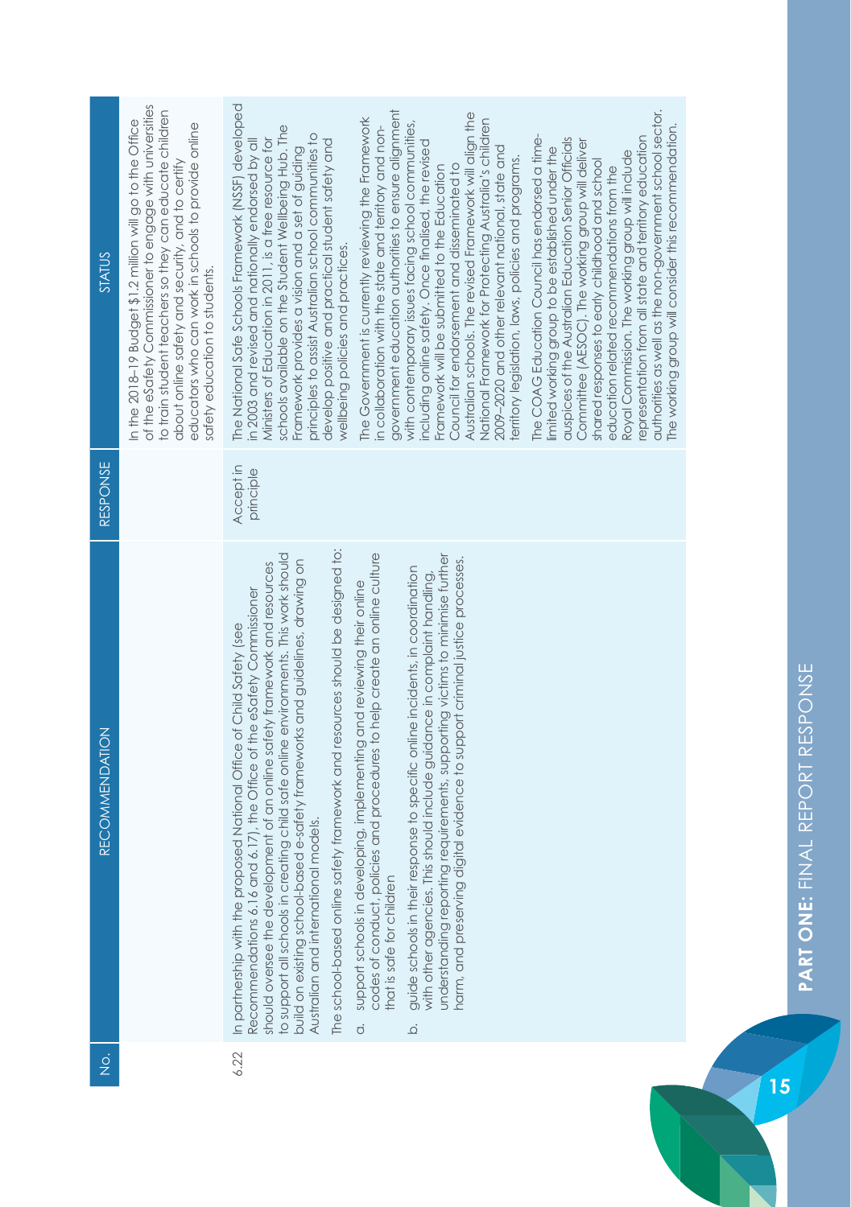| No. | RECOMMENDATION | RESPONSE | STATUS |
|---|---|---|---|
| | | | In the 2018–19 Budget $1.2 million will go to the Office of the eSafety Commissioner to engage with universities to train student teachers so they can educate children about online safety and security, and to certify educators who can work in schools to provide online safety education to students. |
| 6.22 | In partnership with the proposed National Office of Child Safety (see Recommendations 6.16 and 6.17), the Office of the eSafety Commissioner should oversee the development of an online safety framework and resources to support all schools in creating child safe online environments. This work should build on existing school-based e-safety frameworks and guidelines, drawing on Australian and international models.<br><br>The school-based online safety framework and resources should be designed to:<br><br>a. support schools in developing, implementing and reviewing their online codes of conduct, policies and procedures to help create an online culture that is safe for children<br><br>b. guide schools in their response to specific online incidents, in coordination with other agencies. This should include guidance in complaint handling, understanding reporting requirements, supporting victims to minimise further harm, and preserving digital evidence to support criminal justice processes. | Accept in principle | The National Safe Schools Framework (NSSF) developed in 2003 and revised and nationally endorsed by all Ministers of Education in 2011, is a free resource for schools available on the Student Wellbeing Hub. The Framework provides a vision and a set of guiding principles to assist Australian school communities to develop positive and practical student safety and wellbeing policies and practices.<br><br>The Government is currently reviewing the Framework in collaboration with the state and territory and non-government education authorities to ensure alignment with contemporary issues facing school communities, including online safety. Once finalised, the revised Framework will be submitted to the Education Council for endorsement and disseminated to Australian schools. The revised Framework will align the National Framework for Protecting Australia's children 2009–2020 and other relevant national, state and territory legislation, laws, policies and programs.<br><br>The COAG Education Council has endorsed a time-limited working group to be established under the auspices of the Australian Education Senior Officials Committee (AESOC). The working group will deliver shared responses to early childhood and school education related recommendations from the Royal Commission. The working group will include representation from all state and territory education authorities as well as the non-government school sector. The working group will consider this recommendation. |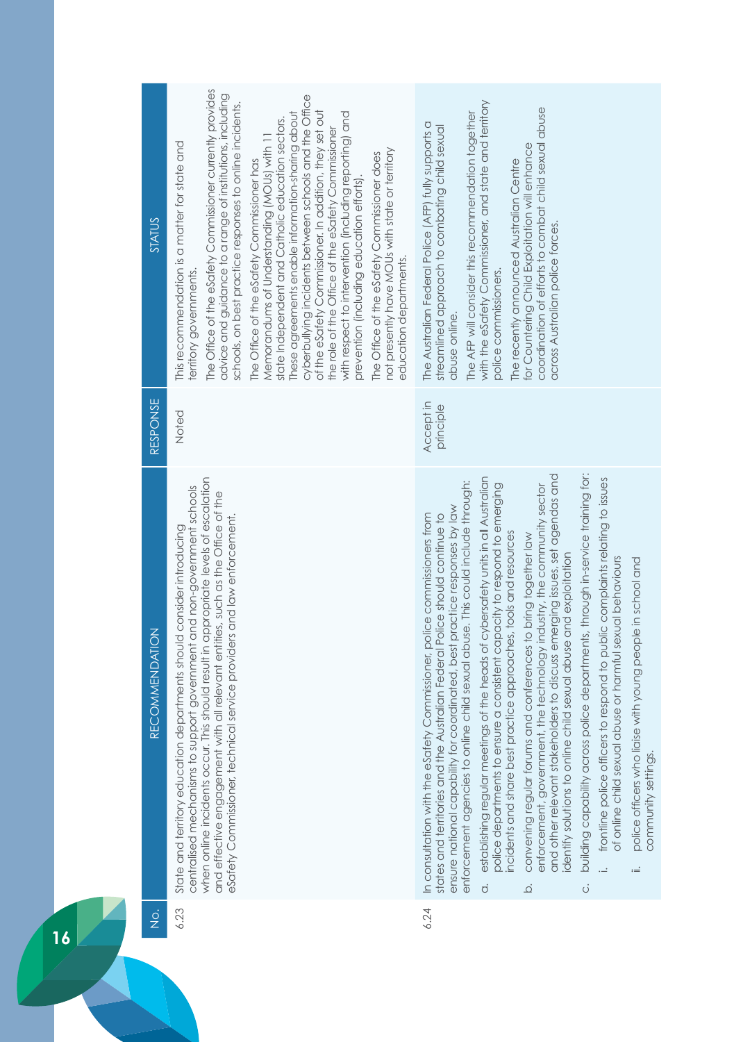| No. | RECOMMENDATION | RESPONSE | STATUS |
|---|---|---|---|
| 6.23 | State and territory education departments should consider introducing centralised mechanisms to support government and non-government schools when online incidents occur. This should result in appropriate levels of escalation and effective engagement with all relevant entities, such as the Office of the eSafety Commissioner, technical service providers and law enforcement. | Noted | This recommendation is a matter for state and territory governments.<br><br>The Office of the eSafety Commissioner currently provides advice and guidance to a range of institutions, including schools, on best practice responses to online incidents.<br><br>The Office of the eSafety Commissioner has Memorandums of Understanding (MOUs) with 11 state Independent and Catholic education sectors. These agreements enable information-sharing about cyberbullying incidents between schools and the Office of the eSafety Commissioner. In addition, they set out the role of the Office of the eSafety Commissioner with respect to intervention (including reporting) and prevention (including education efforts).<br><br>The Office of the eSafety Commissioner does not presently have MOUs with state or territory education departments. |
| 6.24 | In consultation with the eSafety Commissioner, police commissioners from states and territories and the Australian Federal Police should continue to ensure national capability for coordinated, best practice responses by law enforcement agencies to online child sexual abuse. This could include through:<br><br>a. establishing regular meetings of the heads of cybersafety units in all Australian police departments to ensure a consistent capacity to respond to emerging incidents and share best practice approaches, tools and resources<br><br>b. convening regular forums and conferences to bring together law enforcement, government, the technology industry, the community sector and other relevant stakeholders to discuss emerging issues, set agendas and identify solutions to online child sexual abuse and exploitation<br><br>c. building capability across police departments, through in-service training for:<br><br>i. frontline police officers to respond to public complaints relating to issues of online child sexual abuse or harmful sexual behaviours<br><br>ii. police officers who liaise with young people in school and community settings. | Accept in principle | The Australian Federal Police (AFP) fully supports a streamlined approach to combating child sexual abuse online.<br><br>The AFP will consider this recommendation together with the eSafety Commissioner, and state and territory police commissioners.<br><br>The recently announced Australian Centre for Countering Child Exploitation will enhance coordination of efforts to combat child sexual abuse across Australian police forces. |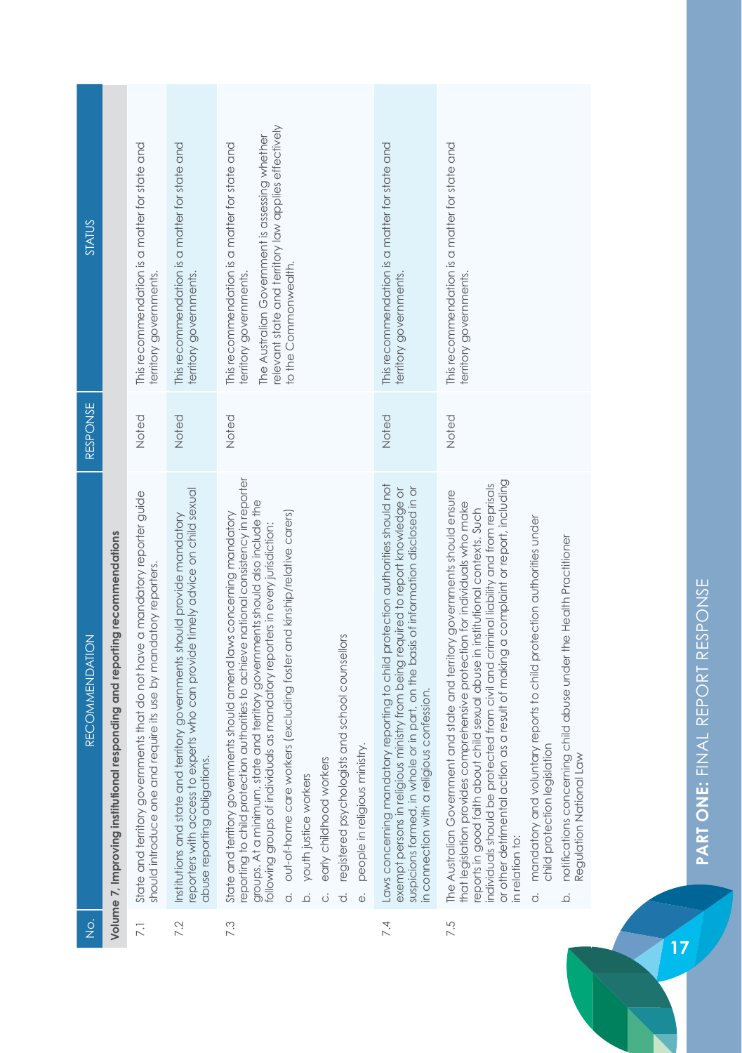| No. | RECOMMENDATION | RESPONSE | STATUS |
|---|---|---|---|
| **Volume 7, Improving institutional responding and reporting recommendations** | | | |
| 7.1 | State and territory governments that do not have a mandatory reporter guide should introduce one and require its use by mandatory reporters. | Noted | This recommendation is a matter for state and territory governments. |
| 7.2 | Institutions and state and territory governments should provide mandatory reporters with access to experts who can provide timely advice on child sexual abuse reporting obligations. | Noted | This recommendation is a matter for state and territory governments. |
| 7.3 | State and territory governments should amend laws concerning mandatory reporting to child protection authorities to achieve national consistency in reporter groups. At a minimum, state and territory governments should also include the following groups of individuals as mandatory reporters in every jurisdiction:<br>a. out-of-home care workers (excluding foster and kinship/relative carers)<br>b. youth justice workers<br>c. early childhood workers<br>d. registered psychologists and school counsellors<br>e. people in religious ministry. | Noted | This recommendation is a matter for state and territory governments.<br>The Australian Government is assessing whether relevant state and territory law applies effectively to the Commonwealth. |
| 7.4 | Laws concerning mandatory reporting to child protection authorities should not exempt persons in religious ministry from being required to report knowledge or suspicions formed, in whole or in part, on the basis of information disclosed in or in connection with a religious confession. | Noted | This recommendation is a matter for state and territory governments. |
| 7.5 | The Australian Government and state and territory governments should ensure that legislation provides comprehensive protection for individuals who make reports in good faith about child sexual abuse in institutional contexts. Such individuals should be protected from civil and criminal liability and from reprisals or other detrimental action as a result of making a complaint or report, including in relation to:<br>a. mandatory and voluntary reports to child protection authorities under child protection legislation<br>b. notifications concerning child abuse under the Health Practitioner Regulation National Law | Noted | This recommendation is a matter for state and territory governments. |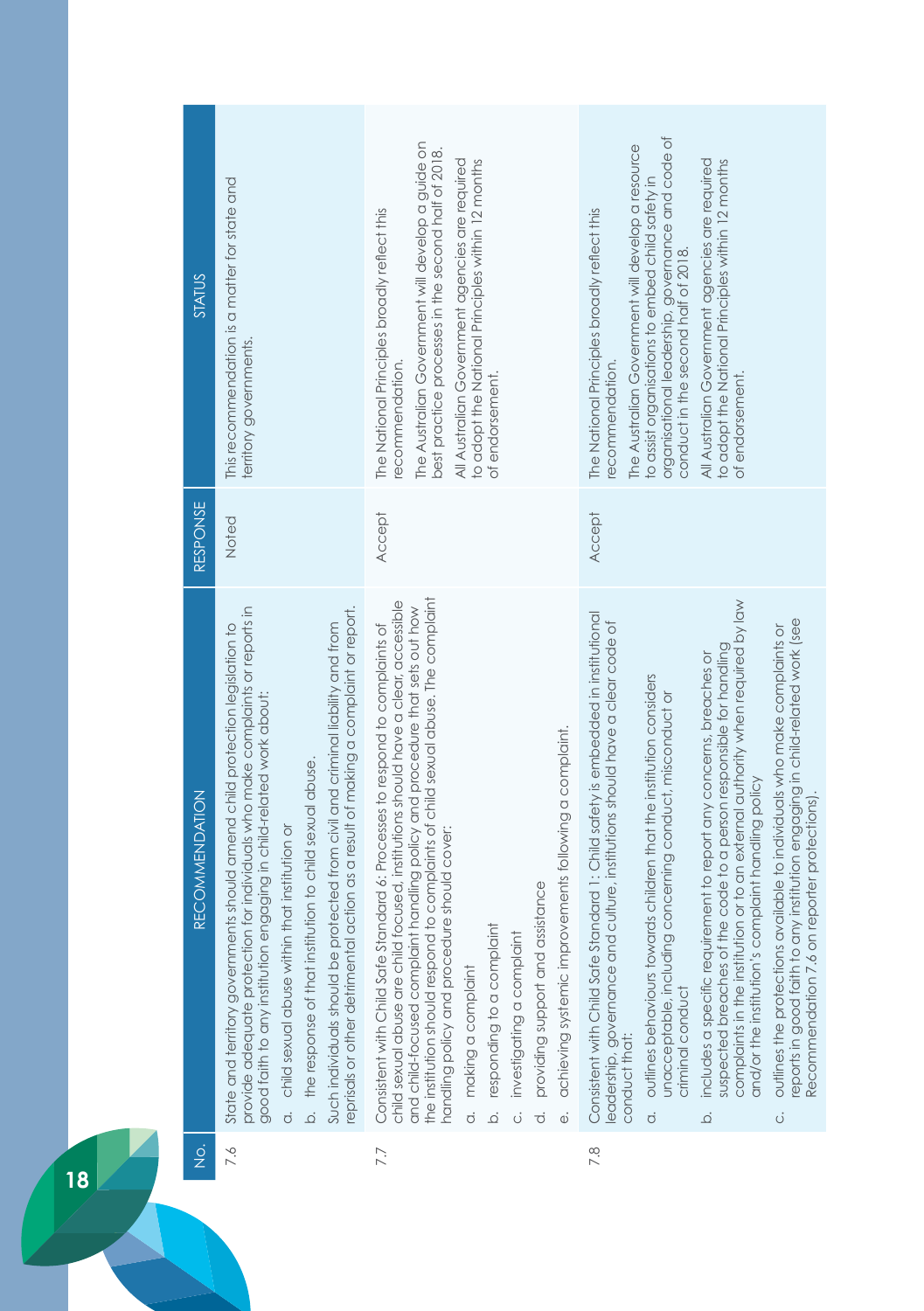| No. | RECOMMENDATION | RESPONSE | STATUS |
|---|---|---|---|
| 7.6 | State and territory governments should amend child protection legislation to provide adequate protection for individuals who make complaints or reports in good faith to any institution engaging in child-related work about:<br>a. child sexual abuse within that institution or<br>b. the response of that institution to child sexual abuse.<br>Such individuals should be protected from civil and criminal liability and from reprisals or other detrimental action as a result of making a complaint or report. | Noted | This recommendation is a matter for state and territory governments. |
| 7.7 | Consistent with Child Safe Standard 6: Processes to respond to complaints of child sexual abuse are child focused, institutions should have a clear, accessible and child-focused complaint handling policy and procedure that sets out how the institution should respond to complaints of child sexual abuse. The complaint handling policy and procedure should cover:<br>a. making a complaint<br>b. responding to a complaint<br>c. investigating a complaint<br>d. providing support and assistance<br>e. achieving systemic improvements following a complaint. | Accept | The National Principles broadly reflect this recommendation.<br>The Australian Government will develop a guide on best practice processes in the second half of 2018.<br>All Australian Government agencies are required to adopt the National Principles within 12 months of endorsement. |
| 7.8 | Consistent with Child Safe Standard 1: Child safety is embedded in institutional leadership, governance and culture, institutions should have a clear code of conduct that:<br>a. outlines behaviours towards children that the institution considers unacceptable, including concerning conduct, misconduct or criminal conduct<br>b. includes a specific requirement to report any concerns, breaches or suspected breaches of the code to a person responsible for handling complaints in the institution or to an external authority when required by law and/or the institution's complaint handling policy<br>c. outlines the protections available to individuals who make complaints or reports in good faith to any institution engaging in child-related work (see Recommendation 7.6 on reporter protections). | Accept | The National Principles broadly reflect this recommendation.<br>The Australian Government will develop a resource to assist organisations to embed child safety in organisational leadership, governance and code of conduct in the second half of 2018.<br>All Australian Government agencies are required to adopt the National Principles within 12 months of endorsement. |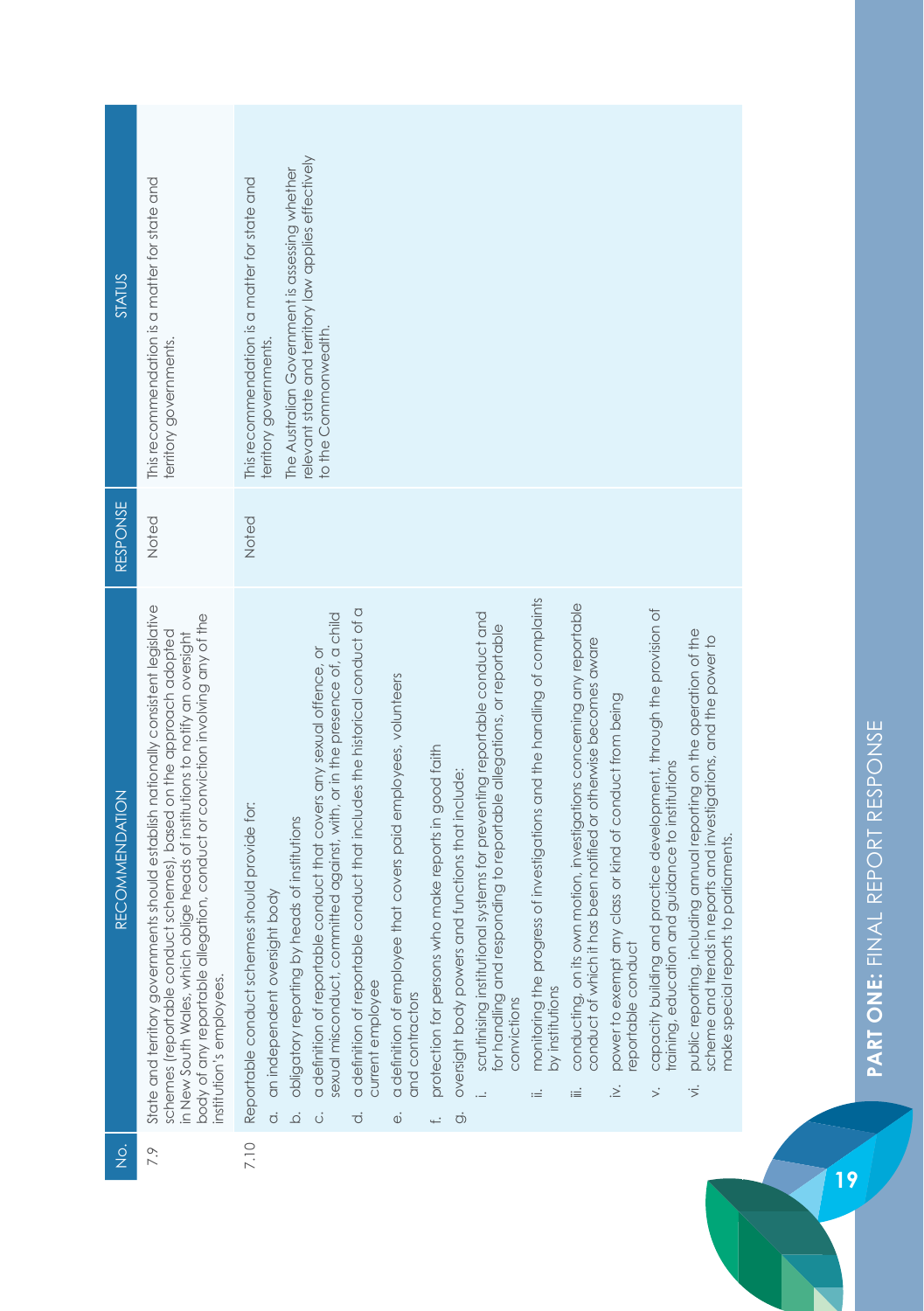| No. | RECOMMENDATION | RESPONSE | STATUS |
|---|---|---|---|
| 7.9 | State and territory governments should establish nationally consistent legislative schemes (reportable conduct schemes), based on the approach adopted in New South Wales, which oblige heads of institutions to notify an oversight body of any reportable allegation, conduct or conviction involving any of the institution's employees. | Noted | This recommendation is a matter for state and territory governments. |
| 7.10 | Reportable conduct schemes should provide for:<br>a. an independent oversight body<br>b. obligatory reporting by heads of institutions<br>c. a definition of reportable conduct that covers any sexual offence, or sexual misconduct, committed against, with, or in the presence of, a child<br>d. a definition of reportable conduct that includes the historical conduct of a current employee<br>e. a definition of employee that covers paid employees, volunteers and contractors<br>f. protection for persons who make reports in good faith<br>g. oversight body powers and functions that include:<br>i. scrutinising institutional systems for preventing reportable conduct and for handling and responding to reportable allegations, or reportable convictions<br>ii. monitoring the progress of investigations and the handling of complaints by institutions<br>iii. conducting, on its own motion, investigations concerning any reportable conduct of which it has been notified or otherwise becomes aware<br>iv. power to exempt any class or kind of conduct from being reportable conduct<br>v. capacity building and practice development, through the provision of training, education and guidance to institutions<br>vi. public reporting, including annual reporting on the operation of the scheme and trends in reports and investigations, and the power to make special reports to parliaments. | Noted | This recommendation is a matter for state and territory governments.<br>The Australian Government is assessing whether relevant state and territory law applies effectively to the Commonwealth. |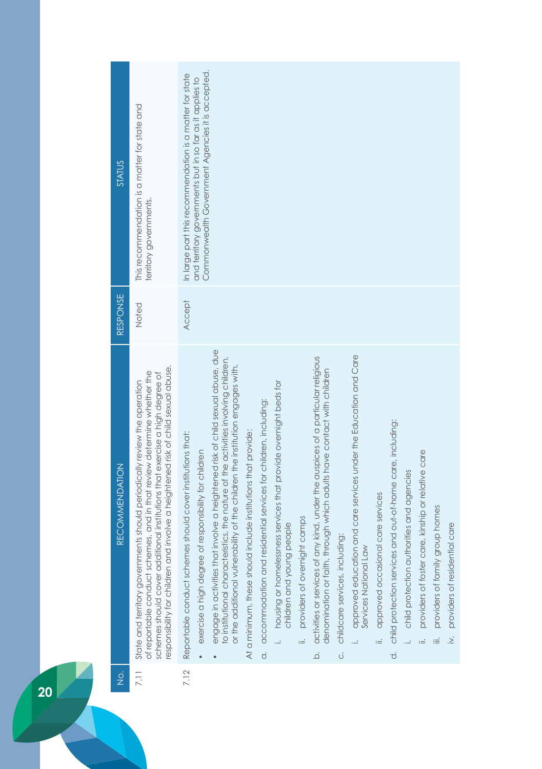| No. | RECOMMENDATION | RESPONSE | STATUS |
|---|---|---|---|
| 7.11 | State and territory governments should periodically review the operation of reportable conduct schemes, and in that review determine whether the schemes should cover additional institutions that exercise a high degree of responsibility for children and involve a heightened risk of child sexual abuse. | Noted | This recommendation is a matter for state and territory governments. |
| 7.12 | Reportable conduct schemes should cover institutions that:<br>• exercise a high degree of responsibility for children<br>• engage in activities that involve a heightened risk of child sexual abuse, due to institutional characteristics, the nature of the activities involving children, or the additional vulnerability of the children the institution engages with.<br>At a minimum, these should include institutions that provide:<br>a. accommodation and residential services for children, including:<br>i. housing or homelessness services that provide overnight beds for children and young people<br>ii. providers of overnight camps<br>b. activities or services of any kind, under the auspices of a particular religious denomination or faith, through which adults have contact with children<br>c. childcare services, including:<br>i. approved education and care services under the Education and Care Services National Law<br>ii. approved occasional care services<br>d. child protection services and out-of-home care, including:<br>i. child protection authorities and agencies<br>ii. providers of foster care, kinship or relative care<br>iii. providers of family group homes<br>iv. providers of residential care | Accept | In large part this recommendation is a matter for state and territory governments but in so far as it applies to Commonwealth Government Agencies it is accepted. |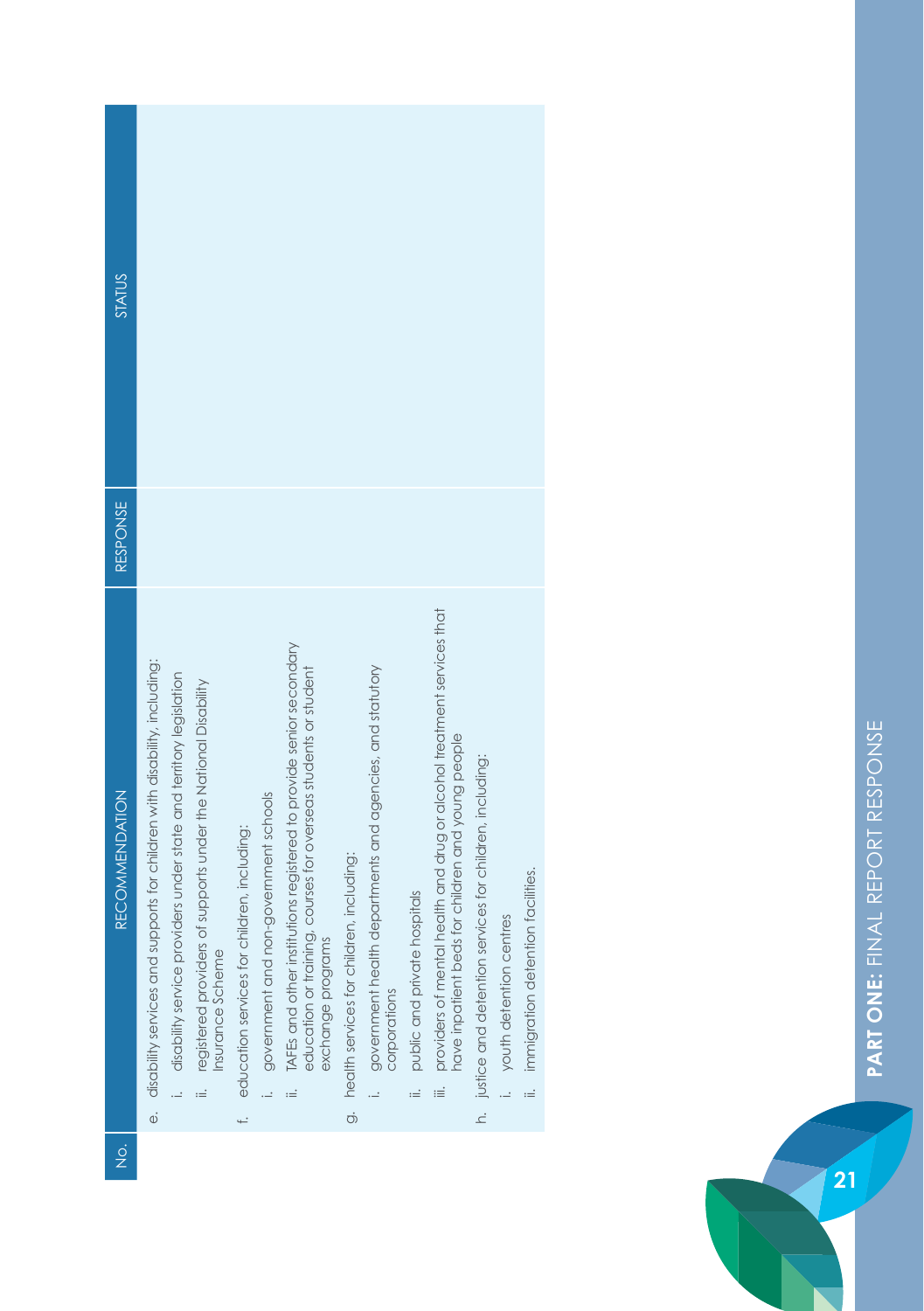| No. | RECOMMENDATION | RESPONSE | STATUS |
| --- | --- | --- | --- |
| | e. disability services and supports for children with disability, including:<br>i. disability service providers under state and territory legislation<br>ii. registered providers of supports under the National Disability Insurance Scheme<br>f. education services for children, including:<br>i. government and non-government schools<br>ii. TAFEs and other institutions registered to provide senior secondary education or training, courses for overseas students or student exchange programs<br>g. health services for children, including:<br>i. government health departments and agencies, and statutory corporations<br>ii. public and private hospitals<br>iii. providers of mental health and drug or alcohol treatment services that have inpatient beds for children and young people<br>h. justice and detention services for children, including:<br>i. youth detention centres<br>ii. immigration detention facilities. | | |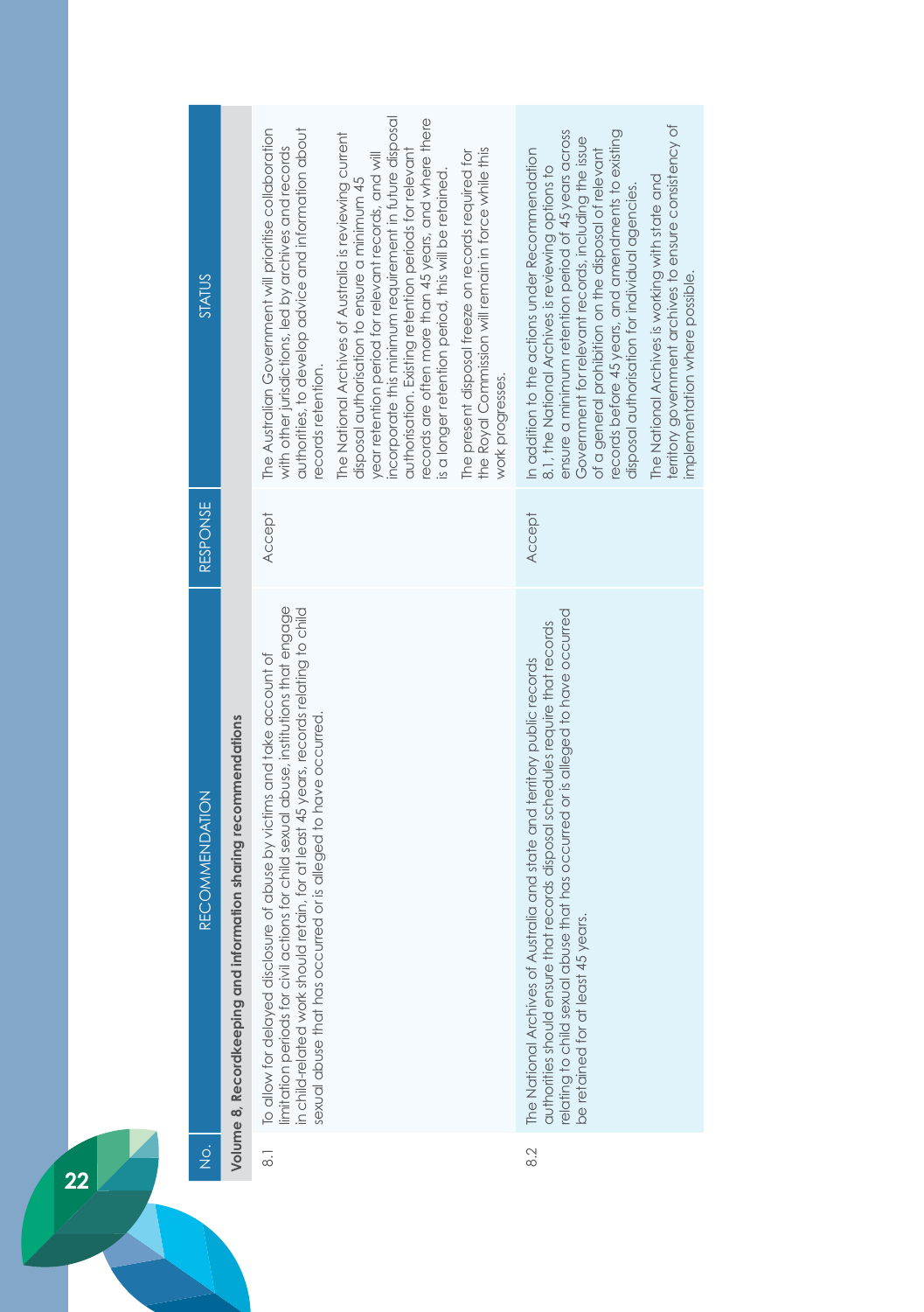| No. | RECOMMENDATION | RESPONSE | STATUS |
|---|---|---|---|
| **Volume 8, Recordkeeping and information sharing recommendations** | | | |
| 8.1 | To allow for delayed disclosure of abuse by victims and take account of limitation periods for civil actions for child sexual abuse, institutions that engage in child-related work should retain, for at least 45 years, records relating to child sexual abuse that has occurred or is alleged to have occurred. | Accept | The Australian Government will prioritise collaboration with other jurisdictions, led by archives and records authorities, to develop advice and information about records retention.<br><br>The National Archives of Australia is reviewing current disposal authorisation to ensure a minimum 45 year retention period for relevant records, and will incorporate this minimum requirement in future disposal authorisation. Existing retention periods for relevant records are often more than 45 years, and where there is a longer retention period, this will be retained.<br><br>The present disposal freeze on records required for the Royal Commission will remain in force while this work progresses. |
| 8.2 | The National Archives of Australia and state and territory public records authorities should ensure that records disposal schedules require that records relating to child sexual abuse that has occurred or is alleged to have occurred be retained for at least 45 years. | Accept | In addition to the actions under Recommendation 8.1, the National Archives is reviewing options to ensure a minimum retention period of 45 years across Government for relevant records, including the issue of a general prohibition on the disposal of relevant records before 45 years, and amendments to existing disposal authorisation for individual agencies.<br><br>The National Archives is working with state and territory government archives to ensure consistency of implementation where possible. |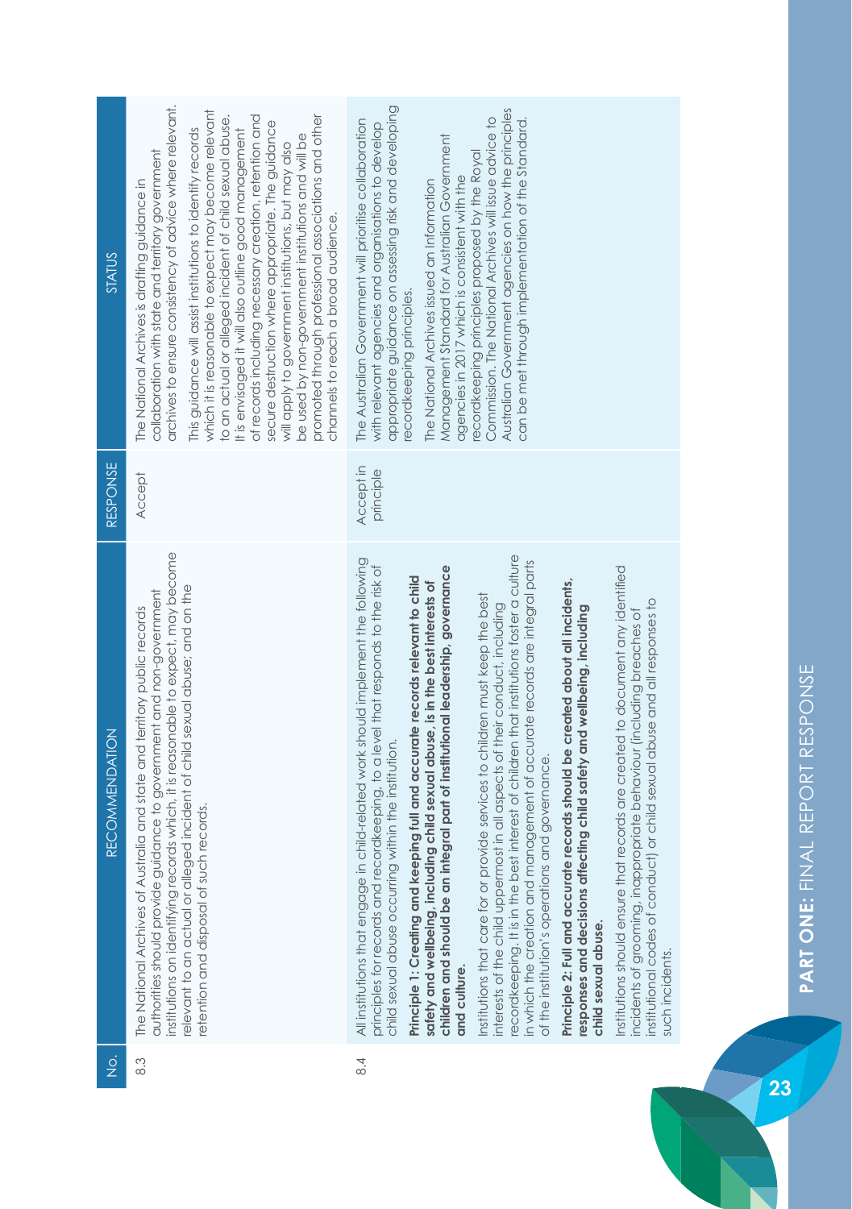| No. | RECOMMENDATION | RESPONSE | STATUS |
|---|---|---|---|
| 8.3 | The National Archives of Australia and state and territory public records authorities should provide guidance to government and non-government institutions on identifying records which, it is reasonable to expect, may become relevant to an actual or alleged incident of child sexual abuse; and on the retention and disposal of such records. | Accept | The National Archives is drafting guidance in collaboration with state and territory government archives to ensure consistency of advice where relevant.<br><br>This guidance will assist institutions to identify records which it is reasonable to expect may become relevant to an actual or alleged incident of child sexual abuse. It is envisaged it will also outline good management of records including necessary creation, retention and secure destruction where appropriate. The guidance will apply to government institutions, but may also be used by non-government institutions and will be promoted through professional associations and other channels to reach a broad audience. |
| 8.4 | All institutions that engage in child-related work should implement the following principles for records and recordkeeping, to a level that responds to the risk of child sexual abuse occurring within the institution.<br><br>**Principle 1: Creating and keeping full and accurate records relevant to child safety and wellbeing, including child sexual abuse, is in the best interests of children and should be an integral part of institutional leadership, governance and culture.**<br><br>Institutions that care for or provide services to children must keep the best interests of the child uppermost in all aspects of their conduct, including recordkeeping. It is in the best interest of children that institutions foster a culture in which the creation and management of accurate records are integral parts of the institution's operations and governance.<br><br>**Principle 2: Full and accurate records should be created about all incidents, responses and decisions affecting child safety and wellbeing, including child sexual abuse.**<br><br>Institutions should ensure that records are created to document any identified incidents of grooming, inappropriate behaviour (including breaches of institutional codes of conduct) or child sexual abuse and all responses to such incidents. | Accept in principle | The Australian Government will prioritise collaboration with relevant agencies and organisations to develop appropriate guidance on assessing risk and developing recordkeeping principles.<br><br>The National Archives issued an Information Management Standard for Australian Government agencies in 2017 which is consistent with the recordkeeping principles proposed by the Royal Commission. The National Archives will issue advice to Australian Government agencies on how the principles can be met through implementation of the Standard. |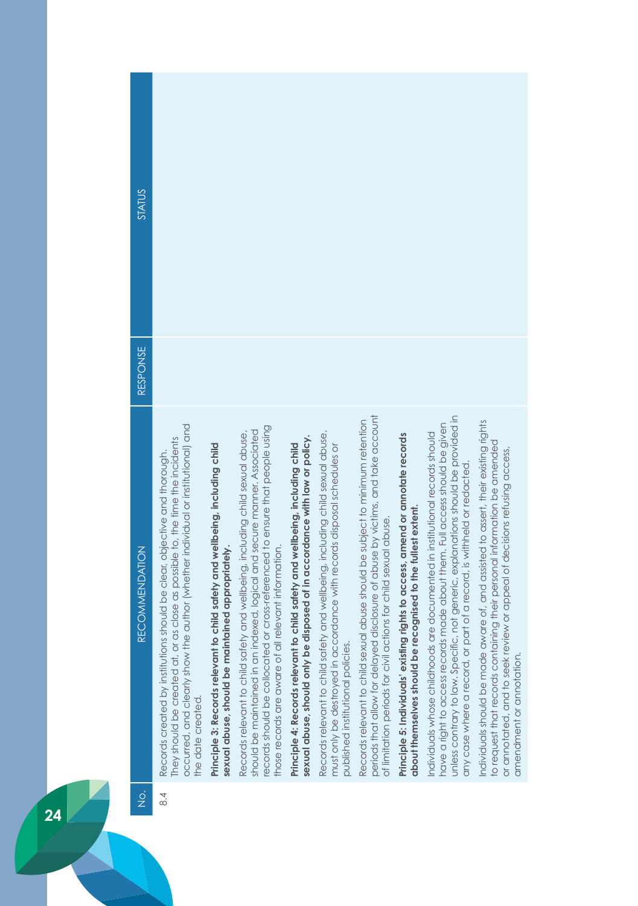| No. | RECOMMENDATION | RESPONSE | STATUS |
|---|---|---|---|
| 8.4 | Records created by institutions should be clear, objective and thorough. They should be created at, or as close as possible to, the time the incidents occurred, and clearly show the author (whether individual or institutional) and the date created.<br><br>**Principle 3: Records relevant to child safety and wellbeing, including child sexual abuse, should be maintained appropriately.**<br><br>Records relevant to child safety and wellbeing, including child sexual abuse, should be maintained in an indexed, logical and secure manner. Associated records should be collocated or cross-referenced to ensure that people using those records are aware of all relevant information.<br><br>**Principle 4: Records relevant to child safety and wellbeing, including child sexual abuse, should only be disposed of in accordance with law or policy.**<br><br>Records relevant to child safety and wellbeing, including child sexual abuse, must only be destroyed in accordance with records disposal schedules or published institutional policies.<br><br>Records relevant to child sexual abuse should be subject to minimum retention periods that allow for delayed disclosure of abuse by victims, and take account of limitation periods for civil actions for child sexual abuse.<br><br>**Principle 5: Individuals' existing rights to access, amend or annotate records about themselves should be recognised to the fullest extent.**<br><br>Individuals whose childhoods are documented in institutional records should have a right to access records made about them. Full access should be given unless contrary to law. Specific, not generic, explanations should be provided in any case where a record, or part of a record, is withheld or redacted.<br><br>Individuals should be made aware of, and assisted to assert, their existing rights to request that records containing their personal information be amended or annotated, and to seek review or appeal of decisions refusing access, amendment or annotation. | | |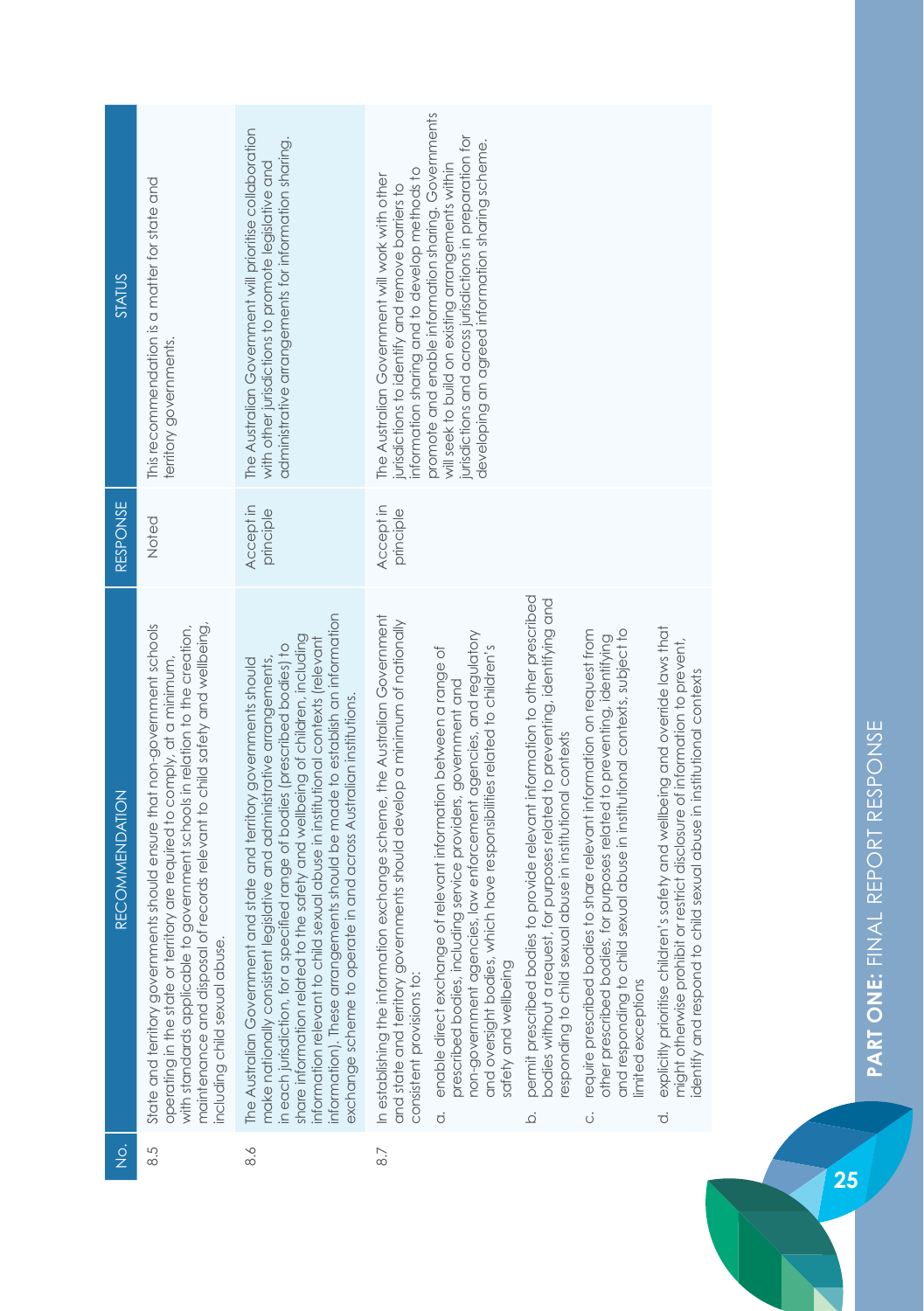| No. | RECOMMENDATION | RESPONSE | STATUS |
|---|---|---|---|
| 8.5 | State and territory governments should ensure that non-government schools operating in the state or territory are required to comply, at a minimum, with standards applicable to government schools in relation to the creation, maintenance and disposal of records relevant to child safety and wellbeing, including child sexual abuse. | Noted | This recommendation is a matter for state and territory governments. |
| 8.6 | The Australian Government and state and territory governments should make nationally consistent legislative and administrative arrangements, in each jurisdiction, for a specified range of bodies (prescribed bodies) to share information related to the safety and wellbeing of children, including information relevant to child sexual abuse in institutional contexts (relevant information). These arrangements should be made to establish an information exchange scheme to operate in and across Australian institutions. | Accept in principle | The Australian Government will prioritise collaboration with other jurisdictions to promote legislative and administrative arrangements for information sharing. |
| 8.7 | In establishing the information exchange scheme, the Australian Government and state and territory governments should develop a minimum of nationally consistent provisions to:<br>a. enable direct exchange of relevant information between a range of prescribed bodies, including service providers, government and non-government agencies, law enforcement agencies, and regulatory and oversight bodies, which have responsibilities related to children's safety and wellbeing<br>b. permit prescribed bodies to provide relevant information to other prescribed bodies without a request, for purposes related to preventing, identifying and responding to child sexual abuse in institutional contexts<br>c. require prescribed bodies to share relevant information on request from other prescribed bodies, for purposes related to preventing, identifying and responding to child sexual abuse in institutional contexts, subject to limited exceptions<br>d. explicitly prioritise children's safety and wellbeing and override laws that might otherwise prohibit or restrict disclosure of information to prevent, identify and respond to child sexual abuse in institutional contexts | Accept in principle | The Australian Government will work with other jurisdictions to identify and remove barriers to information sharing and to develop methods to promote and enable information sharing. Governments will seek to build on existing arrangements within jurisdictions and across jurisdictions in preparation for developing an agreed information sharing scheme. |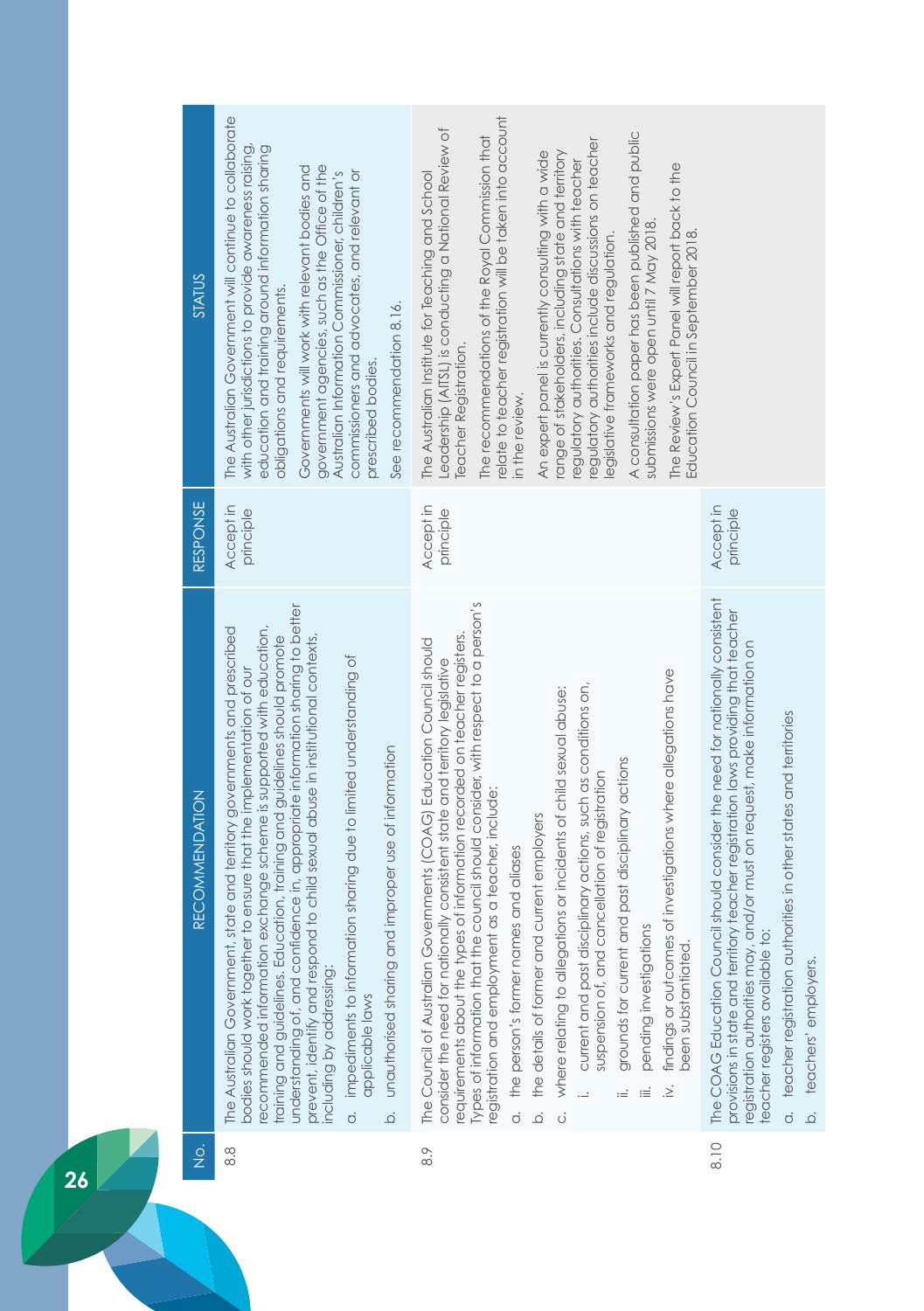| No. | RECOMMENDATION | RESPONSE | STATUS |
|---|---|---|---|
| 8.8 | The Australian Government, state and territory governments and prescribed bodies should work together to ensure that the implementation of our recommended information exchange scheme is supported with education, training and guidelines. Education, training and guidelines should promote understanding of, and confidence in, appropriate information sharing to better prevent, identify and respond to child sexual abuse in institutional contexts, including by addressing:<br>a. impediments to information sharing due to limited understanding of applicable laws<br>b. unauthorised sharing and improper use of information | Accept in principle | The Australian Government will continue to collaborate with other jurisdictions to provide awareness raising, education and training around information sharing obligations and requirements.<br>Governments will work with relevant bodies and government agencies, such as the Office of the Australian Information Commissioner, children's commissioners and advocates, and relevant or prescribed bodies.<br>See recommendation 8.16. |
| 8.9 | The Council of Australian Governments (COAG) Education Council should consider the need for nationally consistent state and territory legislative requirements about the types of information recorded on teacher registers. Types of information that the council should consider, with respect to a person's registration and employment as a teacher, include:<br>a. the person's former names and aliases<br>b. the details of former and current employers<br>c. where relating to allegations or incidents of child sexual abuse:<br>i. current and past disciplinary actions, such as conditions on, suspension of, and cancellation of registration<br>ii. grounds for current and past disciplinary actions<br>iii. pending investigations<br>iv. findings or outcomes of investigations where allegations have been substantiated. | Accept in principle | The Australian Institute for Teaching and School Leadership (AITSL) is conducting a National Review of Teacher Registration.<br>The recommendations of the Royal Commission that relate to teacher registration will be taken into account in the review.<br>An expert panel is currently consulting with a wide range of stakeholders, including state and territory regulatory authorities. Consultations with teacher regulatory authorities include discussions on teacher legislative frameworks and regulation.<br>A consultation paper has been published and public submissions were open until 7 May 2018.<br>The Review's Expert Panel will report back to the Education Council in September 2018. |
| 8.10 | The COAG Education Council should consider the need for nationally consistent provisions in state and territory teacher registration laws providing that teacher registration authorities may, and/or must on request, make information on teacher registers available to:<br>a. teacher registration authorities in other states and territories<br>b. teachers' employers. | Accept in principle | |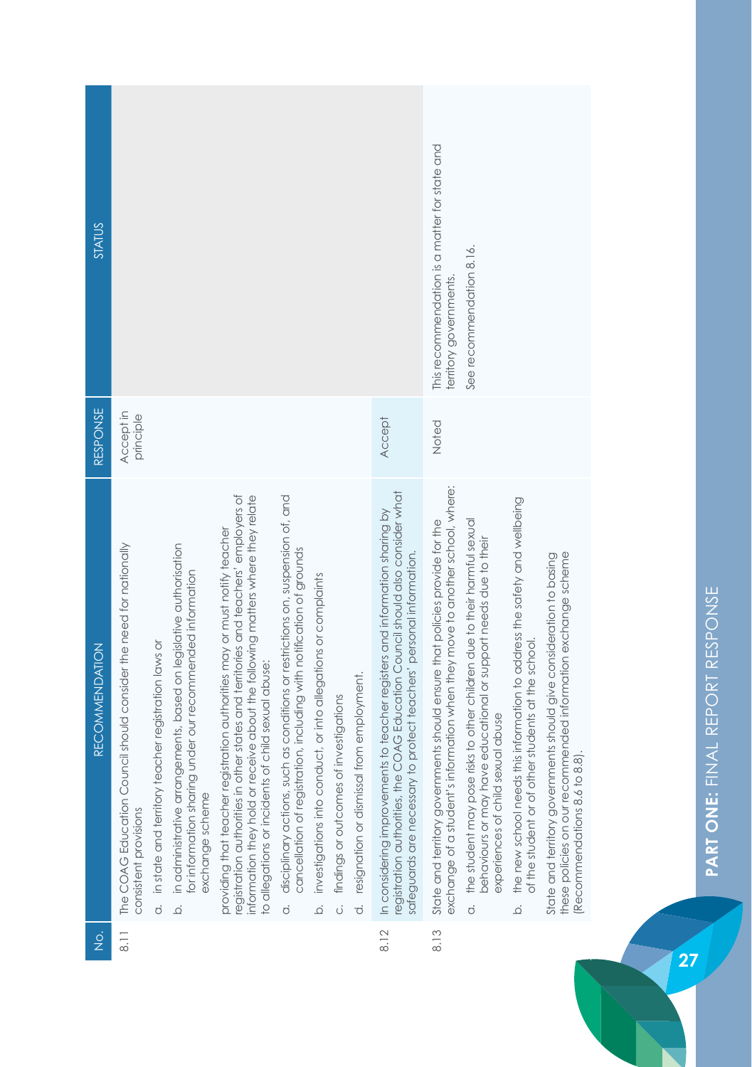| No. | RECOMMENDATION | RESPONSE | STATUS |
|---|---|---|---|
| 8.11 | The COAG Education Council should consider the need for nationally consistent provisions<br>a. in state and territory teacher registration laws or<br>b. in administrative arrangements, based on legislative authorisation for information sharing under our recommended information exchange scheme<br>providing that teacher registration authorities may or must notify teacher registration authorities in other states and territories and teachers' employers of information they hold or receive about the following matters where they relate to allegations or incidents of child sexual abuse:<br>a. disciplinary actions, such as conditions or restrictions on, suspension of, and cancellation of registration, including with notification of grounds<br>b. investigations into conduct, or into allegations or complaints<br>c. findings or outcomes of investigations<br>d. resignation or dismissal from employment. | Accept in principle | |
| 8.12 | In considering improvements to teacher registers and information sharing by registration authorities, the COAG Education Council should also consider what safeguards are necessary to protect teachers' personal information. | Accept | |
| 8.13 | State and territory governments should ensure that policies provide for the exchange of a student's information when they move to another school, where:<br>a. the student may pose risks to other children due to their harmful sexual behaviours or may have educational or support needs due to their experiences of child sexual abuse<br>b. the new school needs this information to address the safety and wellbeing of the student or of other students at the school.<br>State and territory governments should give consideration to basing these policies on our recommended information exchange scheme (Recommendations 8.6 to 8.8). | Noted | This recommendation is a matter for state and territory governments.<br><br>See recommendation 8.16. |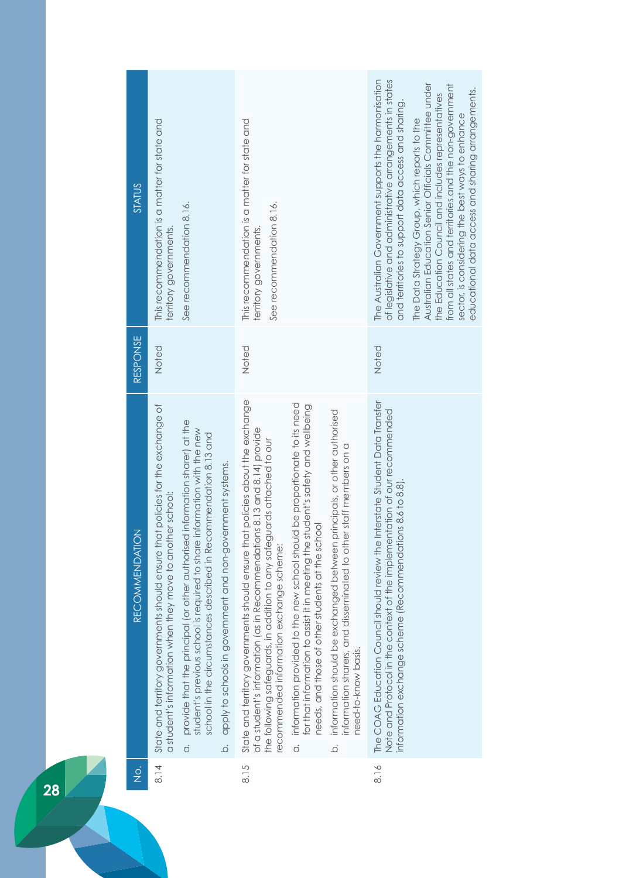| No. | RECOMMENDATION | RESPONSE | STATUS |
|---|---|---|---|
| 8.14 | State and territory governments should ensure that policies for the exchange of a student's information when they move to another school:<br>a. provide that the principal (or other authorised information sharer) at the student's previous school is required to share information with the new school in the circumstances described in Recommendation 8.13 and<br>b. apply to schools in government and non-government systems. | Noted | This recommendation is a matter for state and territory governments.<br>See recommendation 8.16. |
| 8.15 | State and territory governments should ensure that policies about the exchange of a student's information (as in Recommendations 8.13 and 8.14) provide the following safeguards, in addition to any safeguards attached to our recommended information exchange scheme:<br>a. information provided to the new school should be proportionate to its need for that information to assist it in meeting the student's safety and wellbeing needs, and those of other students at the school<br>b. information should be exchanged between principals, or other authorised information sharers, and disseminated to other staff members on a need-to-know basis. | Noted | This recommendation is a matter for state and territory governments.<br>See recommendation 8.16. |
| 8.16 | The COAG Education Council should review the Interstate Student Data Transfer Note and Protocol in the context of the implementation of our recommended information exchange scheme (Recommendations 8.6 to 8.8). | Noted | The Australian Government supports the harmonisation of legislative and administrative arrangements in states and territories to support data access and sharing.<br>The Data Strategy Group, which reports to the Australian Education Senior Officials Committee under the Education Council and includes representatives from all states and territories and the non-government sector, is considering the best ways to enhance educational data access and sharing arrangements. |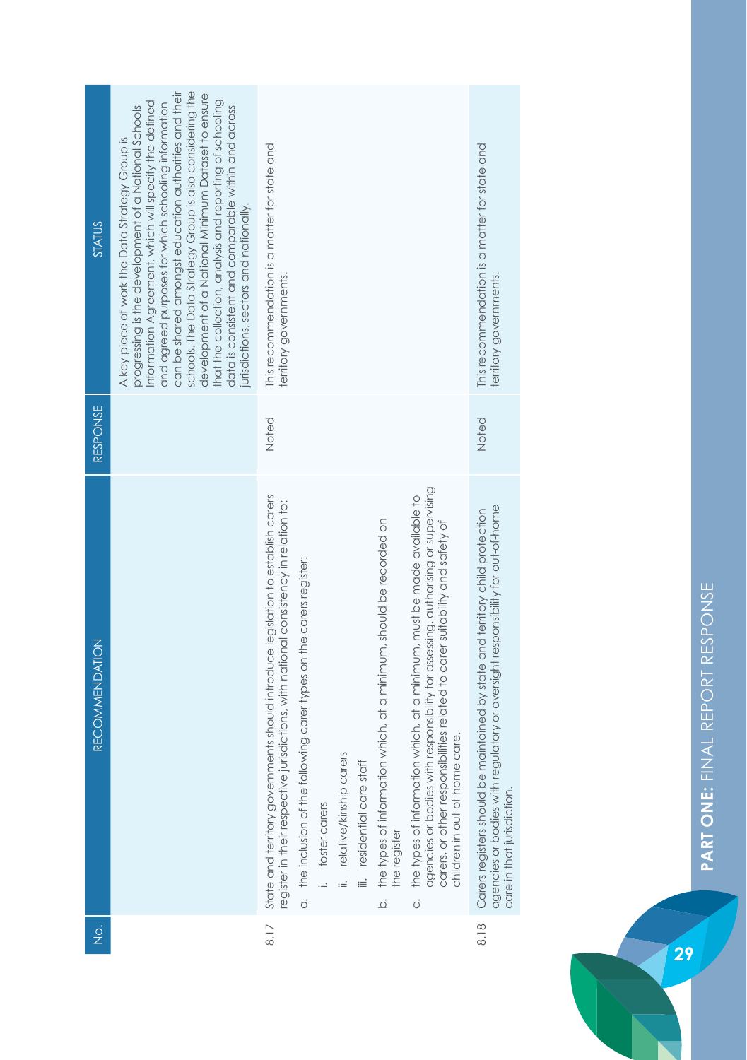| No. | RECOMMENDATION | RESPONSE | STATUS |
|---|---|---|---|
| | | | A key piece of work the Data Strategy Group is progressing is the development of a National Schools Information Agreement, which will specify the defined and agreed purposes for which schooling information can be shared amongst education authorities and their schools. The Data Strategy Group is also considering the development of a National Minimum Dataset to ensure that the collection, analysis and reporting of schooling data is consistent and comparable within and across jurisdictions, sectors and nationally. |
| 8.17 | State and territory governments should introduce legislation to establish carers register in their respective jurisdictions, with national consistency in relation to:<br>a. the inclusion of the following carer types on the carers register:<br>i. foster carers<br>ii. relative/kinship carers<br>iii. residential care staff<br>b. the types of information which, at a minimum, should be recorded on the register<br>c. the types of information which, at a minimum, must be made available to agencies or bodies with responsibility for assessing, authorising or supervising carers, or other responsibilities related to carer suitability and safety of children in out-of-home care. | Noted | This recommendation is a matter for state and territory governments. |
| 8.18 | Carers registers should be maintained by state and territory child protection agencies or bodies with regulatory or oversight responsibility for out-of-home care in that jurisdiction. | Noted | This recommendation is a matter for state and territory governments. |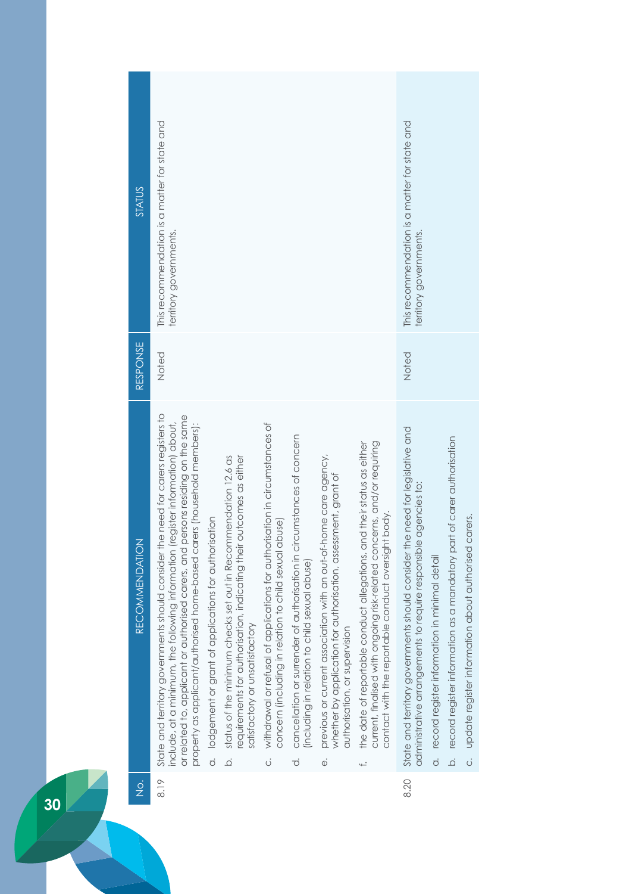| No. | RECOMMENDATION | RESPONSE | STATUS |
|---|---|---|---|
| 8.19 | State and territory governments should consider the need for carers registers to include, at a minimum, the following information (register information) about, or related to, applicant or authorised carers, and persons residing on the same property as applicant/authorised home-based carers (household members):<br>a. lodgement or grant of applications for authorisation<br>b. status of the minimum checks set out in Recommendation 12.6 as requirements for authorisation, indicating their outcomes as either satisfactory or unsatisfactory<br>c. withdrawal or refusal of applications for authorisation in circumstances of concern (including in relation to child sexual abuse)<br>d. cancellation or surrender of authorisation in circumstances of concern (including in relation to child sexual abuse)<br>e. previous or current association with an out-of-home care agency, whether by application for authorisation, assessment, grant of authorisation, or supervision<br>f. the date of reportable conduct allegations, and their status as either current, finalised with ongoing risk-related concerns, and/or requiring contact with the reportable conduct oversight body. | Noted | This recommendation is a matter for state and territory governments. |
| 8.20 | State and territory governments should consider the need for legislative and administrative arrangements to require responsible agencies to:<br>a. record register information in minimal detail<br>b. record register information as a mandatory part of carer authorisation<br>c. update register information about authorised carers. | Noted | This recommendation is a matter for state and territory governments. |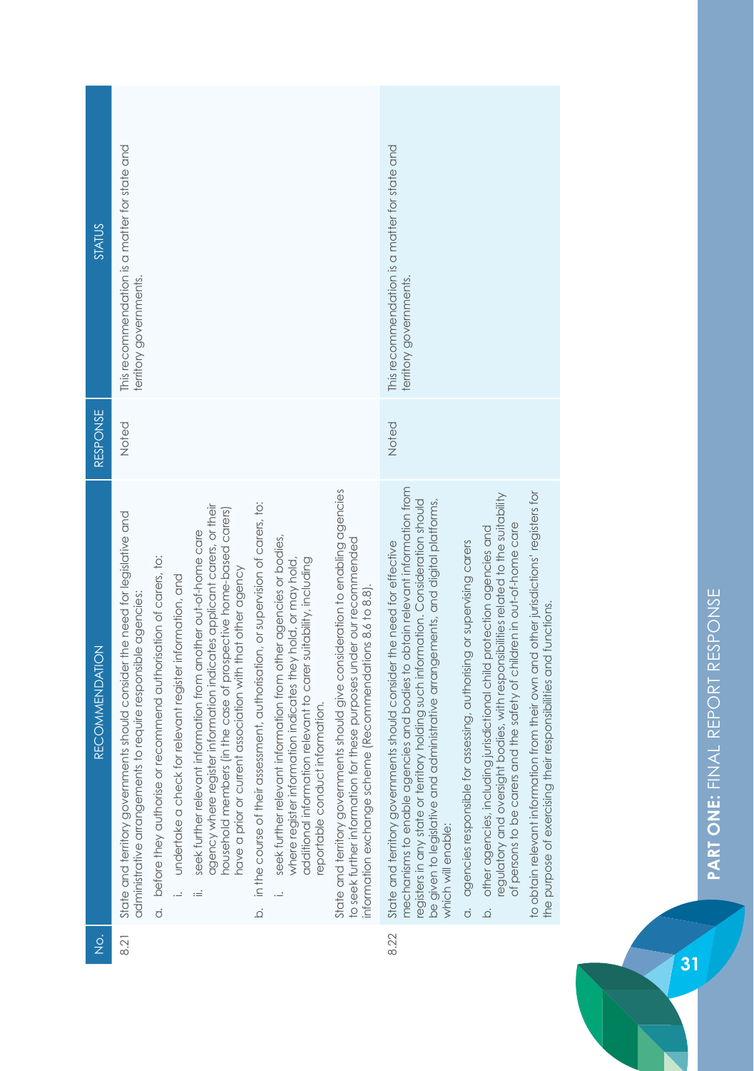| No. | RECOMMENDATION | RESPONSE | STATUS |
|---|---|---|---|
| 8.21 | State and territory governments should consider the need for legislative and administrative arrangements to require responsible agencies:<br>a. before they authorise or recommend authorisation of carers, to:<br>i. undertake a check for relevant register information, and<br>ii. seek further relevant information from another out-of-home care agency where register information indicates applicant carers, or their household members (in the case of prospective home-based carers) have a prior or current association with that other agency<br>b. in the course of their assessment, authorisation, or supervision of carers, to:<br>i. seek further relevant information from other agencies or bodies, where register information indicates they hold, or may hold, additional information relevant to carer suitability, including reportable conduct information.<br>State and territory governments should give consideration to enabling agencies to seek further information for these purposes under our recommended information exchange scheme (Recommendations 8.6 to 8.8). | Noted | This recommendation is a matter for state and territory governments. |
| 8.22 | State and territory governments should consider the need for effective mechanisms to enable agencies and bodies to obtain relevant information from registers in any state or territory holding such information. Consideration should be given to legislative and administrative arrangements, and digital platforms, which will enable:<br>a. agencies responsible for assessing, authorising or supervising carers<br>b. other agencies, including jurisdictional child protection agencies and regulatory and oversight bodies, with responsibilities related to the suitability of persons to be carers and the safety of children in out-of-home care<br>to obtain relevant information from their own and other jurisdictions' registers for the purpose of exercising their responsibilities and functions. | Noted | This recommendation is a matter for state and territory governments. |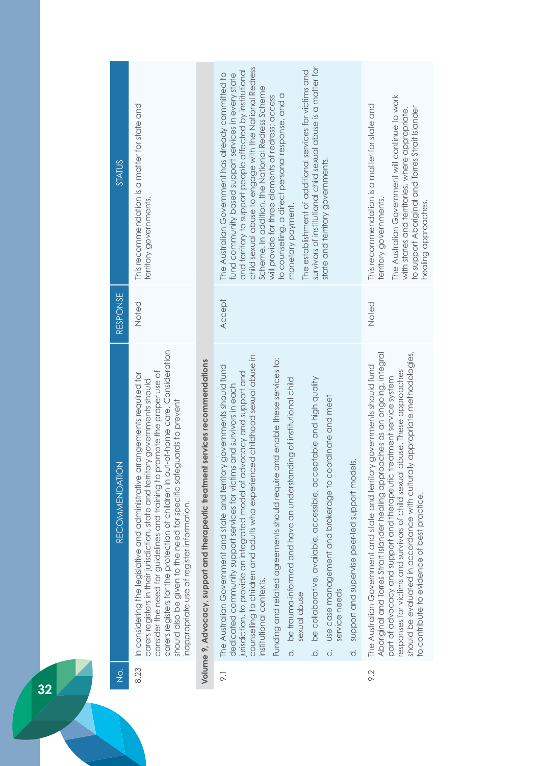| No. | RECOMMENDATION | RESPONSE | STATUS |
|---|---|---|---|
| 8.23 | In considering the legislative and administrative arrangements required for carers registers in their jurisdiction, state and territory governments should consider the need for guidelines and training to promote the proper use of carers registers for the protection of children in out-of-home care. Consideration should also be given to the need for specific safeguards to prevent inappropriate use of register information. | Noted | This recommendation is a matter for state and territory governments. |
| **Volume 9, Advocacy, support and therapeutic treatment services recommendations** | | | |
| 9.1 | The Australian Government and state and territory governments should fund dedicated community support services for victims and survivors in each jurisdiction, to provide an integrated model of advocacy and support and counselling to children and adults who experienced childhood sexual abuse in institutional contexts.<br><br>Funding and related agreements should require and enable these services to:<br>a. be trauma-informed and have an understanding of institutional child sexual abuse<br>b. be collaborative, available, accessible, acceptable and high quality<br>c. use case management and brokerage to coordinate and meet service needs<br>d. support and supervise peer-led support models. | Accept | The Australian Government has already committed to fund community based support services in every state and territory to support people affected by institutional child sexual abuse to engage with the National Redress Scheme. In addition, the National Redress Scheme will provide for three elements of redress; access to counselling, a direct personal response, and a monetary payment.<br><br>The establishment of additional services for victims and survivors of institutional child sexual abuse is a matter for state and territory governments. |
| 9.2 | The Australian Government and state and territory governments should fund Aboriginal and Torres Strait Islander healing approaches as an ongoing, integral part of advocacy and support and therapeutic treatment service system responses for victims and survivors of child sexual abuse. These approaches should be evaluated in accordance with culturally appropriate methodologies, to contribute to evidence of best practice. | Noted | This recommendation is a matter for state and territory governments.<br><br>The Australian Government will continue to work with states and territories, where appropriate, to support Aboriginal and Torres Strait Islander healing approaches. |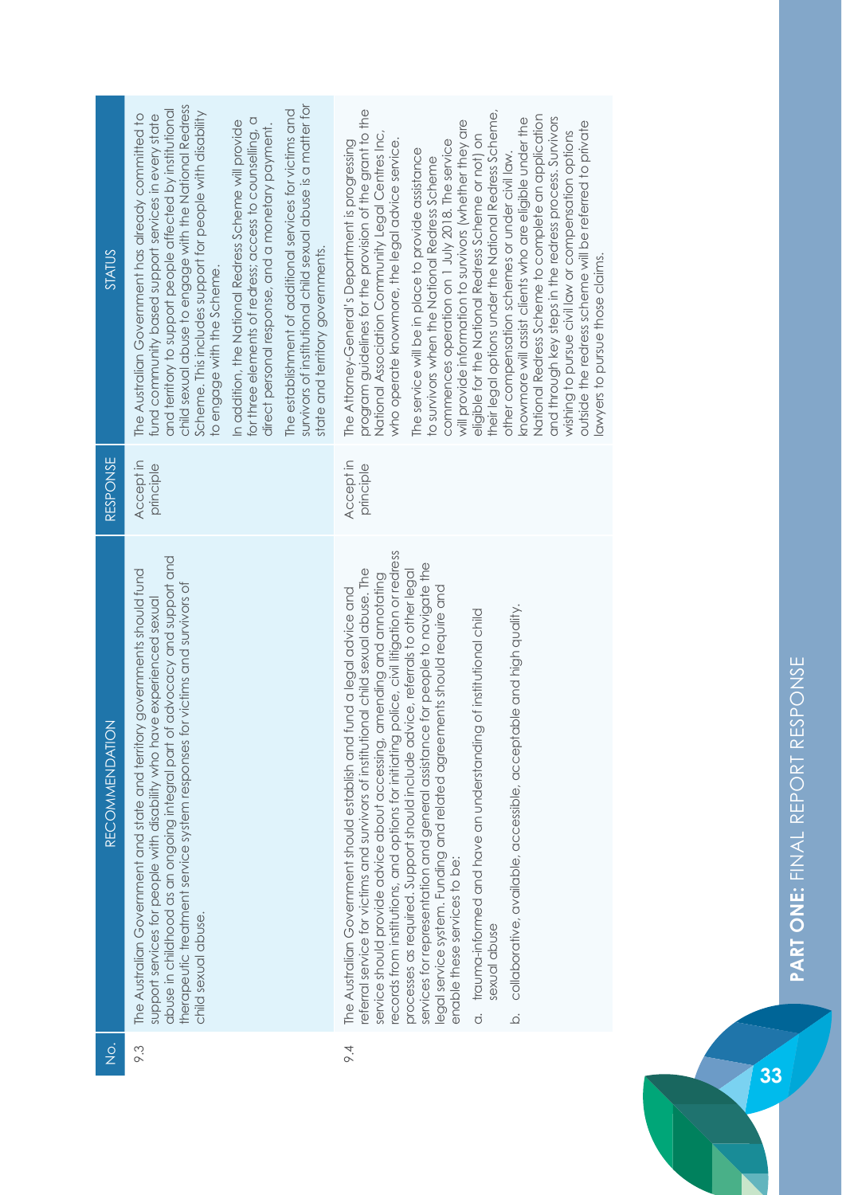| No. | RECOMMENDATION | RESPONSE | STATUS |
|---|---|---|---|
| 9.3 | The Australian Government and state and territory governments should fund support services for people with disability who have experienced sexual abuse in childhood as an ongoing integral part of advocacy and support and therapeutic treatment service system responses for victims and survivors of child sexual abuse. | Accept in principle | The Australian Government has already committed to fund community based support services in every state and territory to support people affected by institutional child sexual abuse to engage with the National Redress Scheme. This includes support for people with disability to engage with the Scheme.<br><br>In addition, the National Redress Scheme will provide for three elements of redress: access to counselling, a direct personal response, and a monetary payment.<br><br>The establishment of additional services for victims and survivors of institutional child sexual abuse is a matter for state and territory governments. |
| 9.4 | The Australian Government should establish and fund a legal advice and referral service for victims and survivors of institutional child sexual abuse. The service should provide advice about accessing, amending and annotating records from institutions, and options for initiating police, civil litigation or redress processes as required. Support should include advice, referrals to other legal services for representation and general assistance for people to navigate the legal service system. Funding and related agreements should require and enable these services to be:<br><br>a. trauma-informed and have an understanding of institutional child sexual abuse<br><br>b. collaborative, available, accessible, acceptable and high quality. | Accept in principle | The Attorney-General's Department is progressing program guidelines for the provision of the grant to the National Association Community Legal Centres Inc, who operate knowmore, the legal advice service.<br><br>The service will be in place to provide assistance to survivors when the National Redress Scheme commences operation on 1 July 2018. The service will provide information to survivors (whether they are eligible for the National Redress Scheme or not) on their legal options under the National Redress Scheme, other compensation schemes or under civil law. knowmore will assist clients who are eligible under the National Redress Scheme to complete an application and through key steps in the redress process. Survivors wishing to pursue civil law or compensation options outside the redress scheme will be referred to private lawyers to pursue those claims. |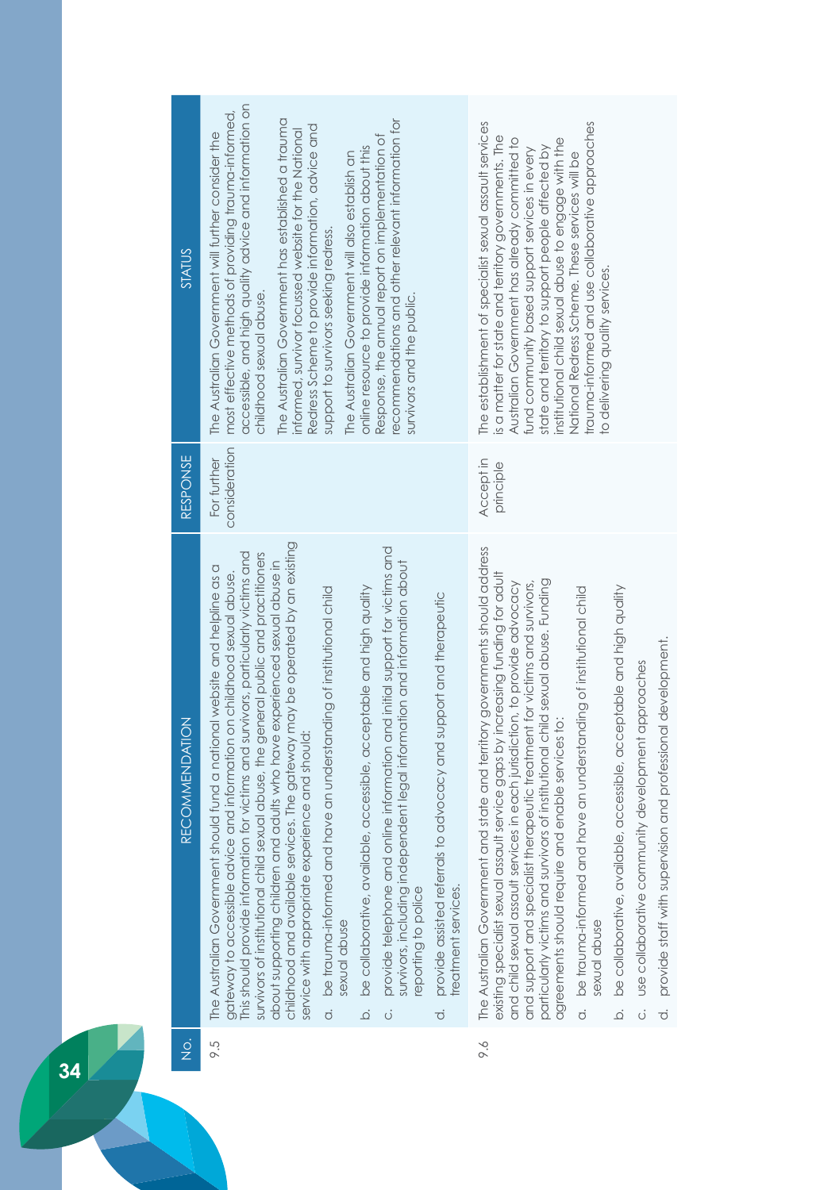| No. | RECOMMENDATION | RESPONSE | STATUS |
|---|---|---|---|
| 9.5 | The Australian Government should fund a national website and helpline as a gateway to accessible advice and information on childhood sexual abuse. This should provide information for victims and survivors, particularly victims and survivors of institutional child sexual abuse, the general public and practitioners about supporting children and adults who have experienced sexual abuse in childhood and available services. The gateway may be operated by an existing service with appropriate experience and should:<br>a. be trauma-informed and have an understanding of institutional child sexual abuse<br>b. be collaborative, available, accessible, acceptable and high quality<br>c. provide telephone and online information and initial support for victims and survivors, including independent legal information and information about reporting to police<br>d. provide assisted referrals to advocacy and support and therapeutic treatment services. | For further consideration | The Australian Government will further consider the most effective methods of providing trauma-informed, accessible, and high quality advice and information on childhood sexual abuse.<br>The Australian Government has established a trauma informed, survivor focussed website for the National Redress Scheme to provide information, advice and support to survivors seeking redress.<br>The Australian Government will also establish an online resource to provide information about this Response, the annual report on implementation of recommendations and other relevant information for survivors and the public. |
| 9.6 | The Australian Government and state and territory governments should address existing specialist sexual assault service gaps by increasing funding for adult and child sexual assault services in each jurisdiction, to provide advocacy and support and specialist therapeutic treatment for victims and survivors, particularly victims and survivors of institutional child sexual abuse. Funding agreements should require and enable services to:<br>a. be trauma-informed and have an understanding of institutional child sexual abuse<br>b. be collaborative, available, accessible, acceptable and high quality<br>c. use collaborative community development approaches<br>d. provide staff with supervision and professional development. | Accept in principle | The establishment of specialist sexual assault services is a matter for state and territory governments. The Australian Government has already committed to fund community based support services in every state and territory to support people affected by institutional child sexual abuse to engage with the National Redress Scheme. These services will be trauma-informed and use collaborative approaches to delivering quality services. |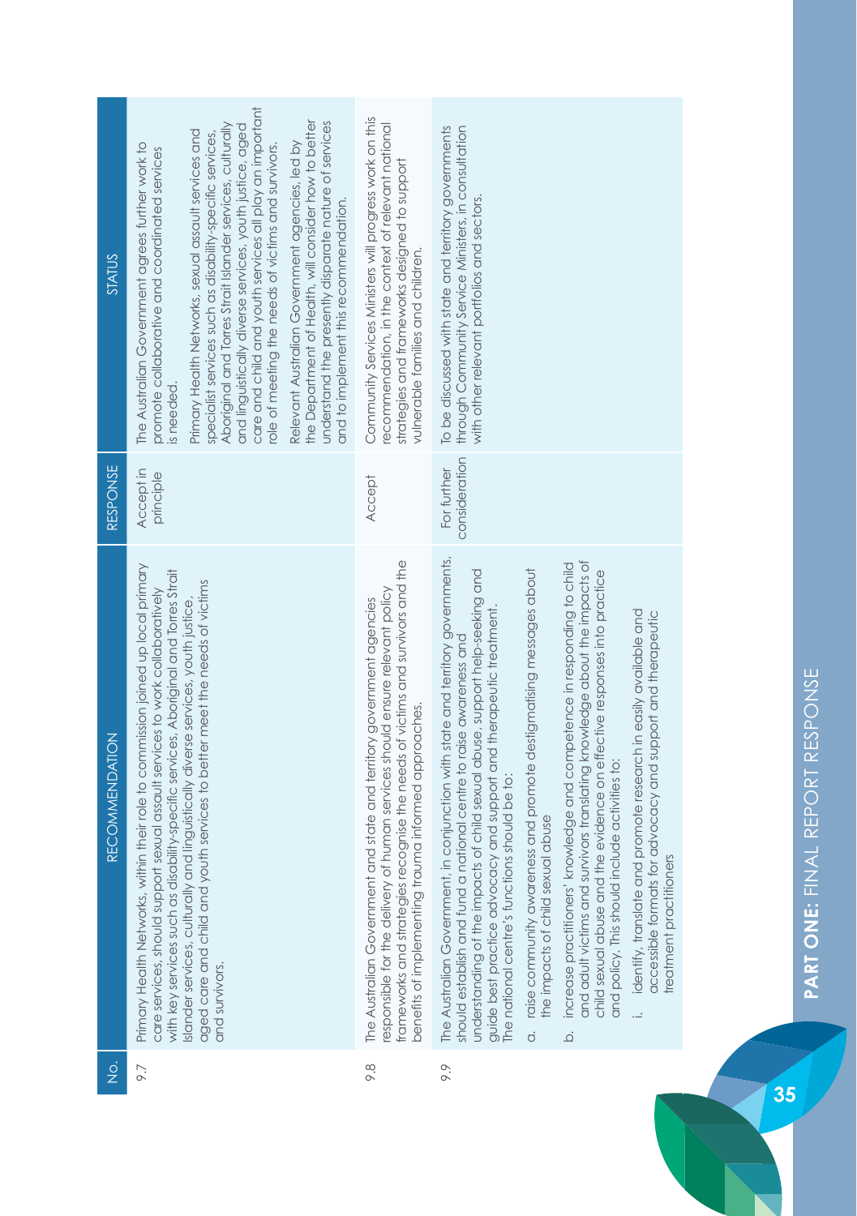| No. | RECOMMENDATION | RESPONSE | STATUS |
| --- | --- | --- | --- |
| 9.7 | Primary Health Networks, within their role to commission joined up local primary care services, should support sexual assault services to work collaboratively with key services such as disability-specific services, Aboriginal and Torres Strait Islander services, culturally and linguistically diverse services, youth justice, aged care and child and youth services to better meet the needs of victims and survivors. | Accept in principle | The Australian Government agrees further work to promote collaborative and coordinated services is needed.<br><br>Primary Health Networks, sexual assault services and specialist services such as disability-specific services, Aboriginal and Torres Strait Islander services, culturally and linguistically diverse services, youth justice, aged care and child and youth services all play an important role of meeting the needs of victims and survivors.<br><br>Relevant Australian Government agencies, led by the Department of Health, will consider how to better understand the presently disparate nature of services and to implement this recommendation. |
| 9.8 | The Australian Government and state and territory government agencies responsible for the delivery of human services should ensure relevant policy frameworks and strategies recognise the needs of victims and survivors and the benefits of implementing trauma informed approaches. | Accept | Community Services Ministers will progress work on this recommendation, in the context of relevant national strategies and frameworks designed to support vulnerable families and children. |
| 9.9 | The Australian Government, in conjunction with state and territory governments, should establish and fund a national centre to raise awareness and understanding of the impacts of child sexual abuse, support help-seeking and guide best practice advocacy and support and therapeutic treatment. The national centre's functions should be to:<br><br>a. raise community awareness and promote destigmatising messages about the impacts of child sexual abuse<br><br>b. increase practitioners' knowledge and competence in responding to child and adult victims and survivors translating knowledge about the impacts of child sexual abuse and the evidence on effective responses into practice and policy. This should include activities to:<br><br>i. identify, translate and promote research in easily available and accessible formats for advocacy and support and therapeutic treatment practitioners | For further consideration | To be discussed with state and territory governments through Community Service Ministers, in consultation with other relevant portfolios and sectors. |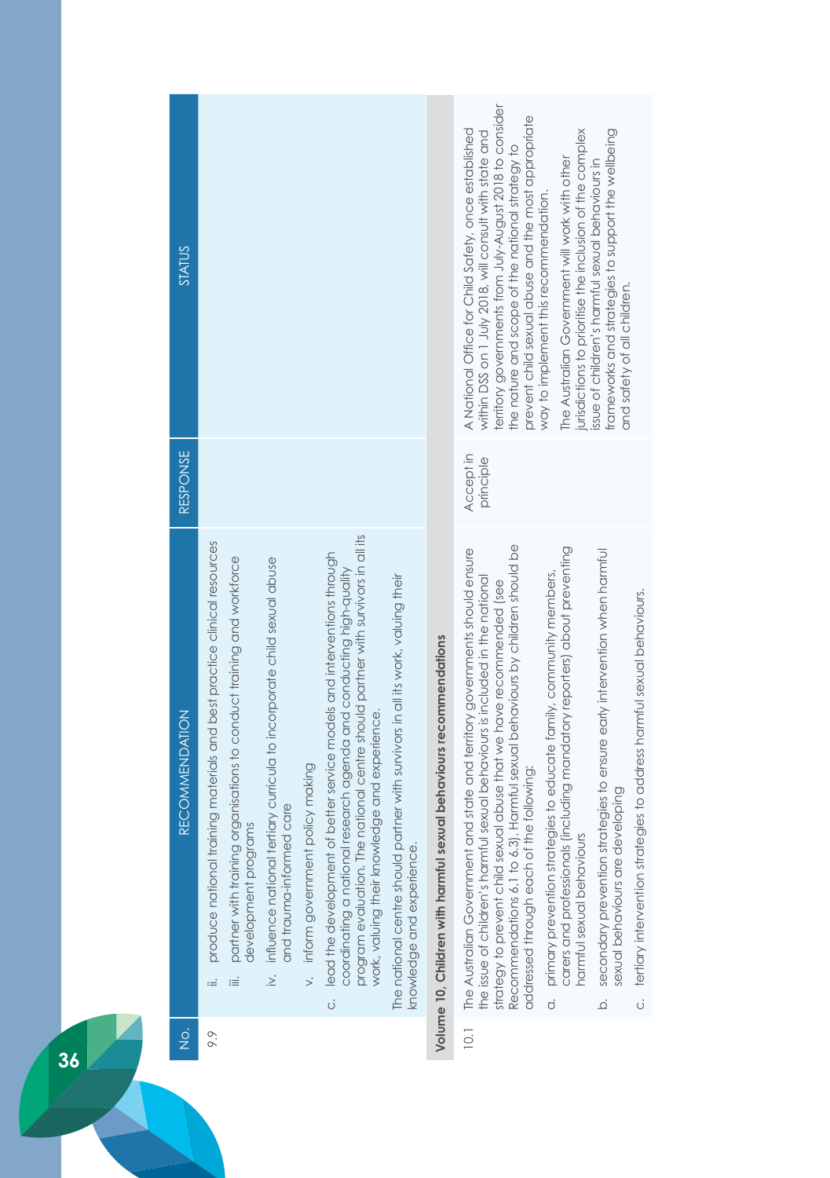| No. | RECOMMENDATION | RESPONSE | STATUS |
|---|---|---|---|
| 9.9 | ii. produce national training materials and best practice clinical resources<br>iii. partner with training organisations to conduct training and workforce development programs<br>iv. influence national tertiary curricula to incorporate child sexual abuse and trauma-informed care<br>v. inform government policy making<br>c. lead the development of better service models and interventions through coordinating a national research agenda and conducting high-quality program evaluation. The national centre should partner with survivors in all its work, valuing their knowledge and experience.<br>The national centre should partner with survivors in all its work, valuing their knowledge and experience. | | |
| **Volume 10, Children with harmful sexual behaviours recommendations** | | | |
| 10.1 | The Australian Government and state and territory governments should ensure the issue of children's harmful sexual behaviours is included in the national strategy to prevent child sexual abuse that we have recommended (see Recommendations 6.1 to 6.3). Harmful sexual behaviours by children should be addressed through each of the following:<br>a. primary prevention strategies to educate family, community members, carers and professionals (including mandatory reporters) about preventing harmful sexual behaviours<br>b. secondary prevention strategies to ensure early intervention when harmful sexual behaviours are developing<br>c. tertiary intervention strategies to address harmful sexual behaviours. | Accept in principle | A National Office for Child Safety, once established within DSS on 1 July 2018, will consult with state and territory governments from July-August 2018 to consider the nature and scope of the national strategy to prevent child sexual abuse and the most appropriate way to implement this recommendation.<br>The Australian Government will work with other jurisdictions to prioritise the inclusion of the complex issue of children's harmful sexual behaviours in frameworks and strategies to support the wellbeing and safety of all children. |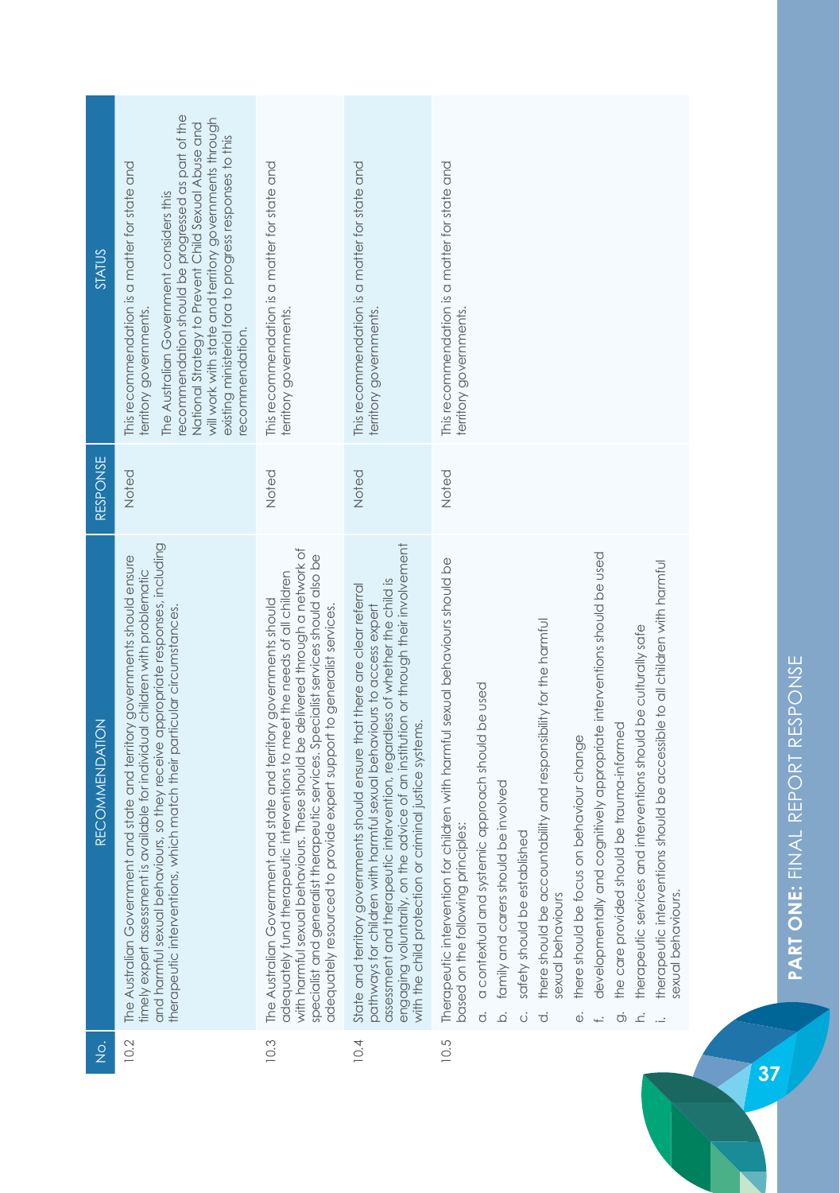| No. | RECOMMENDATION | RESPONSE | STATUS |
|---|---|---|---|
| 10.2 | The Australian Government and state and territory governments should ensure timely expert assessment is available for individual children with problematic and harmful sexual behaviours, so they receive appropriate responses, including therapeutic interventions, which match their particular circumstances. | Noted | This recommendation is a matter for state and territory governments. The Australian Government considers this recommendation should be progressed as part of the National Strategy to Prevent Child Sexual Abuse and will work with state and territory governments through existing ministerial fora to progress responses to this recommendation. |
| 10.3 | The Australian Government and state and territory governments should adequately fund therapeutic interventions to meet the needs of all children with harmful sexual behaviours. These should be delivered through a network of specialist and generalist therapeutic services. Specialist services should also be adequately resourced to provide expert support to generalist services. | Noted | This recommendation is a matter for state and territory governments. |
| 10.4 | State and territory governments should ensure that there are clear referral pathways for children with harmful sexual behaviours to access expert assessment and therapeutic intervention, regardless of whether the child is engaging voluntarily, on the advice of an institution or through their involvement with the child protection or criminal justice systems. | Noted | This recommendation is a matter for state and territory governments. |
| 10.5 | Therapeutic intervention for children with harmful sexual behaviours should be based on the following principles:<br>a. a contextual and systemic approach should be used<br>b. family and carers should be involved<br>c. safety should be established<br>d. there should be accountability and responsibility for the harmful sexual behaviours<br>e. there should be focus on behaviour change<br>f. developmentally and cognitively appropriate interventions should be used<br>g. the care provided should be trauma-informed<br>h. therapeutic services and interventions should be culturally safe<br>i. therapeutic interventions should be accessible to all children with harmful sexual behaviours. | Noted | This recommendation is a matter for state and territory governments. |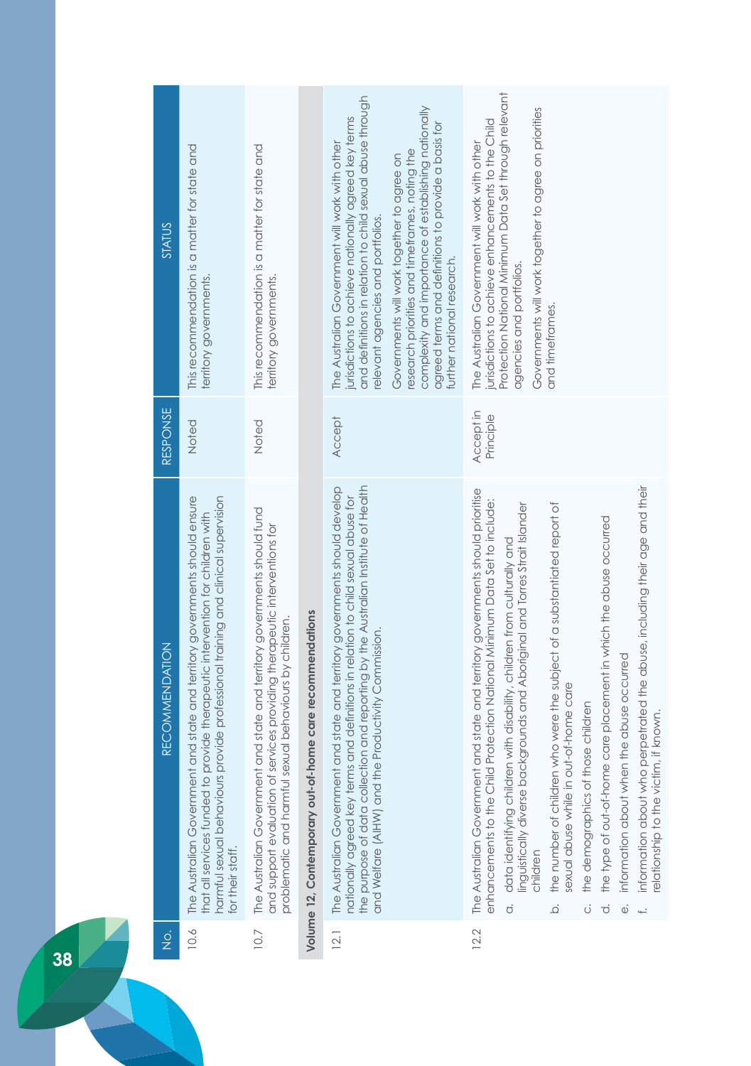| No. | RECOMMENDATION | RESPONSE | STATUS |
|---|---|---|---|
| 10.6 | The Australian Government and state and territory governments should ensure that all services funded to provide therapeutic intervention for children with harmful sexual behaviours provide professional training and clinical supervision for their staff. | Noted | This recommendation is a matter for state and territory governments. |
| 10.7 | The Australian Government and state and territory governments should fund and support evaluation of services providing therapeutic interventions for problematic and harmful sexual behaviours by children. | Noted | This recommendation is a matter for state and territory governments. |
| **Volume 12, Contemporary out-of-home care recommendations** | | | |
| 12.1 | The Australian Government and state and territory governments should develop nationally agreed key terms and definitions in relation to child sexual abuse for the purpose of data collection and reporting by the Australian Institute of Health and Welfare (AIHW) and the Productivity Commission. | Accept | The Australian Government will work with other jurisdictions to achieve nationally agreed key terms and definitions in relation to child sexual abuse through relevant agencies and portfolios.<br><br>Governments will work together to agree on research priorities and timeframes, noting the complexity and importance of establishing nationally agreed terms and definitions to provide a basis for further national research. |
| 12.2 | The Australian Government and state and territory governments should prioritise enhancements to the Child Protection National Minimum Data Set to include:<br>a. data identifying children with disability, children from culturally and linguistically diverse backgrounds and Aboriginal and Torres Strait Islander children<br>b. the number of children who were the subject of a substantiated report of sexual abuse while in out-of-home care<br>c. the demographics of those children<br>d. the type of out-of-home care placement in which the abuse occurred<br>e. information about when the abuse occurred<br>f. information about who perpetrated the abuse, including their age and their relationship to the victim, if known. | Accept in Principle | The Australian Government will work with other jurisdictions to achieve enhancements to the Child Protection National Minimum Data Set through relevant agencies and portfolios.<br><br>Governments will work together to agree on priorities and timeframes. |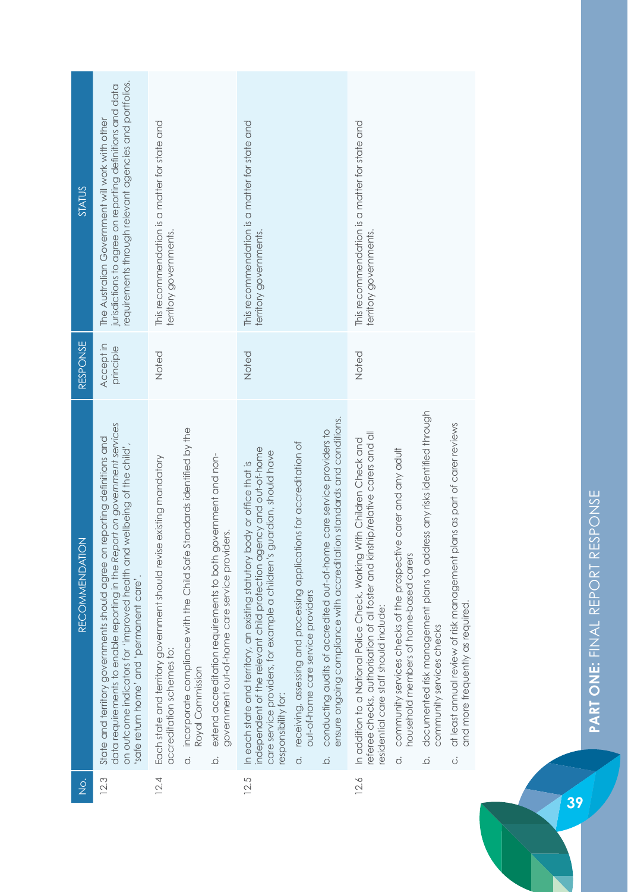| No. | RECOMMENDATION | RESPONSE | STATUS |
| --- | --- | --- | --- |
| 12.3 | State and territory governments should agree on reporting definitions and data requirements to enable reporting in the *Report on government services* on outcome indicators for 'improved health and wellbeing of the child', 'safe return home' and 'permanent care'. | Accept in principle | The Australian Government will work with other jurisdictions to agree on reporting definitions and data requirements through relevant agencies and portfolios. |
| 12.4 | Each state and territory government should revise existing mandatory accreditation schemes to:<br>a. incorporate compliance with the Child Safe Standards identified by the Royal Commission<br>b. extend accreditation requirements to both government and non-government out-of-home care service providers. | Noted | This recommendation is a matter for state and territory governments. |
| 12.5 | In each state and territory, an existing statutory body or office that is independent of the relevant child protection agency and out-of-home care service providers, for example a children's guardian, should have responsibility for:<br>a. receiving, assessing and processing applications for accreditation of out-of-home care service providers<br>b. conducting audits of accredited out-of-home care service providers to ensure ongoing compliance with accreditation standards and conditions. | Noted | This recommendation is a matter for state and territory governments. |
| 12.6 | In addition to a National Police Check, Working With Children Check and referee checks, authorisation of all foster and kinship/relative carers and all residential care staff should include:<br>a. community services checks of the prospective carer and any adult household members of home-based carers<br>b. documented risk management plans to address any risks identified through community services checks<br>c. at least annual review of risk management plans as part of carer reviews and more frequently as required. | Noted | This recommendation is a matter for state and territory governments. |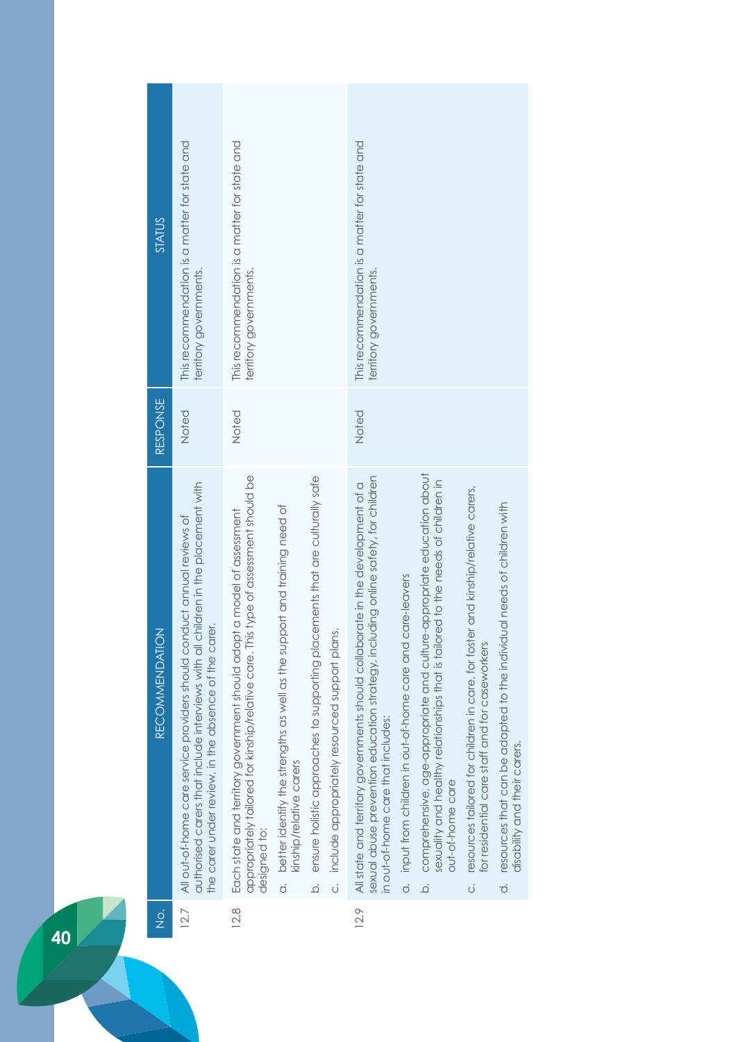| No. | RECOMMENDATION | RESPONSE | STATUS |
| --- | --- | --- | --- |
| 12.7 | All out-of-home care service providers should conduct annual reviews of authorised carers that include interviews with all children in the placement with the carer under review, in the absence of the carer. | Noted | This recommendation is a matter for state and territory governments. |
| 12.8 | Each state and territory government should adopt a model of assessment appropriately tailored for kinship/relative care. This type of assessment should be designed to:<br>a. better identify the strengths as well as the support and training need of kinship/relative carers<br>b. ensure holistic approaches to supporting placements that are culturally safe<br>c. include appropriately resourced support plans. | Noted | This recommendation is a matter for state and territory governments. |
| 12.9 | All state and territory governments should collaborate in the development of a sexual abuse prevention education strategy, including online safety, for children in out-of-home care that includes:<br>a. input from children in out-of-home care and care-leavers<br>b. comprehensive, age-appropriate and culture-appropriate education about sexuality and healthy relationships that is tailored to the needs of children in out-of-home care<br>c. resources tailored for children in care, for foster and kinship/relative carers, for residential care staff and for caseworkers<br>d. resources that can be adapted to the individual needs of children with disability and their carers. | Noted | This recommendation is a matter for state and territory governments. |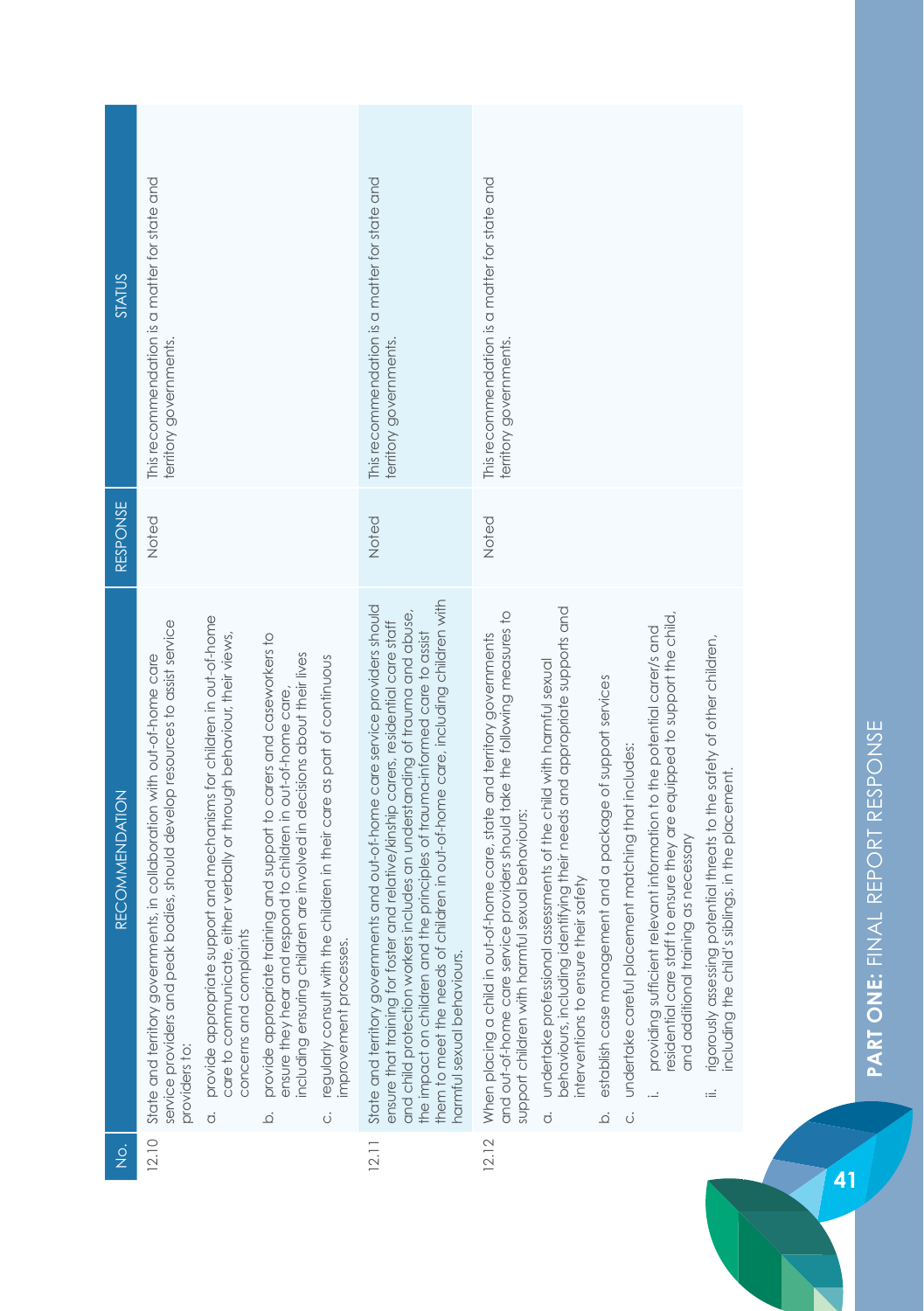| No. | RECOMMENDATION | RESPONSE | STATUS |
| --- | --- | --- | --- |
| 12.10 | State and territory governments, in collaboration with out-of-home care service providers and peak bodies, should develop resources to assist service providers to:<br>a. provide appropriate support and mechanisms for children in out-of-home care to communicate, either verbally or through behaviour, their views, concerns and complaints<br>b. provide appropriate training and support to carers and caseworkers to ensure they hear and respond to children in out-of-home care, including ensuring children are involved in decisions about their lives<br>c. regularly consult with the children in their care as part of continuous improvement processes. | Noted | This recommendation is a matter for state and territory governments. |
| 12.11 | State and territory governments and out-of-home care service providers should ensure that training for foster and relative/kinship carers, residential care staff and child protection workers includes an understanding of trauma and abuse, the impact on children and the principles of trauma-informed care to assist them to meet the needs of children in out-of-home care, including children with harmful sexual behaviours. | Noted | This recommendation is a matter for state and territory governments. |
| 12.12 | When placing a child in out-of-home care, state and territory governments and out-of-home care service providers should take the following measures to support children with harmful sexual behaviours:<br>a. undertake professional assessments of the child with harmful sexual behaviours, including identifying their needs and appropriate supports and interventions to ensure their safety<br>b. establish case management and a package of support services<br>c. undertake careful placement matching that includes:<br>i. providing sufficient relevant information to the potential carer/s and residential care staff to ensure they are equipped to support the child, and additional training as necessary<br>ii. rigorously assessing potential threats to the safety of other children, including the child's siblings, in the placement. | Noted | This recommendation is a matter for state and territory governments. |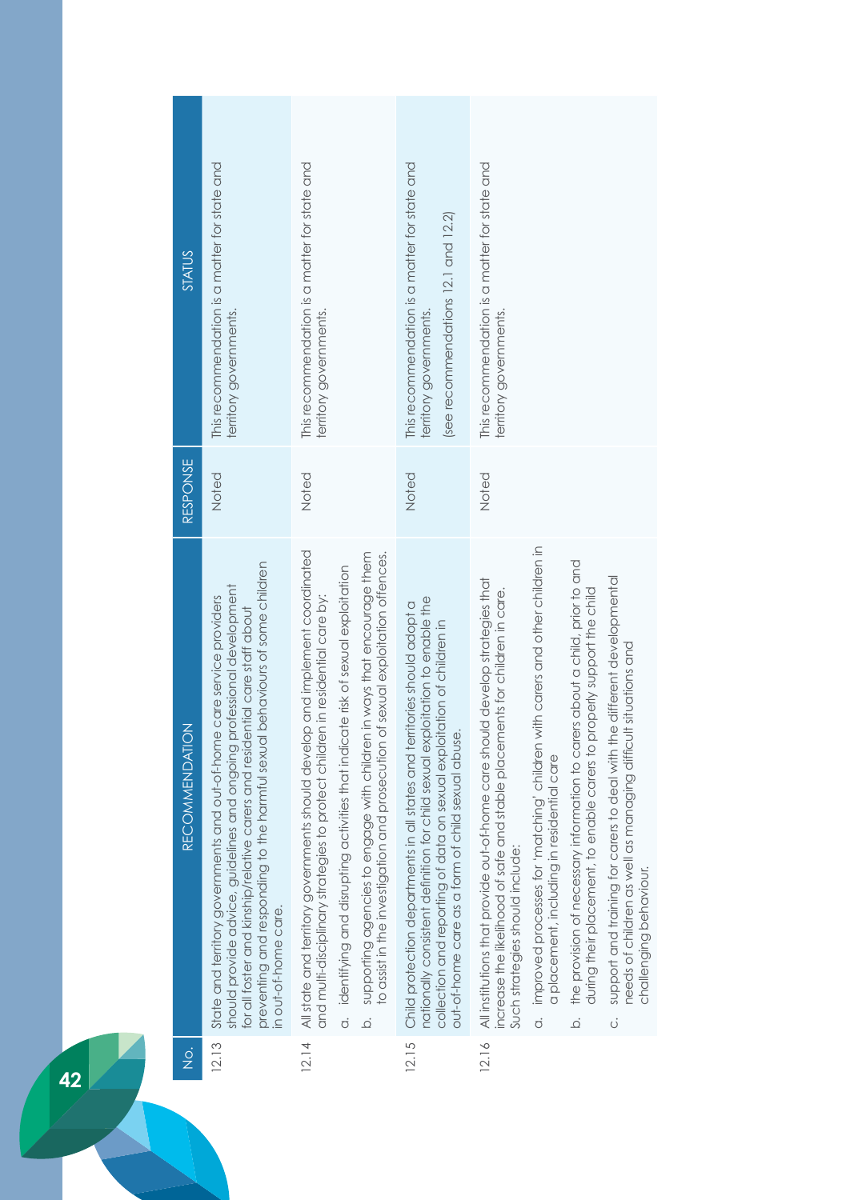| No. | RECOMMENDATION | RESPONSE | STATUS |
| --- | --- | --- | --- |
| 12.13 | State and territory governments and out-of-home care service providers should provide advice, guidelines and ongoing professional development for all foster and kinship/relative carers and residential care staff about preventing and responding to the harmful sexual behaviours of some children in out-of-home care. | Noted | This recommendation is a matter for state and territory governments. |
| 12.14 | All state and territory governments should develop and implement coordinated and multi-disciplinary strategies to protect children in residential care by:<br>a. identifying and disrupting activities that indicate risk of sexual exploitation<br>b. supporting agencies to engage with children in ways that encourage them to assist in the investigation and prosecution of sexual exploitation offences. | Noted | This recommendation is a matter for state and territory governments. |
| 12.15 | Child protection departments in all states and territories should adopt a nationally consistent definition for child sexual exploitation to enable the collection and reporting of data on sexual exploitation of children in out-of-home care as a form of child sexual abuse. | Noted | This recommendation is a matter for state and territory governments.<br><br>(see recommendations 12.1 and 12.2) |
| 12.16 | All institutions that provide out-of-home care should develop strategies that increase the likelihood of safe and stable placements for children in care. Such strategies should include:<br>a. improved processes for 'matching' children with carers and other children in a placement, including in residential care<br>b. the provision of necessary information to carers about a child, prior to and during their placement, to enable carers to properly support the child<br>c. support and training for carers to deal with the different developmental needs of children as well as managing difficult situations and challenging behaviour. | Noted | This recommendation is a matter for state and territory governments. |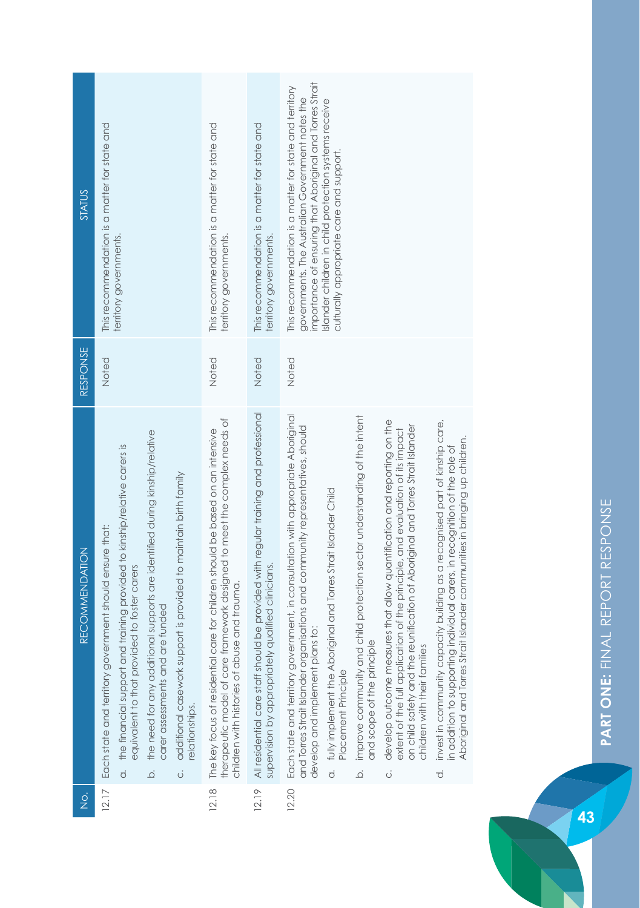| No. | RECOMMENDATION | RESPONSE | STATUS |
|---|---|---|---|
| 12.17 | Each state and territory government should ensure that:<br>a. the financial support and training provided to kinship/relative carers is equivalent to that provided to foster carers<br>b. the need for any additional supports are identified during kinship/relative carer assessments and are funded<br>c. additional casework support is provided to maintain birth family relationships. | Noted | This recommendation is a matter for state and territory governments. |
| 12.18 | The key focus of residential care for children should be based on an intensive therapeutic model of care framework designed to meet the complex needs of children with histories of abuse and trauma. | Noted | This recommendation is a matter for state and territory governments. |
| 12.19 | All residential care staff should be provided with regular training and professional supervision by appropriately qualified clinicians. | Noted | This recommendation is a matter for state and territory governments. |
| 12.20 | Each state and territory government, in consultation with appropriate Aboriginal and Torres Strait Islander organisations and community representatives, should develop and implement plans to:<br>a. fully implement the Aboriginal and Torres Strait Islander Child Placement Principle<br>b. improve community and child protection sector understanding of the intent and scope of the principle<br>c. develop outcome measures that allow quantification and reporting on the extent of the full application of the principle, and evaluation of its impact on child safety and the reunification of Aboriginal and Torres Strait Islander children with their families<br>d. invest in community capacity building as a recognised part of kinship care, in addition to supporting individual carers, in recognition of the role of Aboriginal and Torres Strait Islander communities in bringing up children. | Noted | This recommendation is a matter for state and territory governments. The Australian Government notes the importance of ensuring that Aboriginal and Torres Strait Islander children in child protection systems receive culturally appropriate care and support. |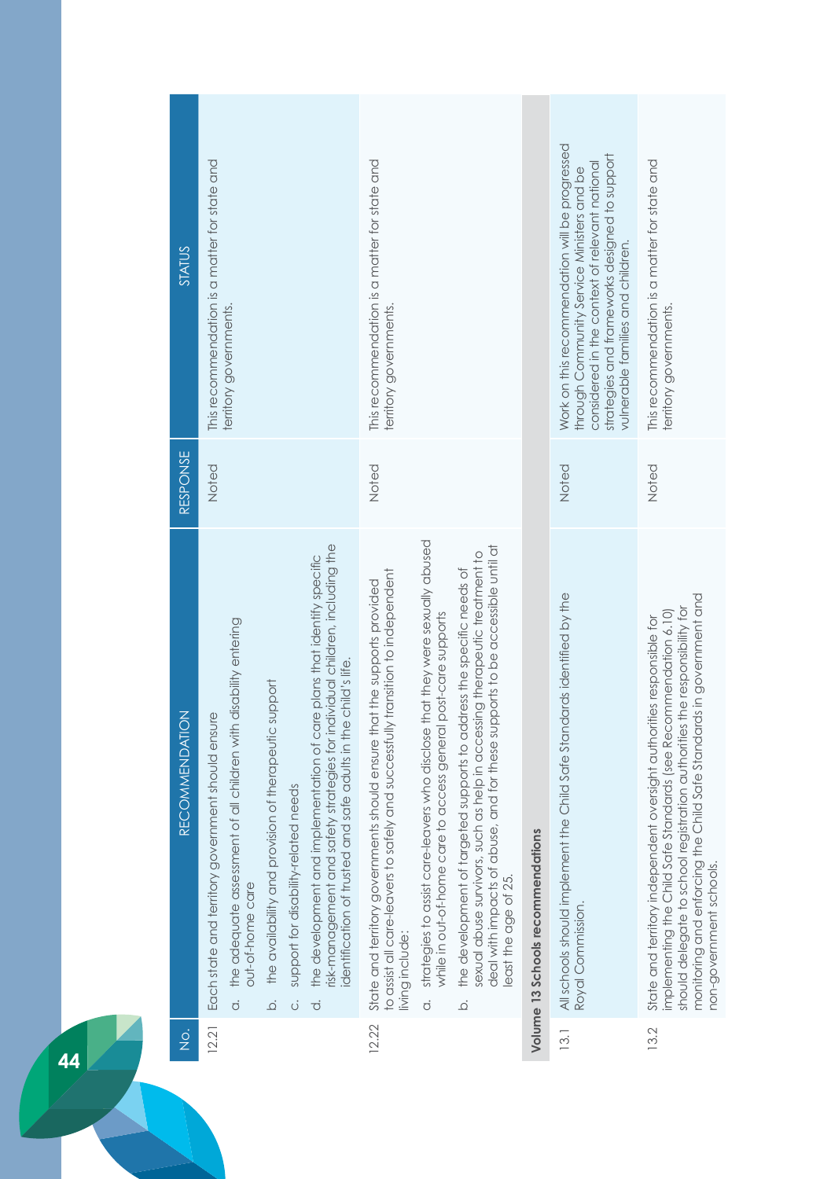| No. | RECOMMENDATION | RESPONSE | STATUS |
| --- | --- | --- | --- |
| 12.21 | Each state and territory government should ensure<br>a. the adequate assessment of all children with disability entering out-of-home care<br>b. the availability and provision of therapeutic support<br>c. support for disability-related needs<br>d. the development and implementation of care plans that identify specific risk-management and safety strategies for individual children, including the identification of trusted and safe adults in the child's life. | Noted | This recommendation is a matter for state and territory governments. |
| 12.22 | State and territory governments should ensure that the supports provided to assist all care-leavers to safely and successfully transition to independent living include:<br>a. strategies to assist care-leavers who disclose that they were sexually abused while in out-of-home care to access general post-care supports<br>b. the development of targeted supports to address the specific needs of sexual abuse survivors, such as help in accessing therapeutic treatment to deal with impacts of abuse, and for these supports to be accessible until at least the age of 25. | Noted | This recommendation is a matter for state and territory governments. |
| **Volume 13 Schools recommendations** | | | |
| 13.1 | All schools should implement the Child Safe Standards identified by the Royal Commission. | Noted | Work on this recommendation will be progressed through Community Service Ministers and be considered in the context of relevant national strategies and frameworks designed to support vulnerable families and children. |
| 13.2 | State and territory independent oversight authorities responsible for implementing the Child Safe Standards (see Recommendation 6.10) should delegate to school registration authorities the responsibility for monitoring and enforcing the Child Safe Standards in government and non-government schools. | Noted | This recommendation is a matter for state and territory governments. |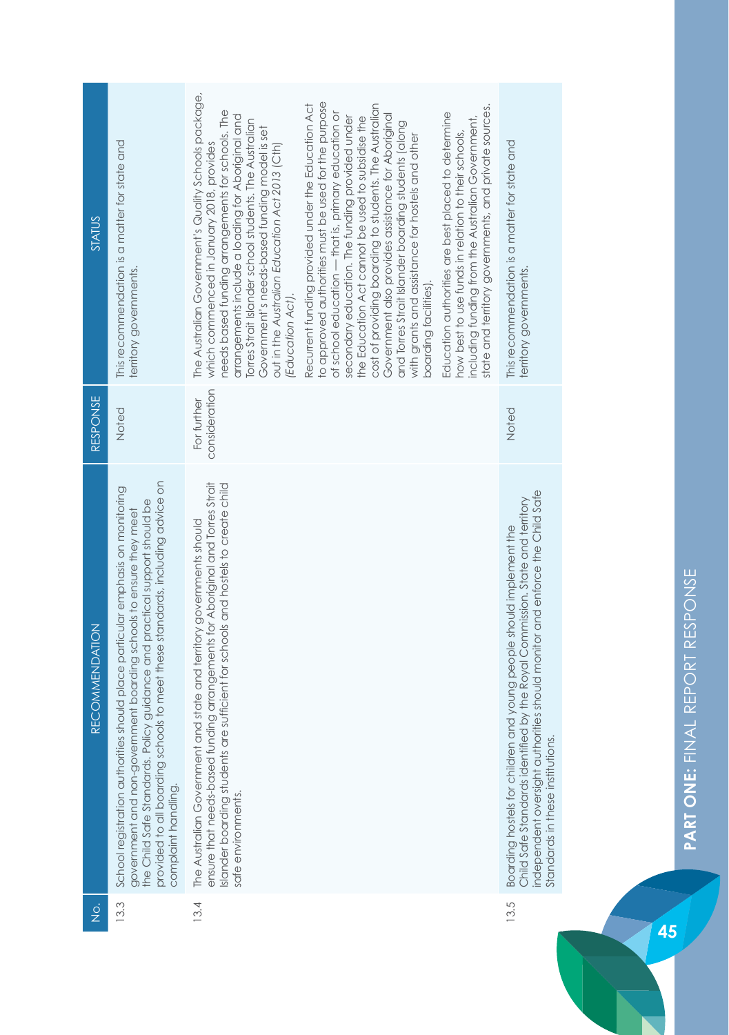| No. | RECOMMENDATION | RESPONSE | STATUS |
|---|---|---|---|
| 13.3 | School registration authorities should place particular emphasis on monitoring government and non-government boarding schools to ensure they meet the Child Safe Standards. Policy guidance and practical support should be provided to all boarding schools to meet these standards, including advice on complaint handling. | Noted | This recommendation is a matter for state and territory governments. |
| 13.4 | The Australian Government and state and territory governments should ensure that needs-based funding arrangements for Aboriginal and Torres Strait Islander boarding students are sufficient for schools and hostels to create child safe environments. | For further consideration | The Australian Government's Quality Schools package, which commenced in January 2018, provides needs based funding arrangements for schools. The arrangements include a loading for Aboriginal and Torres Strait Islander school students. The Australian Government's needs-based funding model is set out in the *Australian Education Act 2013* (Cth) *(Education Act)*.<br><br>Recurrent funding provided under the Education Act to approved authorities must be used for the purpose of school education — that is, primary education or secondary education. The funding provided under the Education Act cannot be used to subsidise the cost of providing boarding to students. The Australian Government also provides assistance for Aboriginal and Torres Strait Islander boarding students (along with grants and assistance for hostels and other boarding facilities).<br><br>Education authorities are best placed to determine how best to use funds in relation to their schools, including funding from the Australian Government, state and territory governments, and private sources. |
| 13.5 | Boarding hostels for children and young people should implement the Child Safe Standards identified by the Royal Commission. State and territory independent oversight authorities should monitor and enforce the Child Safe Standards in these institutions. | Noted | This recommendation is a matter for state and territory governments. |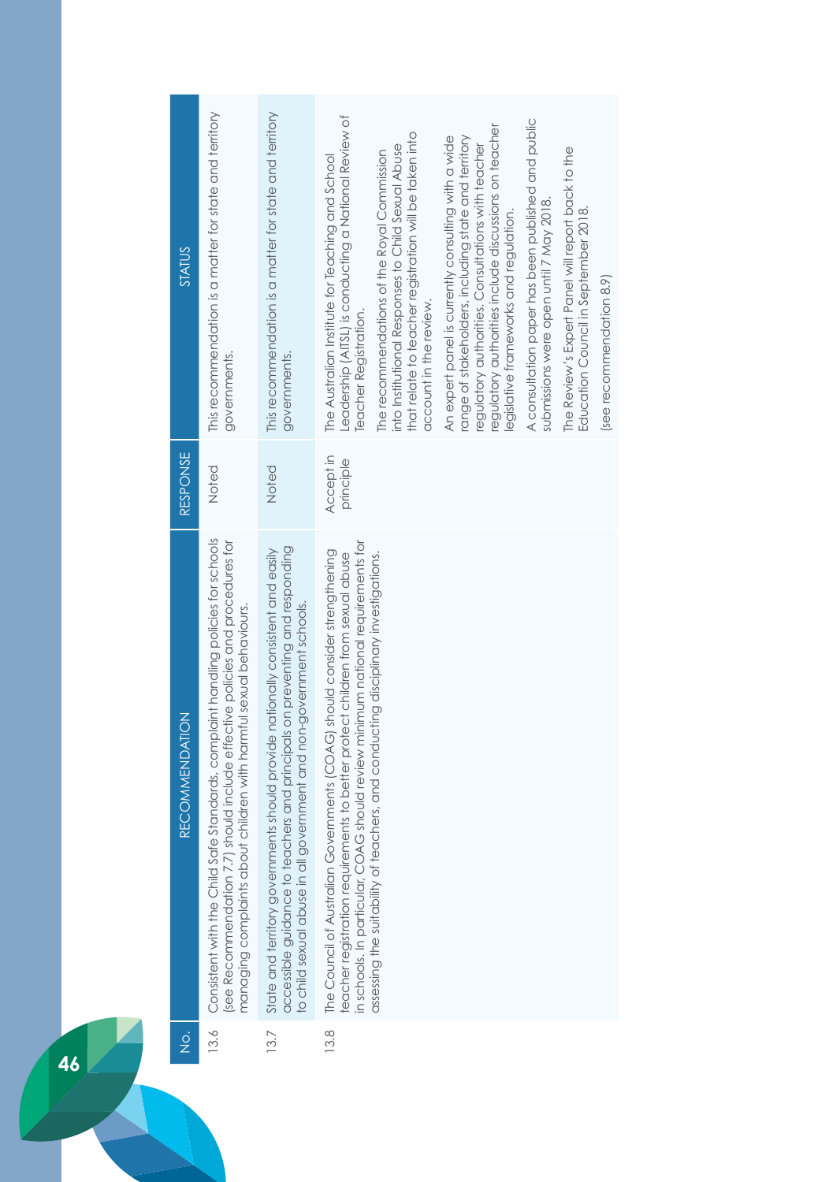| No. | RECOMMENDATION | RESPONSE | STATUS |
| --- | --- | --- | --- |
| 13.6 | Consistent with the Child Safe Standards, complaint handling policies for schools (see Recommendation 7.7) should include effective policies and procedures for managing complaints about children with harmful sexual behaviours. | Noted | This recommendation is a matter for state and territory governments. |
| 13.7 | State and territory governments should provide nationally consistent and easily accessible guidance to teachers and principals on preventing and responding to child sexual abuse in all government and non-government schools. | Noted | This recommendation is a matter for state and territory governments. |
| 13.8 | The Council of Australian Governments (COAG) should consider strengthening teacher registration requirements to better protect children from sexual abuse in schools. In particular, COAG should review minimum national requirements for assessing the suitability of teachers, and conducting disciplinary investigations. | Accept in principle | The Australian Institute for Teaching and School Leadership (AITSL) is conducting a National Review of Teacher Registration.<br><br>The recommendations of the Royal Commission into Institutional Responses to Child Sexual Abuse that relate to teacher registration will be taken into account in the review.<br><br>An expert panel is currently consulting with a wide range of stakeholders, including state and territory regulatory authorities. Consultations with teacher regulatory authorities include discussions on teacher legislative frameworks and regulation.<br><br>A consultation paper has been published and public submissions were open until 7 May 2018.<br><br>The Review's Expert Panel will report back to the Education Council in September 2018.<br><br>(see recommendation 8.9) |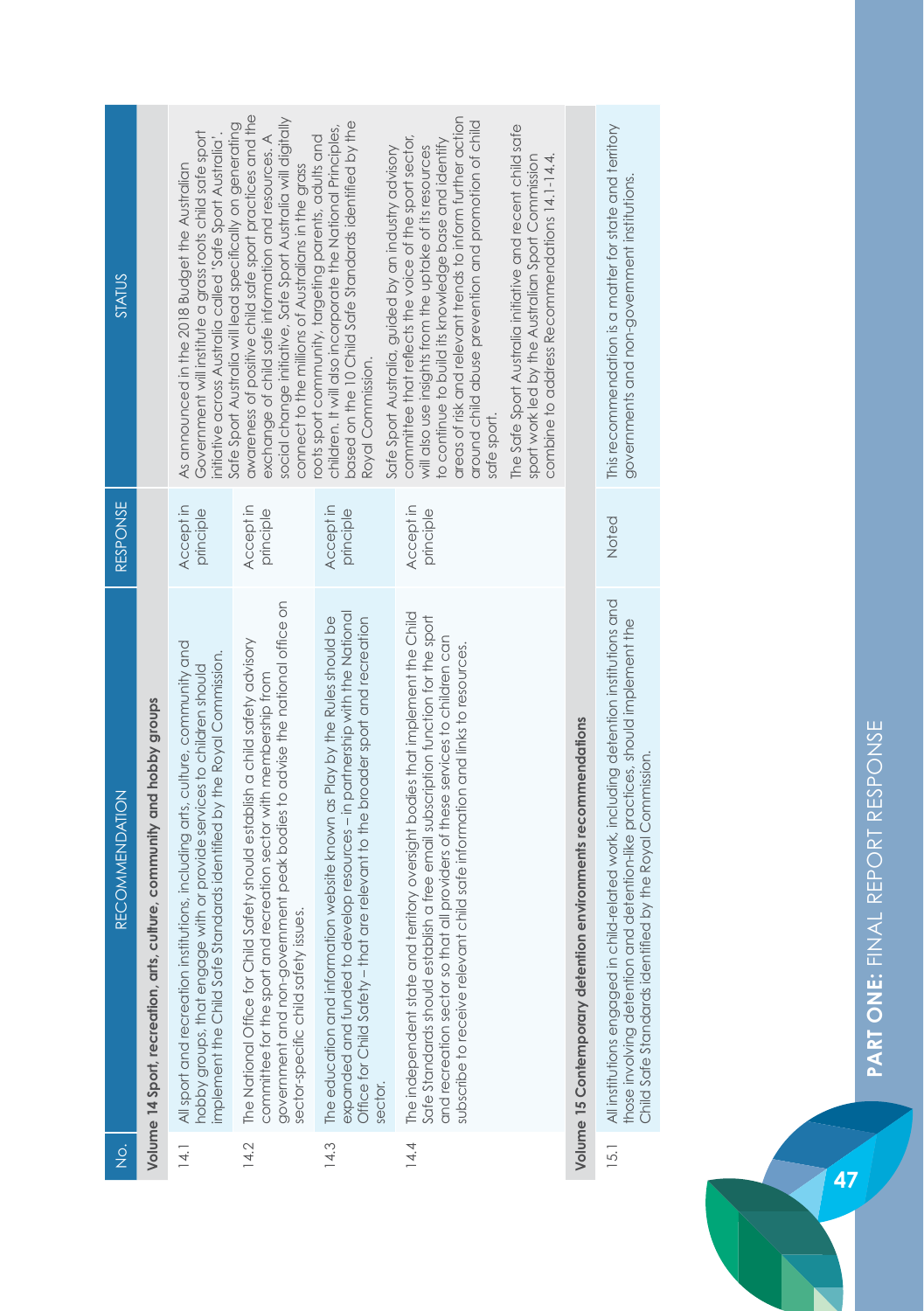| No. | RECOMMENDATION | RESPONSE | STATUS |
|---|---|---|---|
| **Volume 14 Sport, recreation, arts, culture, community and hobby groups** | | | |
| 14.1 | All sport and recreation institutions, including arts, culture, community and hobby groups, that engage with or provide services to children should implement the Child Safe Standards identified by the Royal Commission. | Accept in principle | As announced in the 2018 Budget the Australian Government will institute a grass roots child safe sport initiative across Australia called 'Safe Sport Australia'. Safe Sport Australia will lead specifically on generating awareness of positive child safe sport practices and the exchange of child safe information and resources. A social change initiative, Safe Sport Australia will digitally connect to the millions of Australians in the grass roots sport community, targeting parents, adults and children. It will also incorporate the National Principles, based on the 10 Child Safe Standards identified by the Royal Commission.<br><br>Safe Sport Australia, guided by an industry advisory committee that reflects the voice of the sport sector, will also use insights from the uptake of its resources to continue to build its knowledge base and identify areas of risk and relevant trends to inform further action around child abuse prevention and promotion of child safe sport.<br><br>The Safe Sport Australia initiative and recent child safe sport work led by the Australian Sport Commission combine to address Recommendations 14.1-14.4. |
| 14.2 | The National Office for Child Safety should establish a child safety advisory committee for the sport and recreation sector with membership from government and non-government peak bodies to advise the national office on sector-specific child safety issues. | Accept in principle | |
| 14.3 | The education and information website known as Play by the Rules should be expanded and funded to develop resources – in partnership with the National Office for Child Safety – that are relevant to the broader sport and recreation sector. | Accept in principle | |
| 14.4 | The independent state and territory oversight bodies that implement the Child Safe Standards should establish a free email subscription function for the sport and recreation sector so that all providers of these services to children can subscribe to receive relevant child safe information and links to resources. | Accept in principle | |
| **Volume 15 Contemporary detention environments recommendations** | | | |
| 15.1 | All institutions engaged in child-related work, including detention institutions and those involving detention and detention-like practices, should implement the Child Safe Standards identified by the Royal Commission. | Noted | This recommendation is a matter for state and territory governments and non-government institutions. |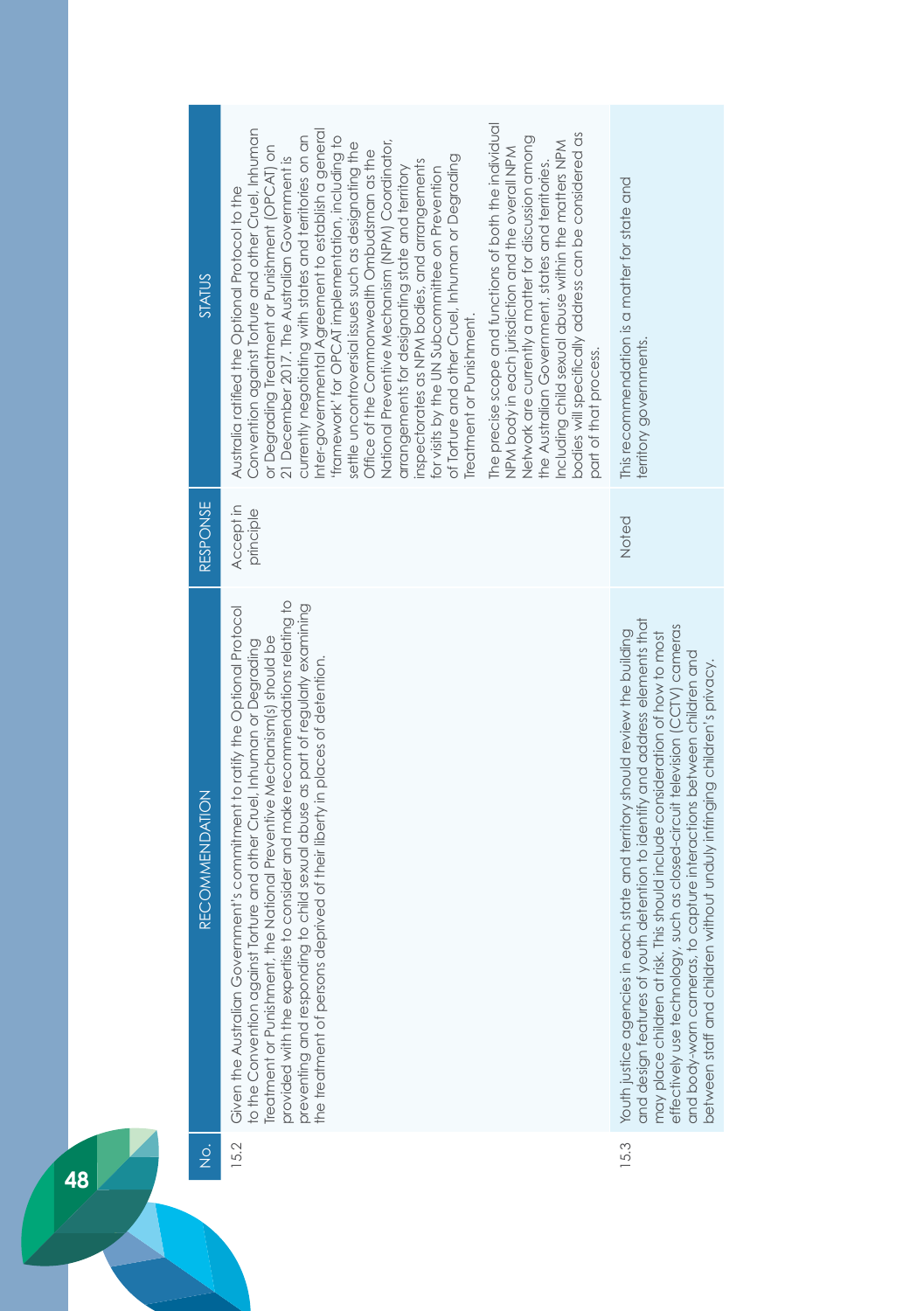| No. | RECOMMENDATION | RESPONSE | STATUS |
|---|---|---|---|
| 15.2 | Given the Australian Government's commitment to ratify the Optional Protocol to the Convention against Torture and other Cruel, Inhuman or Degrading Treatment or Punishment, the National Preventive Mechanism(s) should be provided with the expertise to consider and make recommendations relating to preventing and responding to child sexual abuse as part of regularly examining the treatment of persons deprived of their liberty in places of detention. | Accept in principle | Australia ratified the Optional Protocol to the Convention against Torture and other Cruel, Inhuman or Degrading Treatment or Punishment (OPCAT) on 21 December 2017. The Australian Government is currently negotiating with states and territories on an inter-governmental Agreement to establish a general 'framework' for OPCAT implementation, including to settle uncontroversial issues such as designating the Office of the Commonwealth Ombudsman as the National Preventive Mechanism (NPM) Coordinator, arrangements for designating state and territory inspectorates as NPM bodies, and arrangements for visits by the UN Subcommittee on Prevention of Torture and other Cruel, Inhuman or Degrading Treatment or Punishment.<br><br>The precise scope and functions of both the individual NPM body in each jurisdiction and the overall NPM Network are currently a matter for discussion among the Australian Government, states and territories. Including child sexual abuse within the matters NPM bodies will specifically address can be considered as part of that process. |
| 15.3 | Youth justice agencies in each state and territory should review the building and design features of youth detention to identify and address elements that may place children at risk. This should include consideration of how to most effectively use technology, such as closed-circuit television (CCTV) cameras and body-worn cameras, to capture interactions between children and between staff and children without unduly infringing children's privacy. | Noted | This recommendation is a matter for state and territory governments. |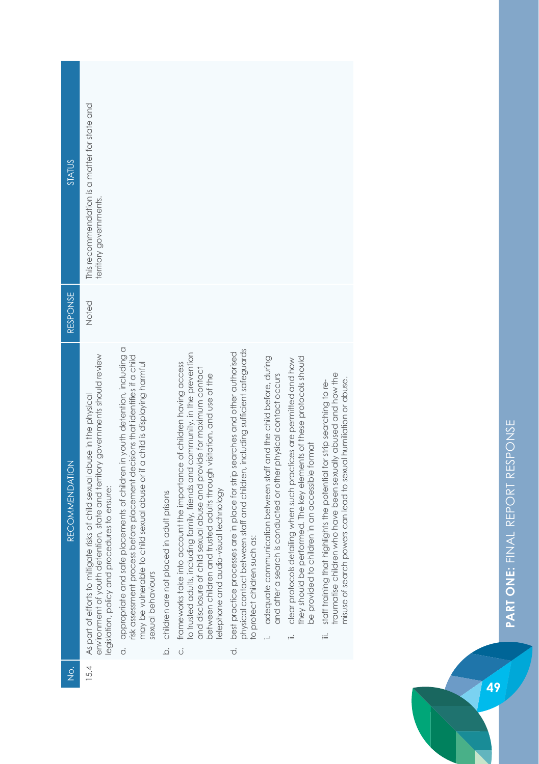| No. | RECOMMENDATION | RESPONSE | STATUS |
|---|---|---|---|
| 15.4 | As part of efforts to mitigate risks of child sexual abuse in the physical environment of youth detention, state and territory governments should review legislation, policy and procedures to ensure:<br>a. appropriate and safe placements of children in youth detention, including a risk assessment process before placement decisions that identifies if a child may be vulnerable to child sexual abuse or if a child is displaying harmful sexual behaviours<br>b. children are not placed in adult prisons<br>c. frameworks take into account the importance of children having access to trusted adults, including family, friends and community, in the prevention and disclosure of child sexual abuse and provide for maximum contact between children and trusted adults through visitation, and use of the telephone and audio-visual technology<br>d. best practice processes are in place for strip searches and other authorised physical contact between staff and children, including sufficient safeguards to protect children such as:<br>i. adequate communication between staff and the child before, during and after a search is conducted or other physical contact occurs<br>ii. clear protocols detailing when such practices are permitted and how they should be performed. The key elements of these protocols should be provided to children in an accessible format<br>iii. staff training that highlights the potential for strip searching to re-traumatise children who have been sexually abused and how the misuse of search powers can lead to sexual humiliation or abuse. | Noted | This recommendation is a matter for state and territory governments. |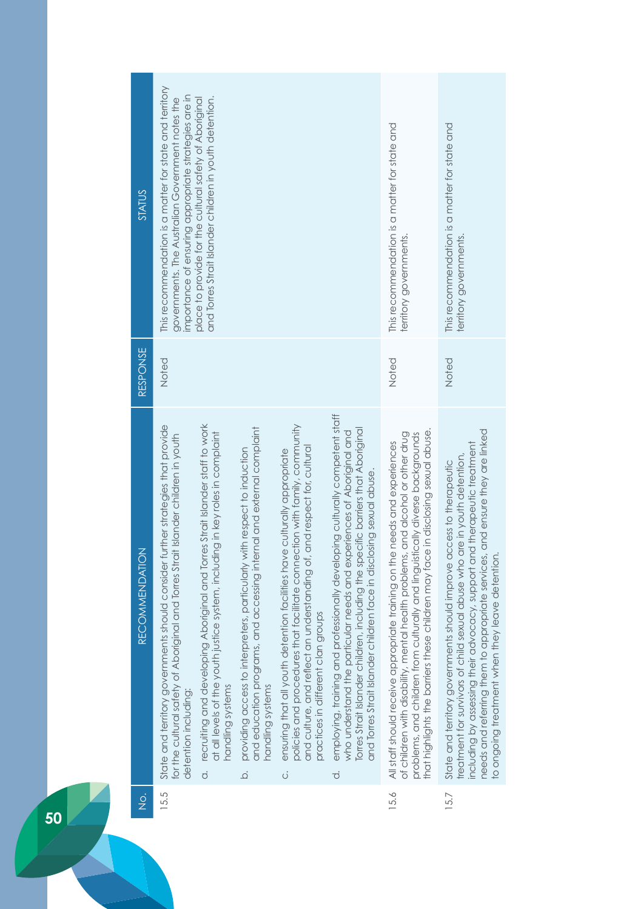| No. | RECOMMENDATION | RESPONSE | STATUS |
|---|---|---|---|
| 15.5 | State and territory governments should consider further strategies that provide for the cultural safety of Aboriginal and Torres Strait Islander children in youth detention including:<br>a. recruiting and developing Aboriginal and Torres Strait Islander staff to work at all levels of the youth justice system, including in key roles in complaint handling systems<br>b. providing access to interpreters, particularly with respect to induction and education programs, and accessing internal and external complaint handling systems<br>c. ensuring that all youth detention facilities have culturally appropriate policies and procedures that facilitate connection with family, community and culture, and reflect an understanding of, and respect for, cultural practices in different clan groups<br>d. employing, training and professionally developing culturally competent staff who understand the particular needs and experiences of Aboriginal and Torres Strait Islander children, including the specific barriers that Aboriginal and Torres Strait Islander children face in disclosing sexual abuse. | Noted | This recommendation is a matter for state and territory governments. The Australian Government notes the importance of ensuring appropriate strategies are in place to provide for the cultural safety of Aboriginal and Torres Strait Islander children in youth detention. |
| 15.6 | All staff should receive appropriate training on the needs and experiences of children with disability, mental health problems, and alcohol or other drug problems, and children from culturally and linguistically diverse backgrounds that highlights the barriers these children may face in disclosing sexual abuse. | Noted | This recommendation is a matter for state and territory governments. |
| 15.7 | State and territory governments should improve access to therapeutic treatment for survivors of child sexual abuse who are in youth detention, including by assessing their advocacy, support and therapeutic treatment needs and referring them to appropriate services, and ensure they are linked to ongoing treatment when they leave detention. | Noted | This recommendation is a matter for state and territory governments. |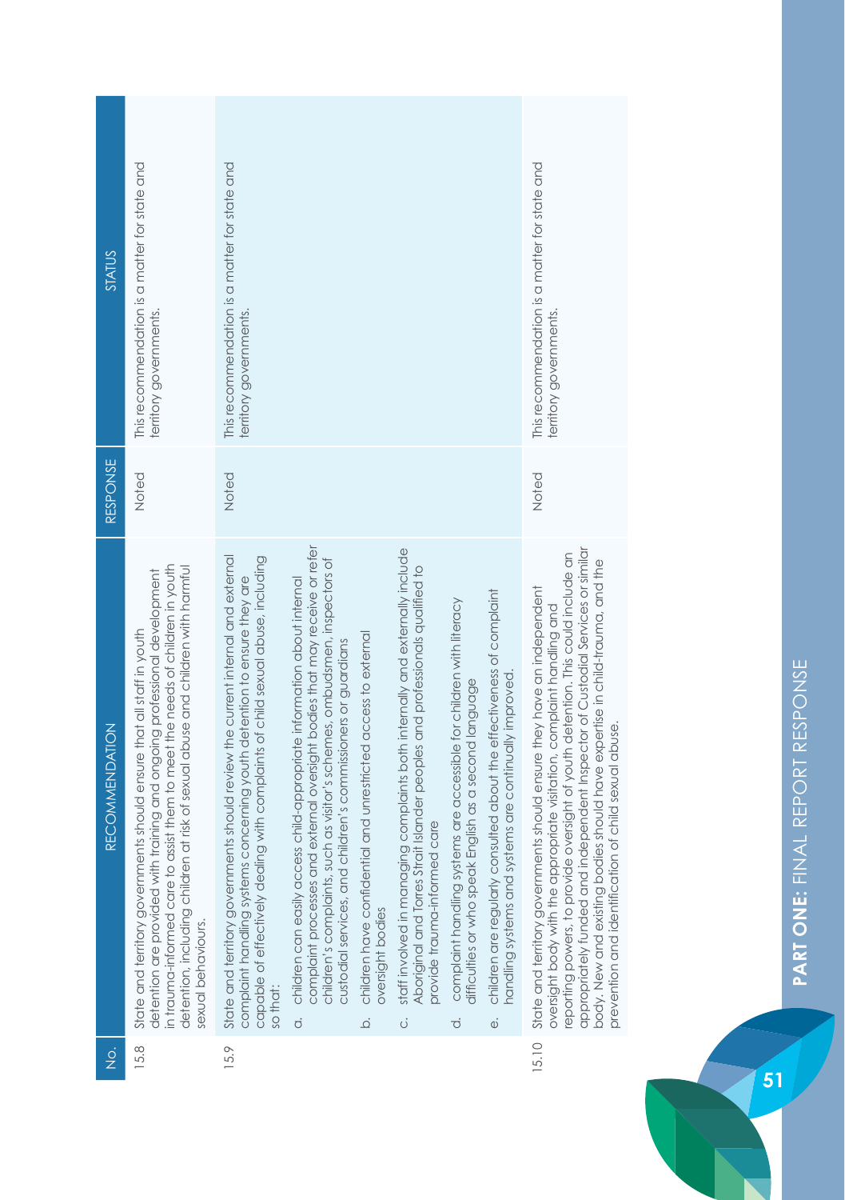| No. | RECOMMENDATION | RESPONSE | STATUS |
|---|---|---|---|
| 15.8 | State and territory governments should ensure that all staff in youth detention are provided with training and ongoing professional development in trauma-informed care to assist them to meet the needs of children in youth detention, including children at risk of sexual abuse and children with harmful sexual behaviours. | Noted | This recommendation is a matter for state and territory governments. |
| 15.9 | State and territory governments should review the current internal and external complaint handling systems concerning youth detention to ensure they are capable of effectively dealing with complaints of child sexual abuse, including so that:<br>a. children can easily access child-appropriate information about internal complaint processes and external oversight bodies that may receive or refer children's complaints, such as visitor's schemes, ombudsmen, inspectors of custodial services, and children's commissioners or guardians<br>b. children have confidential and unrestricted access to external oversight bodies<br>c. staff involved in managing complaints both internally and externally include Aboriginal and Torres Strait Islander peoples and professionals qualified to provide trauma-informed care<br>d. complaint handling systems are accessible for children with literacy difficulties or who speak English as a second language<br>e. children are regularly consulted about the effectiveness of complaint handling systems and systems are continually improved. | Noted | This recommendation is a matter for state and territory governments. |
| 15.10 | State and territory governments should ensure they have an independent oversight body with the appropriate visitation, complaint handling and reporting powers, to provide oversight of youth detention. This could include an appropriately funded and independent Inspector of Custodial Services or similar body. New and existing bodies should have expertise in child-trauma, and the prevention and identification of child sexual abuse. | Noted | This recommendation is a matter for state and territory governments. |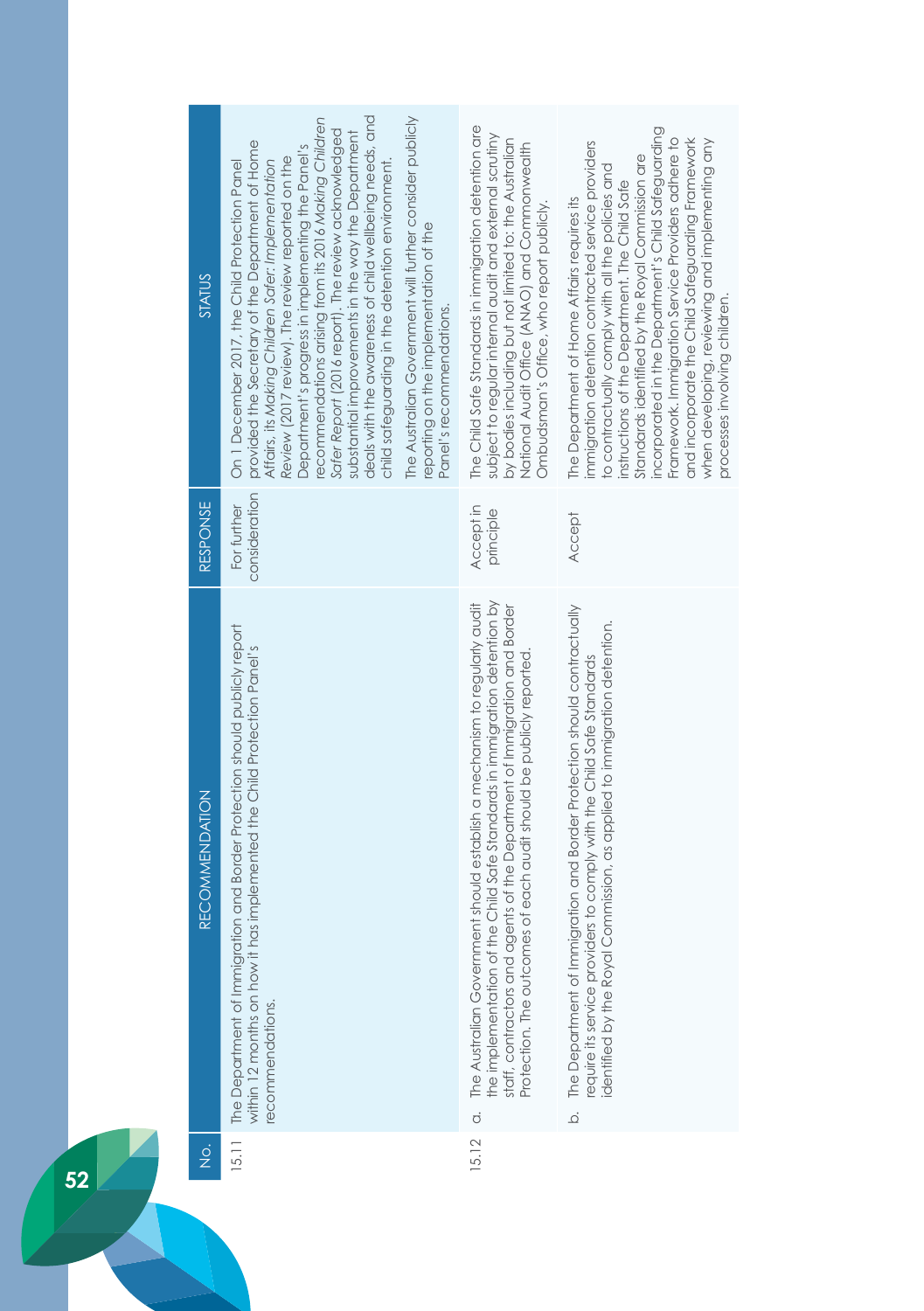| No. | RECOMMENDATION | RESPONSE | STATUS |
| --- | --- | --- | --- |
| 15.11 | The Department of Immigration and Border Protection should publicly report within 12 months on how it has implemented the Child Protection Panel's recommendations. | For further consideration | On 1 December 2017, the Child Protection Panel provided the Secretary of the Department of Home Affairs, its *Making Children Safer: Implementation Review* (2017 review). The review reported on the Department's progress in implementing the Panel's recommendations arising from its 2016 *Making Children Safer Report* (2016 report). The review acknowledged substantial improvements in the way the Department deals with the awareness of child wellbeing needs, and child safeguarding in the detention environment.<br><br>The Australian Government will further consider publicly reporting on the implementation of the Panel's recommendations. |
| 15.12 | a. The Australian Government should establish a mechanism to regularly audit the implementation of the Child Safe Standards in immigration detention by staff, contractors and agents of the Department of Immigration and Border Protection. The outcomes of each audit should be publicly reported. | Accept in principle | The Child Safe Standards in immigration detention are subject to regular internal audit and external scrutiny by bodies including but not limited to: the Australian National Audit Office (ANAO) and Commonwealth Ombudsman's Office, who report publicly. |
| | b. The Department of Immigration and Border Protection should contractually require its service providers to comply with the Child Safe Standards identified by the Royal Commission, as applied to immigration detention. | Accept | The Department of Home Affairs requires its immigration detention contracted service providers to contractually comply with all the policies and instructions of the Department. The Child Safe Standards identified by the Royal Commission are incorporated in the Department's Child Safeguarding Framework. Immigration Service Providers adhere to and incorporate the Child Safeguarding Framework when developing, reviewing and implementing any processes involving children. |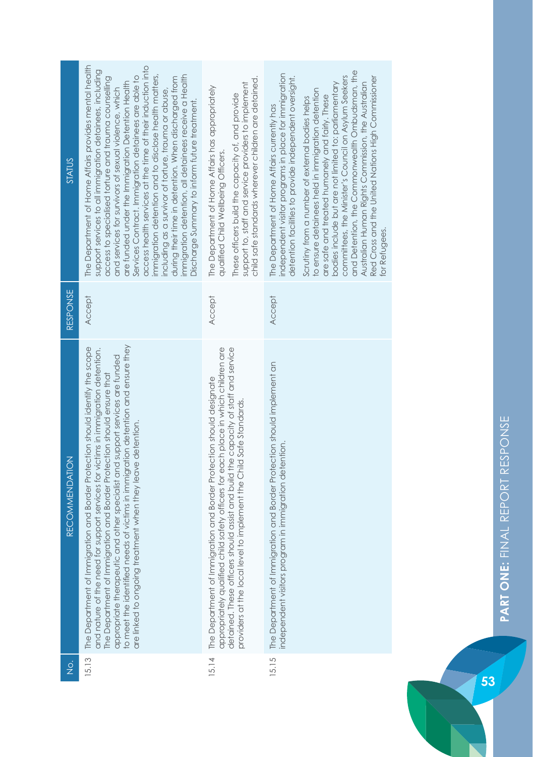| No. | RECOMMENDATION | RESPONSE | STATUS |
|---|---|---|---|
| 15.13 | The Department of Immigration and Border Protection should identify the scope and nature of the need for support services for victims in immigration detention. The Department of Immigration and Border Protection should ensure that appropriate therapeutic and other specialist and support services are funded to meet the identified needs of victims in immigration detention and ensure they are linked to ongoing treatment when they leave detention. | Accept | The Department of Home Affairs provides mental health support services to all immigration detainees, including access to specialised torture and trauma counselling and services for survivors of sexual violence, which are funded under the Immigration Detention Health Services Contract. Immigration detainees are able to access health services at the time of their induction into immigration detention and to disclose health matters, including as a survivor of torture, trauma or abuse, during their time in detention. When discharged from immigration detention, all detainees receive a Health Discharge Summary to inform future treatment. |
| 15.14 | The Department of Immigration and Border Protection should designate appropriately qualified child safety officers for each place in which children are detained. These officers should assist and build the capacity of staff and service providers at the local level to implement the Child Safe Standards. | Accept | The Department of Home Affairs has appropriately qualified Child Wellbeing Officers.<br><br>These officers build the capacity of, and provide support to, staff and service providers to implement child safe standards wherever children are detained. |
| 15.15 | The Department of Immigration and Border Protection should implement an independent visitors program in immigration detention. | Accept | The Department of Home Affairs currently has independent visitor programs in place for immigration detention facilities to provide independent oversight.<br><br>Scrutiny from a number of external bodies helps to ensure detainees held in immigration detention are safe and treated humanely and fairly. These bodies include but are not limited to: parliamentary committees, the Minister's Council on Asylum Seekers and Detention, the Commonwealth Ombudsman, the Australian Human Rights Commission, the Australian Red Cross and the United Nations High Commissioner for Refugees. |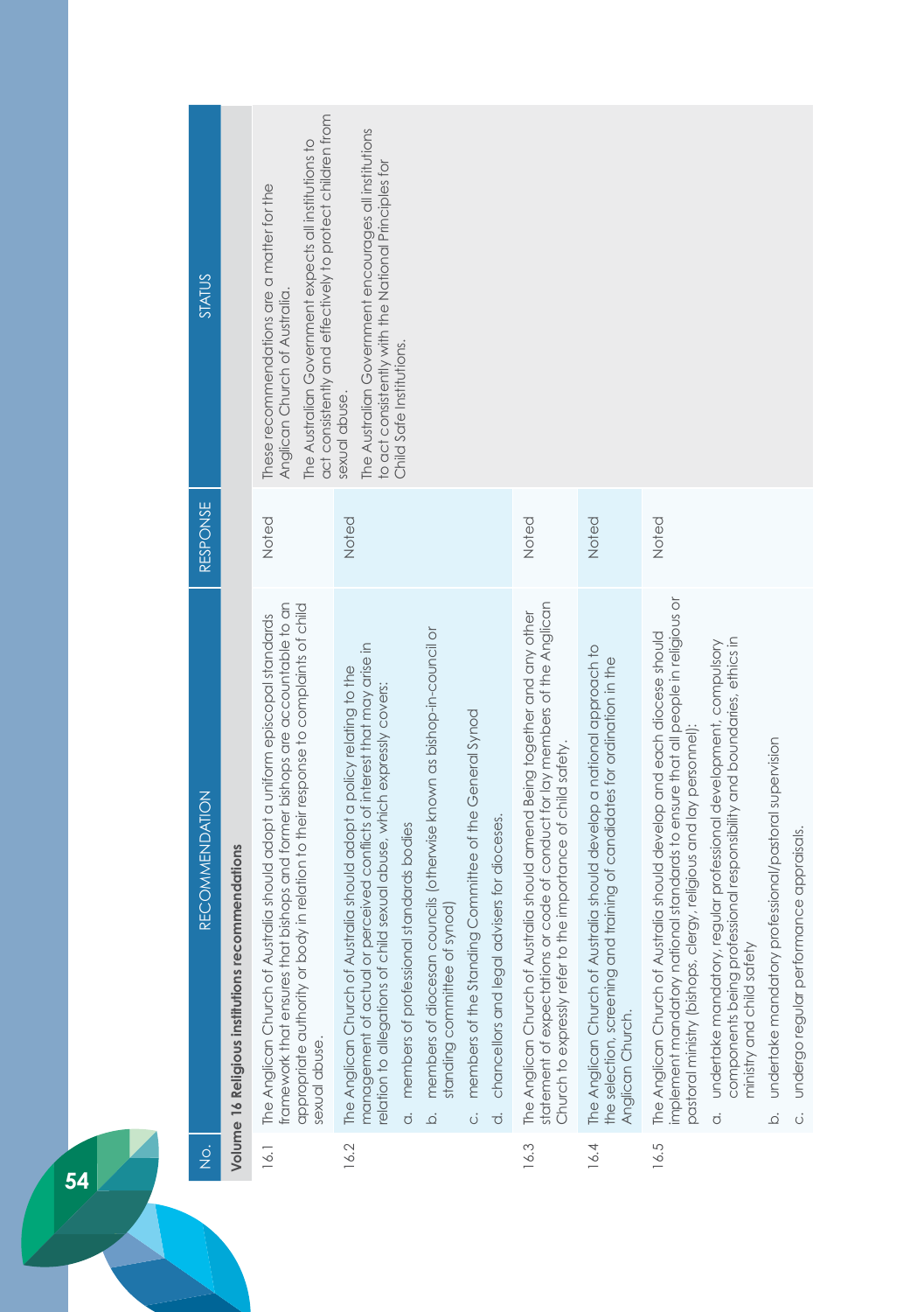| No. | RECOMMENDATION | RESPONSE | STATUS |
|---|---|---|---|
| **Volume 16 Religious institutions recommendations** | | | |
| 16.1 | The Anglican Church of Australia should adopt a uniform episcopal standards framework that ensures that bishops and former bishops are accountable to an appropriate authority or body in relation to their response to complaints of child sexual abuse. | Noted | These recommendations are a matter for the Anglican Church of Australia.<br>The Australian Government expects all institutions to act consistently and effectively to protect children from sexual abuse.<br>The Australian Government encourages all institutions to act consistently with the National Principles for Child Safe Institutions. |
| 16.2 | The Anglican Church of Australia should adopt a policy relating to the management of actual or perceived conflicts of interest that may arise in relation to allegations of child sexual abuse, which expressly covers:<br>a. members of professional standards bodies<br>b. members of diocesan councils (otherwise known as bishop-in-council or standing committee of synod)<br>c. members of the Standing Committee of the General Synod<br>d. chancellors and legal advisers for dioceses. | Noted | |
| 16.3 | The Anglican Church of Australia should amend Being together and any other statement of expectations or code of conduct for lay members of the Anglican Church to expressly refer to the importance of child safety. | Noted | |
| 16.4 | The Anglican Church of Australia should develop a national approach to the selection, screening and training of candidates for ordination in the Anglican Church. | Noted | |
| 16.5 | The Anglican Church of Australia should develop and each diocese should implement mandatory national standards to ensure that all people in religious or pastoral ministry (bishops, clergy, religious and lay personnel):<br>a. undertake mandatory, regular professional development, compulsory components being professional responsibility and boundaries, ethics in ministry and child safety<br>b. undertake mandatory professional/pastoral supervision<br>c. undergo regular performance appraisals. | Noted | |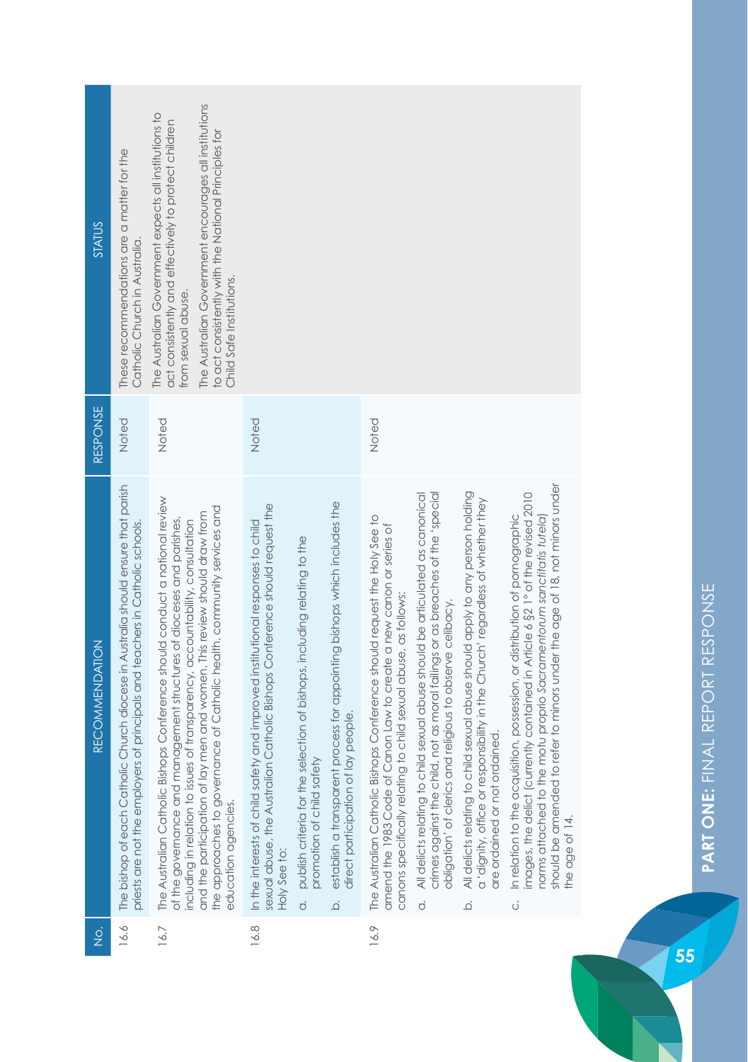| No. | RECOMMENDATION | RESPONSE | STATUS |
|---|---|---|---|
| 16.6 | The bishop of each Catholic Church diocese in Australia should ensure that parish priests are not the employers of principals and teachers in Catholic schools. | Noted | These recommendations are a matter for the Catholic Church in Australia.<br><br>The Australian Government expects all institutions to act consistently and effectively to protect children from sexual abuse.<br><br>The Australian Government encourages all institutions to act consistently with the National Principles for Child Safe Institutions. |
| 16.7 | The Australian Catholic Bishops Conference should conduct a national review of the governance and management structures of dioceses and parishes, including in relation to issues of transparency, accountability, consultation and the participation of lay men and women. This review should draw from the approaches to governance of Catholic health, community services and education agencies. | Noted | |
| 16.8 | In the interests of child safety and improved institutional responses to child sexual abuse, the Australian Catholic Bishops Conference should request the Holy See to:<br><br>a. publish criteria for the selection of bishops, including relating to the promotion of child safety<br><br>b. establish a transparent process for appointing bishops which includes the direct participation of lay people. | Noted | |
| 16.9 | The Australian Catholic Bishops Conference should request the Holy See to amend the 1983 Code of Canon Law to create a new canon or series of canons specifically relating to child sexual abuse, as follows:<br><br>a. All delicts relating to child sexual abuse should be articulated as canonical crimes against the child, not as moral failings or as breaches of the 'special obligation' of clerics and religious to observe celibacy.<br><br>b. All delicts relating to child sexual abuse should apply to any person holding a 'dignity, office or responsibility in the Church' regardless of whether they are ordained or not ordained.<br><br>c. In relation to the acquisition, possession, or distribution of pornographic images, the delict (currently contained in Article 6 §2 1° of the revised 2010 norms attached to the motu proprio *Sacramentorum sanctitatis tutela*) should be amended to refer to minors under the age of 18, not minors under the age of 14. | Noted | |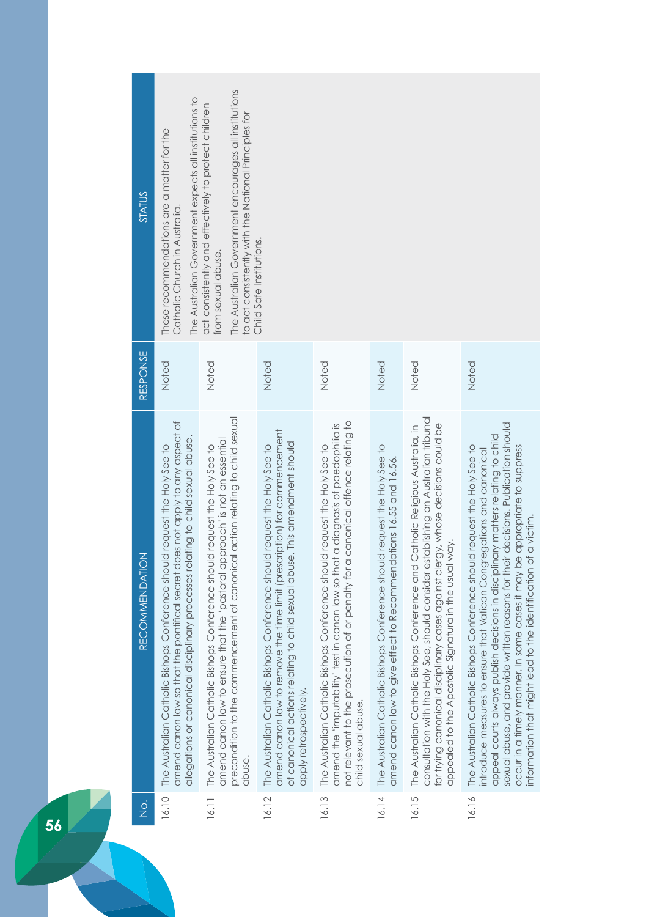| No. | RECOMMENDATION | RESPONSE | STATUS |
| --- | --- | --- | --- |
| 16.10 | The Australian Catholic Bishops Conference should request the Holy See to amend canon law so that the pontifical secret does not apply to any aspect of allegations or canonical disciplinary processes relating to child sexual abuse. | Noted | These recommendations are a matter for the Catholic Church in Australia.<br><br>The Australian Government expects all institutions to act consistently and effectively to protect children from sexual abuse.<br><br>The Australian Government encourages all institutions to act consistently with the National Principles for Child Safe Institutions. |
| 16.11 | The Australian Catholic Bishops Conference should request the Holy See to amend canon law to ensure that the 'pastoral approach' is not an essential precondition to the commencement of canonical action relating to child sexual abuse. | Noted | |
| 16.12 | The Australian Catholic Bishops Conference should request the Holy See to amend canon law to remove the time limit (prescription) for commencement of canonical actions relating to child sexual abuse. This amendment should apply retrospectively. | Noted | |
| 16.13 | The Australian Catholic Bishops Conference should request the Holy See to amend the 'imputability' test in canon law so that a diagnosis of paedophilia is not relevant to the prosecution of or penalty for a canonical offence relating to child sexual abuse. | Noted | |
| 16.14 | The Australian Catholic Bishops Conference should request the Holy See to amend canon law to give effect to Recommendations 16.55 and 16.56. | Noted | |
| 16.15 | The Australian Catholic Bishops Conference and Catholic Religious Australia, in consultation with the Holy See, should consider establishing an Australian tribunal for trying canonical disciplinary cases against clergy, whose decisions could be appealed to the Apostolic Signatura in the usual way. | Noted | |
| 16.16 | The Australian Catholic Bishops Conference should request the Holy See to introduce measures to ensure that Vatican Congregations and canonical appeal courts always publish decisions in disciplinary matters relating to child sexual abuse, and provide written reasons for their decisions. Publication should occur in a timely manner. In some cases it may be appropriate to suppress information that might lead to the identification of a victim. | Noted | |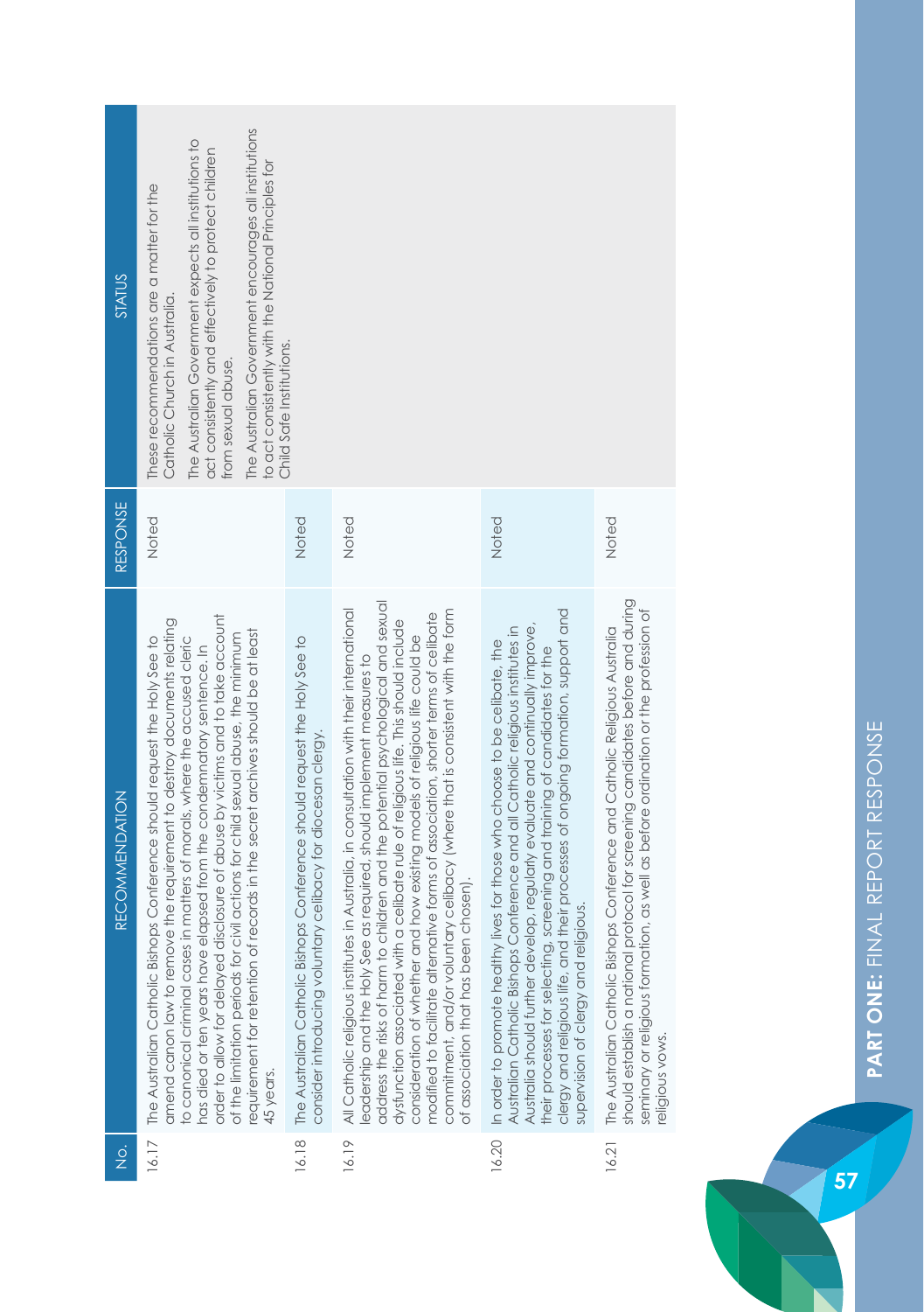| No. | RECOMMENDATION | RESPONSE | STATUS |
|---|---|---|---|
| 16.17 | The Australian Catholic Bishops Conference should request the Holy See to amend canon law to remove the requirement to destroy documents relating to canonical criminal cases in matters of morals, where the accused cleric has died or ten years have elapsed from the condemnatory sentence. In order to allow for delayed disclosure of abuse by victims and to take account of the limitation periods for civil actions for child sexual abuse, the minimum requirement for retention of records in the secret archives should be at least 45 years. | Noted | These recommendations are a matter for the Catholic Church in Australia. The Australian Government expects all institutions to act consistently and effectively to protect children from sexual abuse. The Australian Government encourages all institutions to act consistently with the National Principles for Child Safe Institutions. |
| 16.18 | The Australian Catholic Bishops Conference should request the Holy See to consider introducing voluntary celibacy for diocesan clergy. | Noted | |
| 16.19 | All Catholic religious institutes in Australia, in consultation with their international leadership and the Holy See as required, should implement measures to address the risks of harm to children and the potential psychological and sexual dysfunction associated with a celibate rule of religious life. This should include consideration of whether and how existing models of religious life could be modified to facilitate alternative forms of association, shorter terms of celibate commitment, and/or voluntary celibacy (where that is consistent with the form of association that has been chosen). | Noted | |
| 16.20 | In order to promote healthy lives for those who choose to be celibate, the Australian Catholic Bishops Conference and all Catholic religious institutes in Australia should further develop, regularly evaluate and continually improve, their processes for selecting, screening and training of candidates for the clergy and religious life, and their processes of ongoing formation, support and supervision of clergy and religious. | Noted | |
| 16.21 | The Australian Catholic Bishops Conference and Catholic Religious Australia should establish a national protocol for screening candidates before and during seminary or religious formation, as well as before ordination or the profession of religious vows. | Noted | |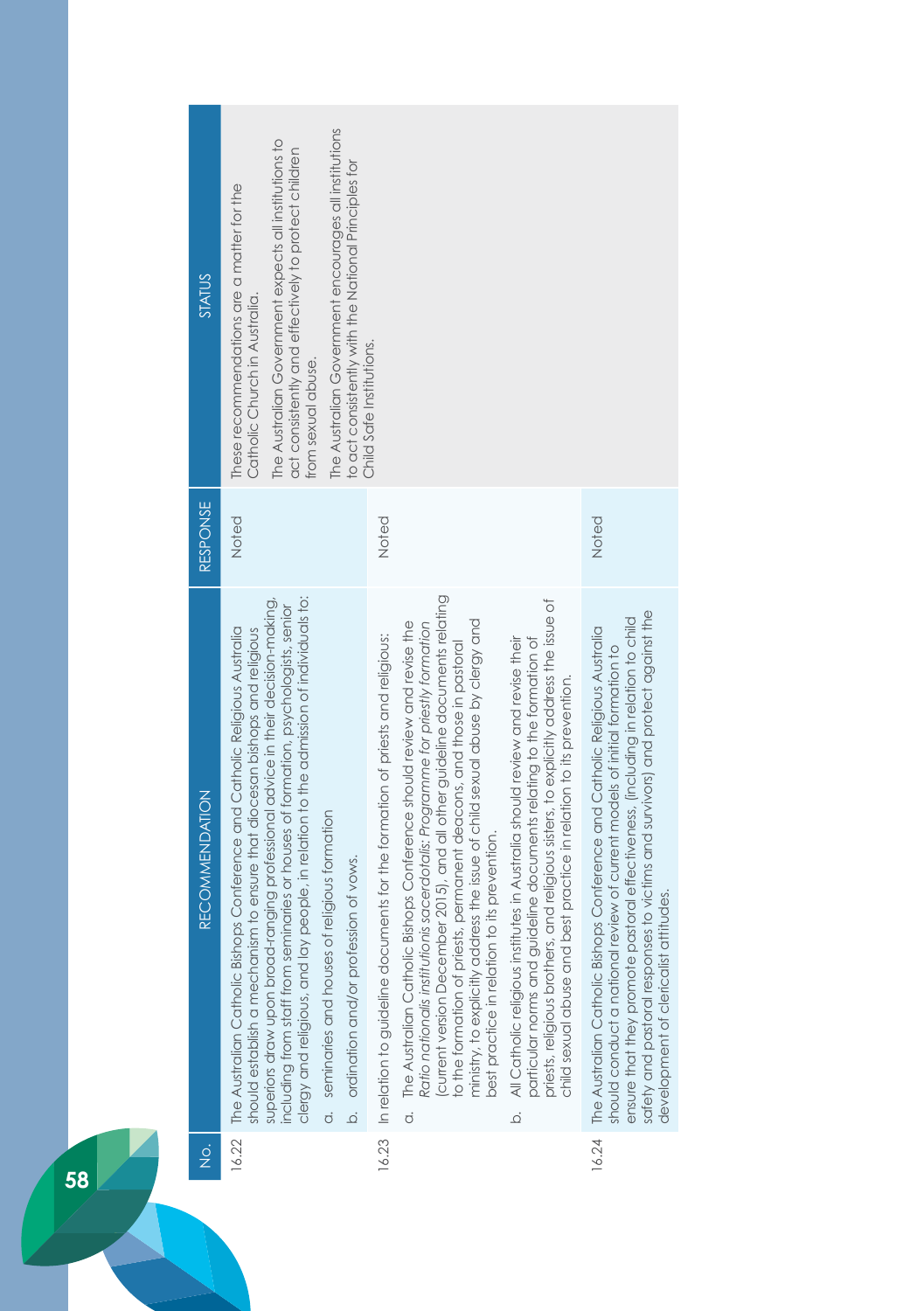| No. | RECOMMENDATION | RESPONSE | STATUS |
|---|---|---|---|
| 16.22 | The Australian Catholic Bishops Conference and Catholic Religious Australia should establish a mechanism to ensure that diocesan bishops and religious superiors draw upon broad-ranging professional advice in their decision-making, including from staff from seminaries or houses of formation, psychologists, senior clergy and religious, and lay people, in relation to the admission of individuals to:<br>a. seminaries and houses of religious formation<br>b. ordination and/or profession of vows. | Noted | These recommendations are a matter for the Catholic Church in Australia.<br>The Australian Government expects all institutions to act consistently and effectively to protect children from sexual abuse.<br>The Australian Government encourages all institutions to act consistently with the National Principles for Child Safe Institutions. |
| 16.23 | In relation to guideline documents for the formation of priests and religious:<br>a. The Australian Catholic Bishops Conference should review and revise the *Ratio nationalis institutionis sacerdotalis: Programme for priestly formation* (current version December 2015), and all other guideline documents relating to the formation of priests, permanent deacons, and those in pastoral ministry, to explicitly address the issue of child sexual abuse by clergy and best practice in relation to its prevention.<br>b. All Catholic religious institutes in Australia should review and revise their particular norms and guideline documents relating to the formation of priests, religious brothers, and religious sisters, to explicitly address the issue of child sexual abuse and best practice in relation to its prevention. | Noted | |
| 16.24 | The Australian Catholic Bishops Conference and Catholic Religious Australia should conduct a national review of current models of initial formation to ensure that they promote pastoral effectiveness, (including in relation to child safety and pastoral responses to victims and survivors) and protect against the development of clericalist attitudes. | Noted | |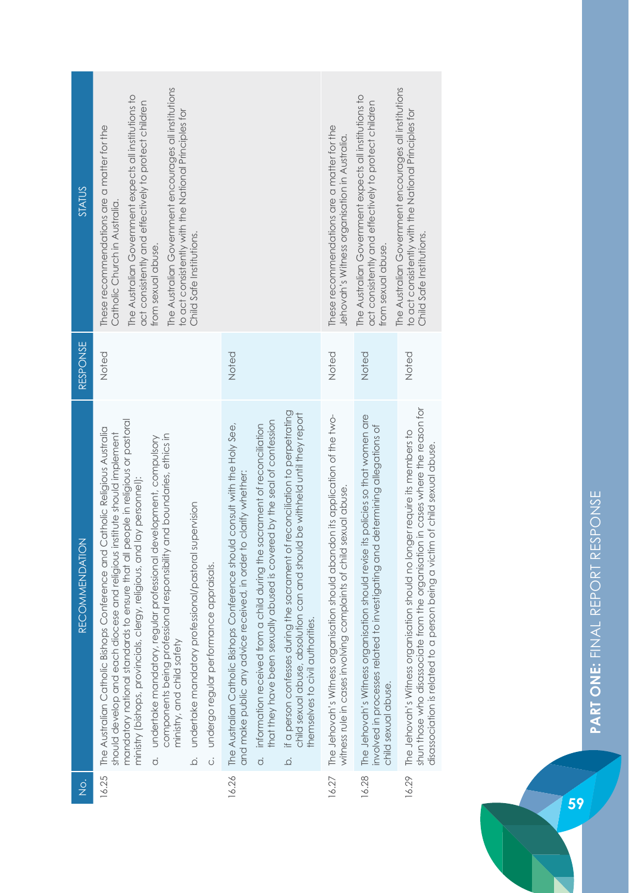| No. | RECOMMENDATION | RESPONSE | STATUS |
|---|---|---|---|
| 16.25 | The Australian Catholic Bishops Conference and Catholic Religious Australia should develop and each diocese and religious institute should implement mandatory national standards to ensure that all people in religious or pastoral ministry (bishops, provincials, clergy, religious, and lay personnel):<br>a. undertake mandatory, regular professional development, compulsory components being professional responsibility and boundaries, ethics in ministry, and child safety<br>b. undertake mandatory professional/pastoral supervision<br>c. undergo regular performance appraisals. | Noted | These recommendations are a matter for the Catholic Church in Australia.<br>The Australian Government expects all institutions to act consistently and effectively to protect children from sexual abuse.<br>The Australian Government encourages all institutions to act consistently with the National Principles for Child Safe Institutions. |
| 16.26 | The Australian Catholic Bishops Conference should consult with the Holy See, and make public any advice received, in order to clarify whether:<br>a. information received from a child during the sacrament of reconciliation that they have been sexually abused is covered by the seal of confession<br>b. if a person confesses during the sacrament of reconciliation to perpetrating child sexual abuse, absolution can and should be withheld until they report themselves to civil authorities. | Noted | |
| 16.27 | The Jehovah's Witness organisation should abandon its application of the two-witness rule in cases involving complaints of child sexual abuse. | Noted | These recommendations are a matter for the Jehovah's Witness organisation in Australia. |
| 16.28 | The Jehovah's Witness organisation should revise its policies so that women are involved in processes related to investigating and determining allegations of child sexual abuse. | Noted | The Australian Government expects all institutions to act consistently and effectively to protect children from sexual abuse. |
| 16.29 | The Jehovah's Witness organisation should no longer require its members to shun those who disassociate from the organisation in cases where the reason for disassociation is related to a person being a victim of child sexual abuse. | Noted | The Australian Government encourages all institutions to act consistently with the National Principles for Child Safe Institutions. |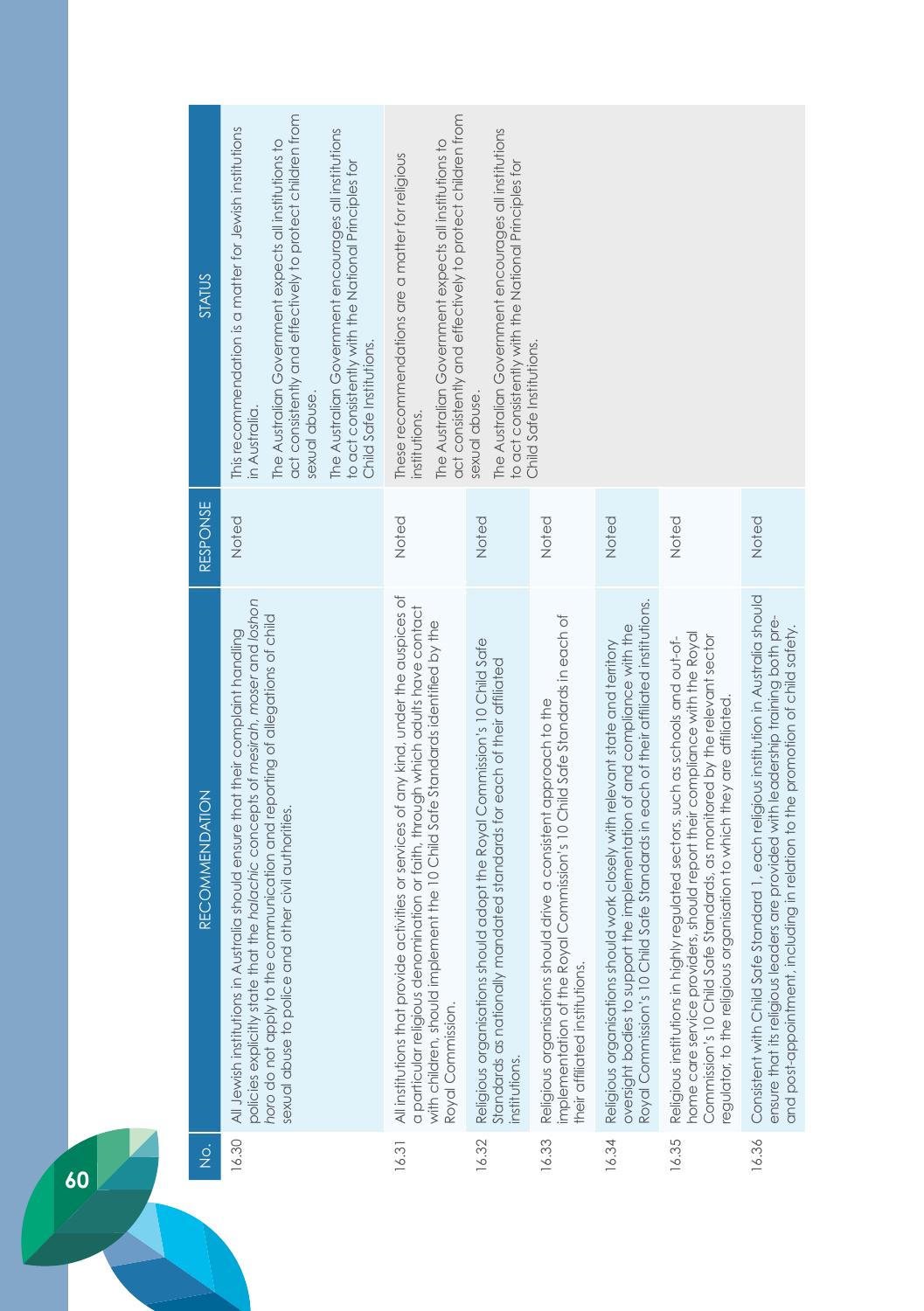| No. | RECOMMENDATION | RESPONSE | STATUS |
|---|---|---|---|
| 16.30 | All Jewish institutions in Australia should ensure that their complaint handling policies explicitly state that the *halachic* concepts of *mesirah, moser* and *loshon horo* do not apply to the communication and reporting of allegations of child sexual abuse to police and other civil authorities. | Noted | This recommendation is a matter for Jewish institutions in Australia.<br><br>The Australian Government expects all institutions to act consistently and effectively to protect children from sexual abuse.<br><br>The Australian Government encourages all institutions to act consistently with the National Principles for Child Safe Institutions. |
| 16.31 | All institutions that provide activities or services of any kind, under the auspices of a particular religious denomination or faith, through which adults have contact with children, should implement the 10 Child Safe Standards identified by the Royal Commission. | Noted | These recommendations are a matter for religious institutions.<br><br>The Australian Government expects all institutions to act consistently and effectively to protect children from sexual abuse.<br><br>The Australian Government encourages all institutions to act consistently with the National Principles for Child Safe Institutions. |
| 16.32 | Religious organisations should adopt the Royal Commission's 10 Child Safe Standards as nationally mandated standards for each of their affiliated institutions. | Noted | |
| 16.33 | Religious organisations should drive a consistent approach to the implementation of the Royal Commission's 10 Child Safe Standards in each of their affiliated institutions. | Noted | |
| 16.34 | Religious organisations should work closely with relevant state and territory oversight bodies to support the implementation of and compliance with the Royal Commission's 10 Child Safe Standards in each of their affiliated institutions. | Noted | |
| 16.35 | Religious institutions in highly regulated sectors, such as schools and out-of-home care service providers, should report their compliance with the Royal Commission's 10 Child Safe Standards, as monitored by the relevant sector regulator, to the religious organisation to which they are affiliated. | Noted | |
| 16.36 | Consistent with Child Safe Standard 1, each religious institution in Australia should ensure that its religious leaders are provided with leadership training both pre- and post-appointment, including in relation to the promotion of child safety. | Noted | |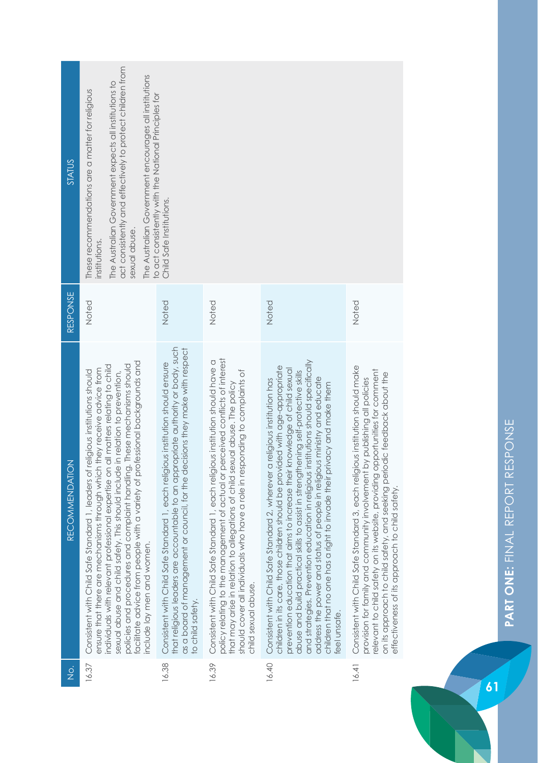| No. | RECOMMENDATION | RESPONSE | STATUS |
|---|---|---|---|
| 16.37 | Consistent with Child Safe Standard 1, leaders of religious institutions should ensure that there are mechanisms through which they receive advice from individuals with relevant professional expertise on all matters relating to child sexual abuse and child safety. This should include in relation to prevention, policies and procedures and complaint handling. These mechanisms should facilitate advice from people with a variety of professional backgrounds and include lay men and women. | Noted | These recommendations are a matter for religious institutions.<br><br>The Australian Government expects all institutions to act consistently and effectively to protect children from sexual abuse.<br><br>The Australian Government encourages all institutions to act consistently with the National Principles for Child Safe Institutions. |
| 16.38 | Consistent with Child Safe Standard 1, each religious institution should ensure that religious leaders are accountable to an appropriate authority or body, such as a board of management or council, for the decisions they make with respect to child safety. | Noted | |
| 16.39 | Consistent with Child Safe Standard 1, each religious institution should have a policy relating to the management of actual or perceived conflicts of interest that may arise in relation to allegations of child sexual abuse. The policy should cover all individuals who have a role in responding to complaints of child sexual abuse. | Noted | |
| 16.40 | Consistent with Child Safe Standard 2, wherever a religious institution has children in its care, those children should be provided with age-appropriate prevention education that aims to increase their knowledge of child sexual abuse and build practical skills to assist in strengthening self-protective skills and strategies. Prevention education in religious institutions should specifically address the power and status of people in religious ministry and educate children that no one has a right to invade their privacy and make them feel unsafe. | Noted | |
| 16.41 | Consistent with Child Safe Standard 3, each religious institution should make provision for family and community involvement by publishing all policies relevant to child safety on its website, providing opportunities for comment on its approach to child safety, and seeking periodic feedback about the effectiveness of its approach to child safety. | Noted | |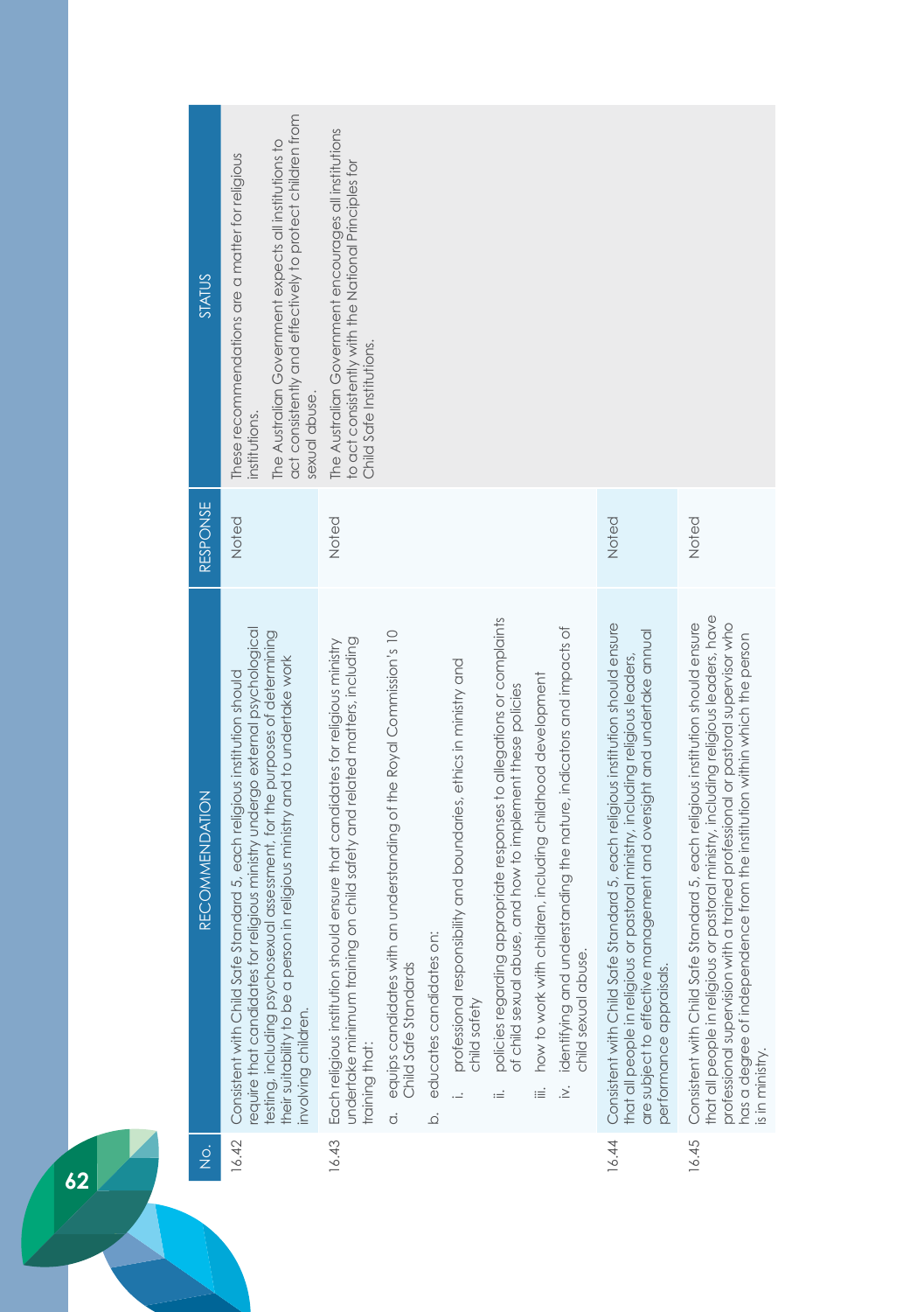| No. | RECOMMENDATION | RESPONSE | STATUS |
|---|---|---|---|
| 16.42 | Consistent with Child Safe Standard 5, each religious institution should require that candidates for religious ministry undergo external psychological testing, including psychosexual assessment, for the purposes of determining their suitability to be a person in religious ministry and to undertake work involving children. | Noted | These recommendations are a matter for religious institutions.<br><br>The Australian Government expects all institutions to act consistently and effectively to protect children from sexual abuse. |
| 16.43 | Each religious institution should ensure that candidates for religious ministry undertake minimum training on child safety and related matters, including training that:<br><br>a. equips candidates with an understanding of the Royal Commission's 10 Child Safe Standards<br><br>b. educates candidates on:<br><br>i. professional responsibility and boundaries, ethics in ministry and child safety<br><br>ii. policies regarding appropriate responses to allegations or complaints of child sexual abuse, and how to implement these policies<br><br>iii. how to work with children, including childhood development<br><br>iv. identifying and understanding the nature, indicators and impacts of child sexual abuse. | Noted | The Australian Government encourages all institutions to act consistently with the National Principles for Child Safe Institutions. |
| 16.44 | Consistent with Child Safe Standard 5, each religious institution should ensure that all people in religious or pastoral ministry, including religious leaders, are subject to effective management and oversight and undertake annual performance appraisals. | Noted | |
| 16.45 | Consistent with Child Safe Standard 5, each religious institution should ensure that all people in religious or pastoral ministry, including religious leaders, have professional supervision with a trained professional or pastoral supervisor who has a degree of independence from the institution within which the person is in ministry. | Noted | |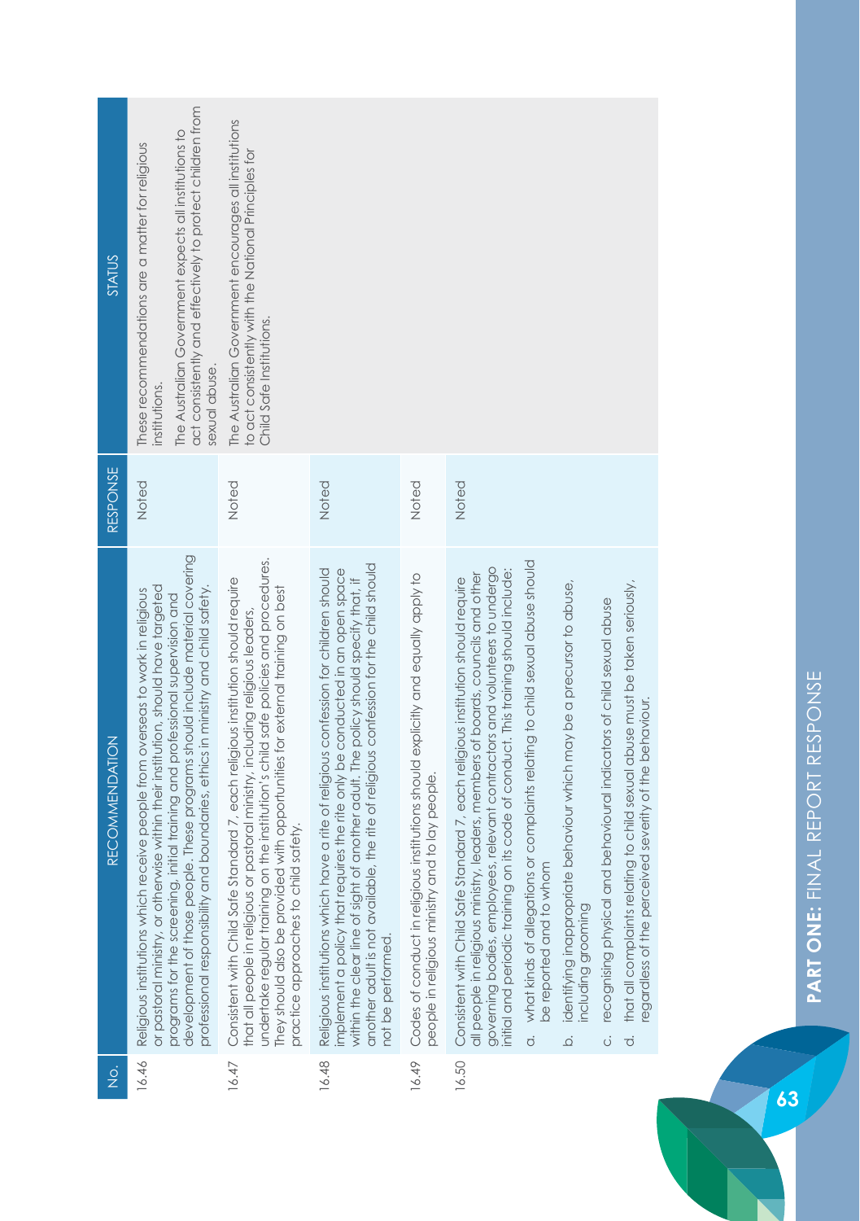| No. | RECOMMENDATION | RESPONSE | STATUS |
|---|---|---|---|
| 16.46 | Religious institutions which receive people from overseas to work in religious or pastoral ministry, or otherwise within their institution, should have targeted programs for the screening, initial training and professional supervision and development of those people. These programs should include material covering professional responsibility and boundaries, ethics in ministry and child safety. | Noted | These recommendations are a matter for religious institutions. The Australian Government expects all institutions to act consistently and effectively to protect children from sexual abuse. The Australian Government encourages all institutions to act consistently with the National Principles for Child Safe Institutions. |
| 16.47 | Consistent with Child Safe Standard 7, each religious institution should require that all people in religious or pastoral ministry, including religious leaders, undertake regular training on the institution's child safe policies and procedures. They should also be provided with opportunities for external training on best practice approaches to child safety. | Noted | |
| 16.48 | Religious institutions which have a rite of religious confession for children should implement a policy that requires the rite only be conducted in an open space within the clear line of sight of another adult. The policy should specify that, if another adult is not available, the rite of religious confession for the child should not be performed. | Noted | |
| 16.49 | Codes of conduct in religious institutions should explicitly and equally apply to people in religious ministry and to lay people. | Noted | |
| 16.50 | Consistent with Child Safe Standard 7, each religious institution should require all people in religious ministry, leaders, members of boards, councils and other governing bodies, employees, relevant contractors and volunteers to undergo initial and periodic training on its code of conduct. This training should include:<br>a. what kinds of allegations or complaints relating to child sexual abuse should be reported and to whom<br>b. identifying inappropriate behaviour which may be a precursor to abuse, including grooming<br>c. recognising physical and behavioural indicators of child sexual abuse<br>d. that all complaints relating to child sexual abuse must be taken seriously, regardless of the perceived severity of the behaviour. | Noted | |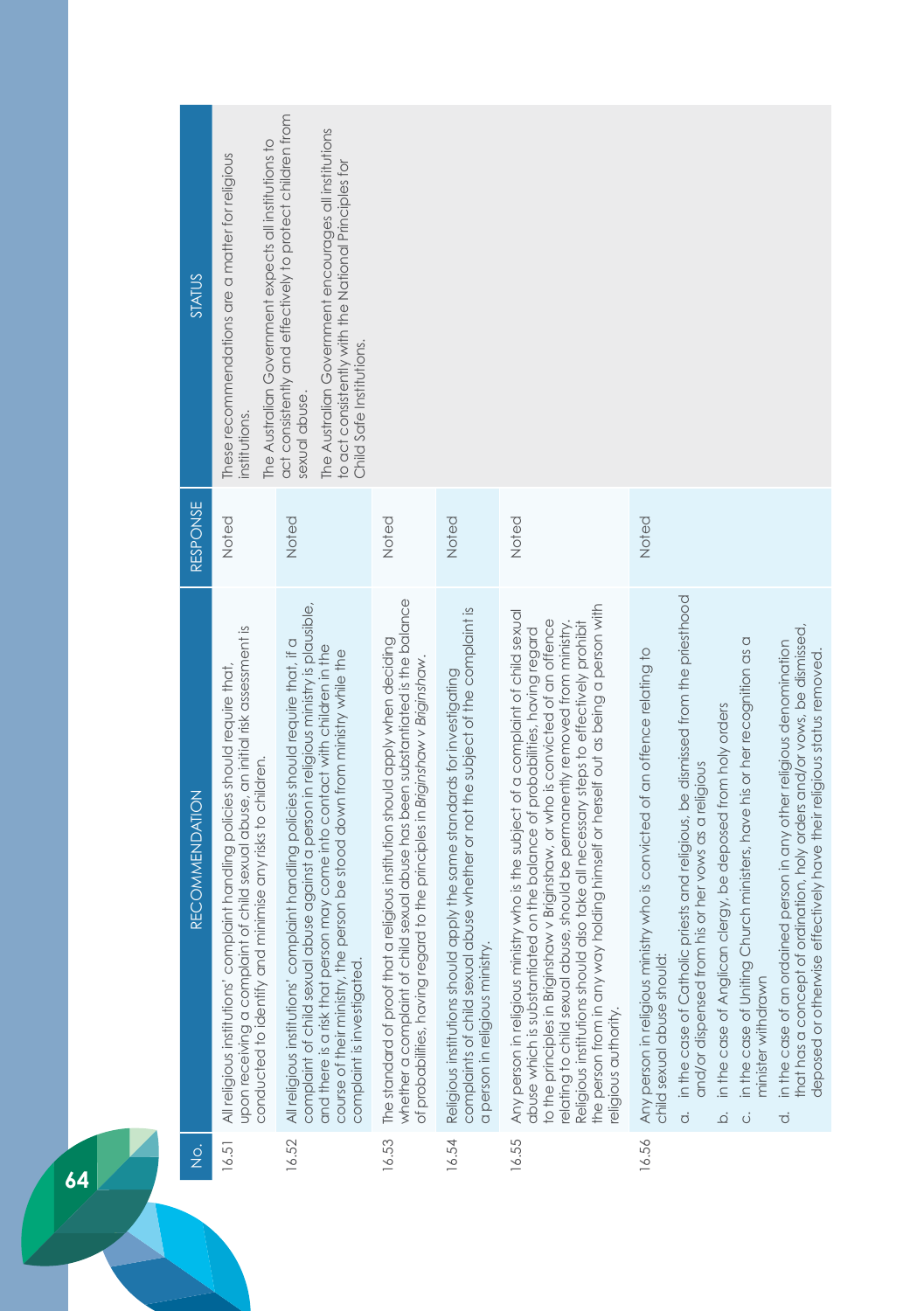| No. | RECOMMENDATION | RESPONSE | STATUS |
|---|---|---|---|
| 16.51 | All religious institutions' complaint handling policies should require that, upon receiving a complaint of child sexual abuse, an initial risk assessment is conducted to identify and minimise any risks to children. | Noted | These recommendations are a matter for religious institutions.<br><br>The Australian Government expects all institutions to act consistently and effectively to protect children from sexual abuse.<br><br>The Australian Government encourages all institutions to act consistently with the National Principles for Child Safe Institutions. |
| 16.52 | All religious institutions' complaint handling policies should require that, if a complaint of child sexual abuse against a person in religious ministry is plausible, and there is a risk that person may come into contact with children in the course of their ministry, the person be stood down from ministry while the complaint is investigated. | Noted | |
| 16.53 | The standard of proof that a religious institution should apply when deciding whether a complaint of child sexual abuse has been substantiated is the balance of probabilities, having regard to the principles in *Briginshaw v Briginshaw*. | Noted | |
| 16.54 | Religious institutions should apply the same standards for investigating complaints of child sexual abuse whether or not the subject of the complaint is a person in religious ministry. | Noted | |
| 16.55 | Any person in religious ministry who is the subject of a complaint of child sexual abuse which is substantiated on the balance of probabilities, having regard to the principles in Briginshaw v Briginshaw, or who is convicted of an offence relating to child sexual abuse, should be permanently removed from ministry. Religious institutions should also take all necessary steps to effectively prohibit the person from in any way holding himself or herself out as being a person with religious authority. | Noted | |
| 16.56 | Any person in religious ministry who is convicted of an offence relating to child sexual abuse should:<br>a. in the case of Catholic priests and religious, be dismissed from the priesthood and/or dispensed from his or her vows as a religious<br>b. in the case of Anglican clergy, be deposed from holy orders<br>c. in the case of Uniting Church ministers, have his or her recognition as a minister withdrawn<br>d. in the case of an ordained person in any other religious denomination that has a concept of ordination, holy orders and/or vows, be dismissed, deposed or otherwise effectively have their religious status removed. | Noted | |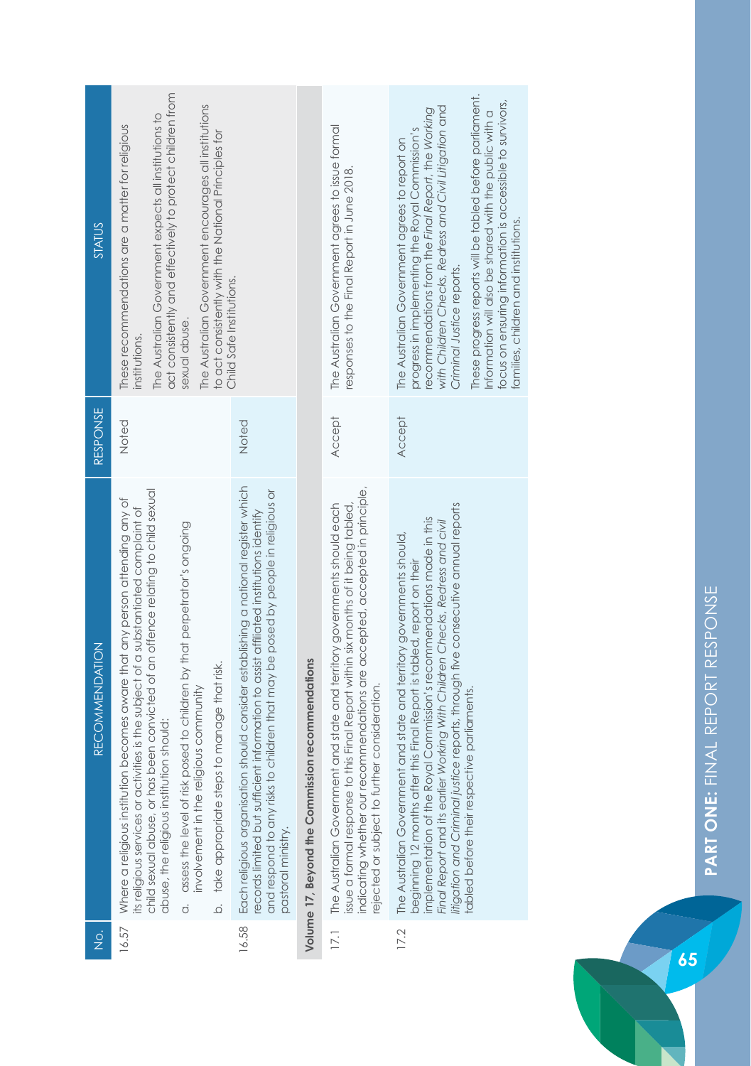| No. | RECOMMENDATION | RESPONSE | STATUS |
|---|---|---|---|
| 16.57 | Where a religious institution becomes aware that any person attending any of its religious services or activities is the subject of a substantiated complaint of child sexual abuse, or has been convicted of an offence relating to child sexual abuse, the religious institution should:<br>a. assess the level of risk posed to children by that perpetrator's ongoing involvement in the religious community<br>b. take appropriate steps to manage that risk. | Noted | These recommendations are a matter for religious institutions.<br>The Australian Government expects all institutions to act consistently and effectively to protect children from sexual abuse.<br>The Australian Government encourages all institutions to act consistently with the National Principles for Child Safe Institutions. |
| 16.58 | Each religious organisation should consider establishing a national register which records limited but sufficient information to assist affiliated institutions identify and respond to any risks to children that may be posed by people in religious or pastoral ministry. | Noted | |
| **Volume 17, Beyond the Commission recommendations** | | | |
| 17.1 | The Australian Government and state and territory governments should each issue a formal response to this Final Report within six months of it being tabled, indicating whether our recommendations are accepted, accepted in principle, rejected or subject to further consideration. | Accept | The Australian Government agrees to issue formal responses to the Final Report in June 2018. |
| 17.2 | The Australian Government and state and territory governments should, beginning 12 months after this Final Report is tabled, report on their implementation of the Royal Commission's recommendations made in this *Final Report* and its earlier *Working With Children Checks*, *Redress and civil litigation* and *Criminal justice* reports, through five consecutive annual reports tabled before their respective parliaments. | Accept | The Australian Government agrees to report on progress in implementing the Royal Commission's recommendations from the *Final Report*, the *Working with Children Checks*, *Redress and Civil Litigation* and *Criminal Justice* reports.<br>These progress reports will be tabled before parliament. Information will also be shared with the public with a focus on ensuring information is accessible to survivors, families, children and institutions. |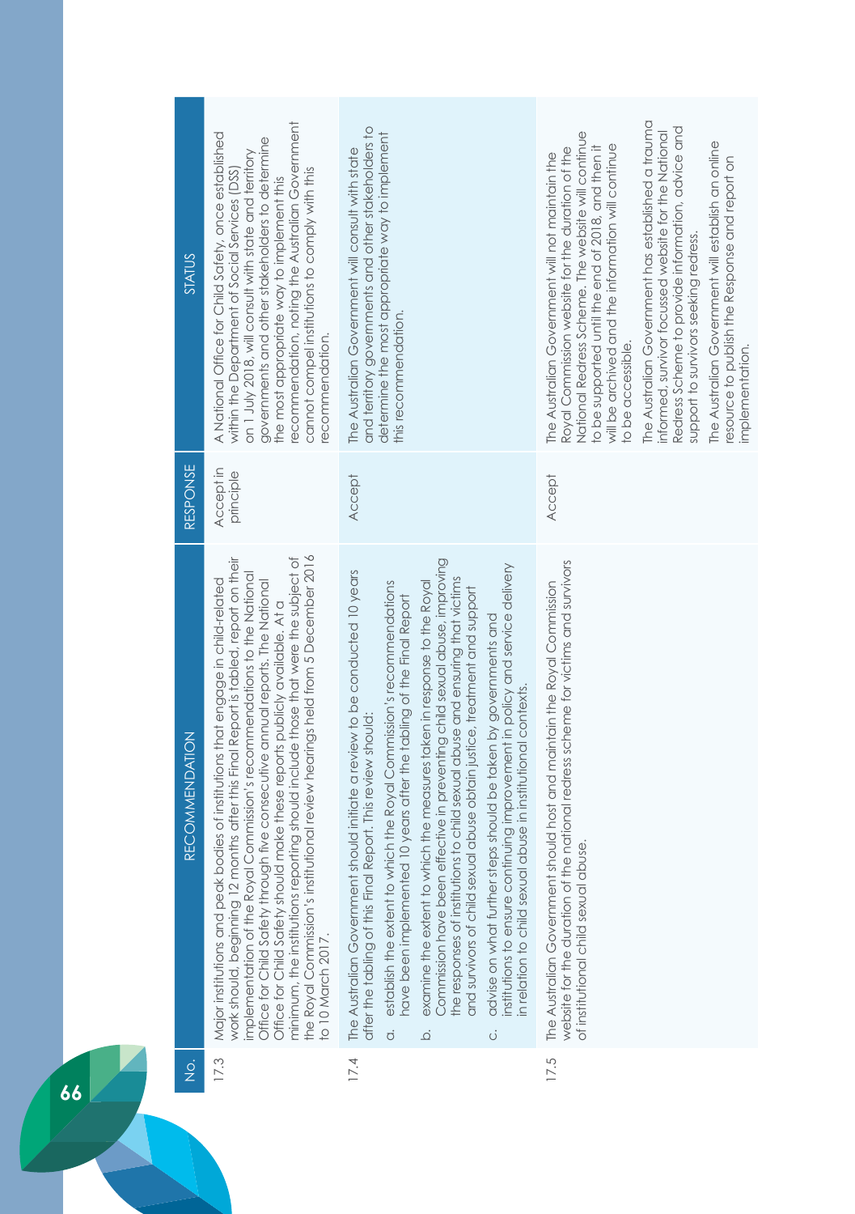| No. | RECOMMENDATION | RESPONSE | STATUS |
|---|---|---|---|
| 17.3 | Major institutions and peak bodies of institutions that engage in child-related work should, beginning 12 months after this Final Report is tabled, report on their implementation of the Royal Commission's recommendations to the National Office for Child Safety through five consecutive annual reports. The National Office for Child Safety should make these reports publicly available. At a minimum, the institutions reporting should include those that were the subject of the Royal Commission's institutional review hearings held from 5 December 2016 to 10 March 2017. | Accept in principle | A National Office for Child Safety, once established within the Department of Social Services (DSS) on 1 July 2018, will consult with state and territory governments and other stakeholders to determine the most appropriate way to implement this recommendation, noting the Australian Government cannot compel institutions to comply with this recommendation. |
| 17.4 | The Australian Government should initiate a review to be conducted 10 years after the tabling of this Final Report. This review should:<br>a. establish the extent to which the Royal Commission's recommendations have been implemented 10 years after the tabling of the Final Report<br>b. examine the extent to which the measures taken in response to the Royal Commission have been effective in preventing child sexual abuse, improving the responses of institutions to child sexual abuse and ensuring that victims and survivors of child sexual abuse obtain justice, treatment and support<br>c. advise on what further steps should be taken by governments and institutions to ensure continuing improvement in policy and service delivery in relation to child sexual abuse in institutional contexts. | Accept | The Australian Government will consult with state and territory governments and other stakeholders to determine the most appropriate way to implement this recommendation. |
| 17.5 | The Australian Government should host and maintain the Royal Commission website for the duration of the national redress scheme for victims and survivors of institutional child sexual abuse. | Accept | The Australian Government will not maintain the Royal Commission website for the duration of the National Redress Scheme. The website will continue to be supported until the end of 2018, and then it will be archived and the information will continue to be accessible.<br>The Australian Government has established a trauma informed, survivor focussed website for the National Redress Scheme to provide information, advice and support to survivors seeking redress.<br>The Australian Government will establish an online resource to publish the Response and report on implementation. |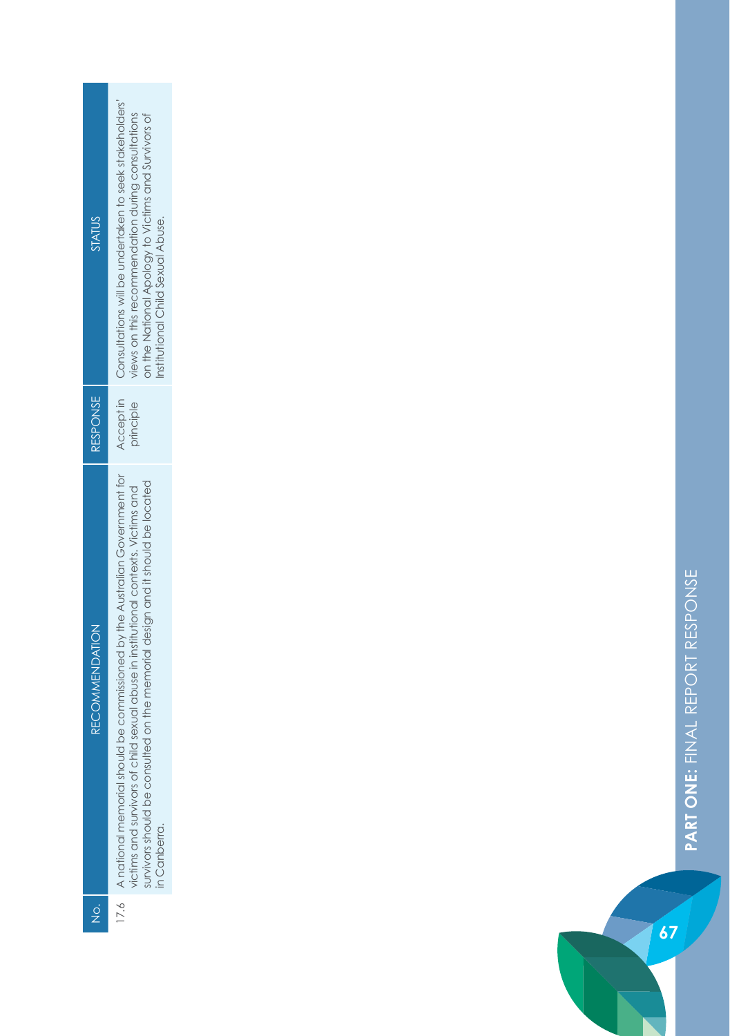| No. | RECOMMENDATION | RESPONSE | STATUS |
| --- | --- | --- | --- |
| 17.6 | A national memorial should be commissioned by the Australian Government for victims and survivors of child sexual abuse in institutional contexts. Victims and survivors should be consulted on the memorial design and it should be located in Canberra. | Accept in principle | Consultations will be undertaken to seek stakeholders' views on this recommendation during consultations on the National Apology to Victims and Survivors of Institutional Child Sexual Abuse. |